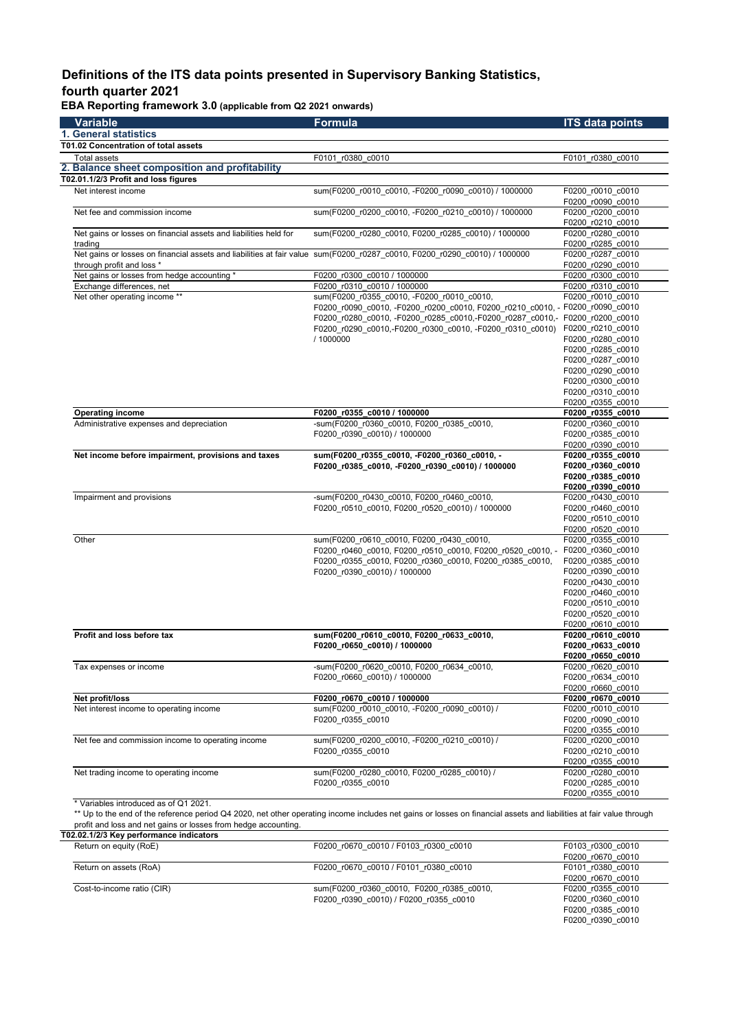# Definitions of the ITS data points presented in Supervisory Banking Statistics, fourth quarter 2021

**EBA Reporting framework 3.0 (applicable from Q2 2021 onwards)**

| Variable | Formula | ITS data points |
|---|---|---|
| **1. General statistics** | | |
| **T01.02 Concentration of total assets** | | |
| Total assets | F0101_r0380_c0010 | F0101_r0380_c0010 |
| **2. Balance sheet composition and profitability** | | |
| **T02.01.1/2/3 Profit and loss figures** | | |
| Net interest income | sum(F0200_r0010_c0010, -F0200_r0090_c0010) / 1000000 | F0200_r0010_c0010<br>F0200_r0090_c0010 |
| Net fee and commission income | sum(F0200_r0200_c0010, -F0200_r0210_c0010) / 1000000 | F0200_r0200_c0010<br>F0200_r0210_c0010 |
| Net gains or losses on financial assets and liabilities held for trading | sum(F0200_r0280_c0010, F0200_r0285_c0010) / 1000000 | F0200_r0280_c0010<br>F0200_r0285_c0010 |
| Net gains or losses on financial assets and liabilities at fair value through profit and loss * | sum(F0200_r0287_c0010, F0200_r0290_c0010) / 1000000 | F0200_r0287_c0010<br>F0200_r0290_c0010 |
| Net gains or losses from hedge accounting * | F0200_r0300_c0010 / 1000000 | F0200_r0300_c0010 |
| Exchange differences, net | F0200_r0310_c0010 / 1000000 | F0200_r0310_c0010 |
| Net other operating income ** | sum(F0200_r0355_c0010, -F0200_r0010_c0010, F0200_r0090_c0010, -F0200_r0200_c0010, F0200_r0210_c0010, -F0200_r0280_c0010, -F0200_r0285_c0010,-F0200_r0287_c0010,-F0200_r0290_c0010,-F0200_r0300_c0010, -F0200_r0310_c0010) / 1000000 | F0200_r0010_c0010<br>F0200_r0090_c0010<br>F0200_r0200_c0010<br>F0200_r0210_c0010<br>F0200_r0280_c0010<br>F0200_r0285_c0010<br>F0200_r0287_c0010<br>F0200_r0290_c0010<br>F0200_r0300_c0010<br>F0200_r0310_c0010<br>F0200_r0355_c0010 |
| **Operating income** | **F0200_r0355_c0010 / 1000000** | **F0200_r0355_c0010** |
| Administrative expenses and depreciation | -sum(F0200_r0360_c0010, F0200_r0385_c0010, F0200_r0390_c0010) / 1000000 | F0200_r0360_c0010<br>F0200_r0385_c0010<br>F0200_r0390_c0010 |
| **Net income before impairment, provisions and taxes** | **sum(F0200_r0355_c0010, -F0200_r0360_c0010, -F0200_r0385_c0010, -F0200_r0390_c0010) / 1000000** | **F0200_r0355_c0010<br>F0200_r0360_c0010<br>F0200_r0385_c0010<br>F0200_r0390_c0010** |
| Impairment and provisions | -sum(F0200_r0430_c0010, F0200_r0460_c0010, F0200_r0510_c0010, F0200_r0520_c0010) / 1000000 | F0200_r0430_c0010<br>F0200_r0460_c0010<br>F0200_r0510_c0010<br>F0200_r0520_c0010 |
| Other | sum(F0200_r0610_c0010, F0200_r0430_c0010, F0200_r0460_c0010, F0200_r0510_c0010, F0200_r0520_c0010, -F0200_r0355_c0010, F0200_r0360_c0010, F0200_r0385_c0010, F0200_r0390_c0010) / 1000000 | F0200_r0355_c0010<br>F0200_r0360_c0010<br>F0200_r0385_c0010<br>F0200_r0390_c0010<br>F0200_r0430_c0010<br>F0200_r0460_c0010<br>F0200_r0510_c0010<br>F0200_r0520_c0010<br>F0200_r0610_c0010 |
| **Profit and loss before tax** | **sum(F0200_r0610_c0010, F0200_r0633_c0010, F0200_r0650_c0010) / 1000000** | **F0200_r0610_c0010<br>F0200_r0633_c0010<br>F0200_r0650_c0010** |
| Tax expenses or income | -sum(F0200_r0620_c0010, F0200_r0634_c0010, F0200_r0660_c0010) / 1000000 | F0200_r0620_c0010<br>F0200_r0634_c0010<br>F0200_r0660_c0010 |
| **Net profit/loss** | **F0200_r0670_c0010 / 1000000** | **F0200_r0670_c0010** |
| Net interest income to operating income | sum(F0200_r0010_c0010, -F0200_r0090_c0010) / F0200_r0355_c0010 | F0200_r0010_c0010<br>F0200_r0090_c0010<br>F0200_r0355_c0010 |
| Net fee and commission income to operating income | sum(F0200_r0200_c0010, -F0200_r0210_c0010) / F0200_r0355_c0010 | F0200_r0200_c0010<br>F0200_r0210_c0010<br>F0200_r0355_c0010 |
| Net trading income to operating income | sum(F0200_r0280_c0010, F0200_r0285_c0010) / F0200_r0355_c0010 | F0200_r0280_c0010<br>F0200_r0285_c0010<br>F0200_r0355_c0010 |

\* Variables introduced as of Q1 2021.

\*\* Up to the end of the reference period Q4 2020, net other operating income includes net gains or losses on financial assets and liabilities at fair value through profit and loss and net gains or losses from hedge accounting.

| Variable | Formula | ITS data points |
|---|---|---|
| **T02.02.1/2/3 Key performance indicators** | | |
| Return on equity (RoE) | F0200_r0670_c0010 / F0103_r0300_c0010 | F0103_r0300_c0010<br>F0200_r0670_c0010 |
| Return on assets (RoA) | F0200_r0670_c0010 / F0101_r0380_c0010 | F0101_r0380_c0010<br>F0200_r0670_c0010 |
| Cost-to-income ratio (CIR) | sum(F0200_r0360_c0010, F0200_r0385_c0010, F0200_r0390_c0010) / F0200_r0355_c0010 | F0200_r0355_c0010<br>F0200_r0360_c0010<br>F0200_r0385_c0010<br>F0200_r0390_c0010 |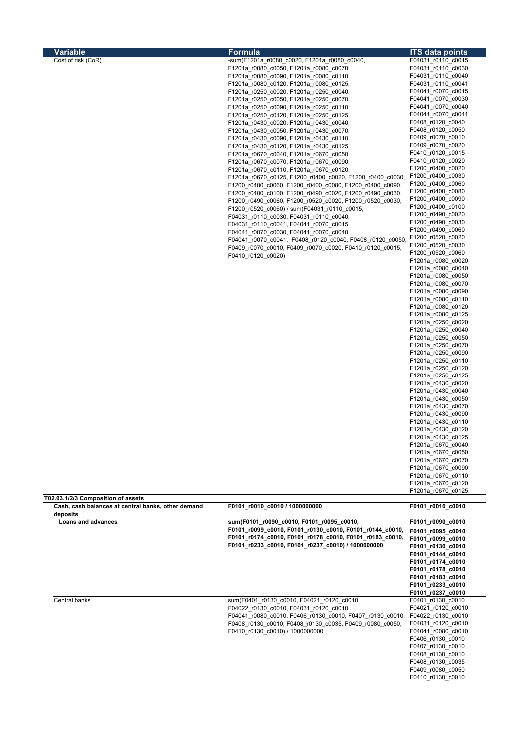| Variable | Formula | ITS data points |
|---|---|---|
| Cost of risk (CoR) | -sum(F1201a_r0080_c0020, F1201a_r0080_c0040, F1201a_r0080_c0050, F1201a_r0080_c0070, F1201a_r0080_c0090, F1201a_r0080_c0110, F1201a_r0080_c0120, F1201a_r0080_c0125, F1201a_r0250_c0020, F1201a_r0250_c0040, F1201a_r0250_c0050, F1201a_r0250_c0070, F1201a_r0250_c0090, F1201a_r0250_c0110, F1201a_r0250_c0120, F1201a_r0250_c0125, F1201a_r0430_c0020, F1201a_r0430_c0040, F1201a_r0430_c0050, F1201a_r0430_c0070, F1201a_r0430_c0090, F1201a_r0430_c0110, F1201a_r0430_c0120, F1201a_r0430_c0125, F1201a_r0670_c0040, F1201a_r0670_c0050, F1201a_r0670_c0070, F1201a_r0670_c0090, F1201a_r0670_c0110, F1201a_r0670_c0120, F1201a_r0670_c0125, F1200_r0400_c0020, F1200_r0400_c0030, F1200_r0400_c0060, F1200_r0400_c0080, F1200_r0400_c0090, F1200_r0400_c0100, F1200_r0490_c0020, F1200_r0490_c0030, F1200_r0490_c0060, F1200_r0520_c0020, F1200_r0520_c0030, F1200_r0520_c0060) / sum(F04031_r0110_c0015, F04031_r0110_c0030, F04031_r0110_c0040, F04031_r0110_c0041, F04041_r0070_c0015, F04041_r0070_c0030, F04041_r0070_c0040, F04041_r0070_c0041, F0408_r0120_c0040, F0408_r0120_c0050, F0409_r0070_c0010, F0409_r0070_c0020, F0410_r0120_c0015, F0410_r0120_c0020) | F04031_r0110_c0015<br>F04031_r0110_c0030<br>F04031_r0110_c0040<br>F04031_r0110_c0041<br>F04041_r0070_c0015<br>F04041_r0070_c0030<br>F04041_r0070_c0040<br>F04041_r0070_c0041<br>F0408_r0120_c0040<br>F0408_r0120_c0050<br>F0409_r0070_c0010<br>F0409_r0070_c0020<br>F0410_r0120_c0015<br>F0410_r0120_c0020<br>F1200_r0400_c0020<br>F1200_r0400_c0030<br>F1200_r0400_c0060<br>F1200_r0400_c0080<br>F1200_r0400_c0090<br>F1200_r0400_c0100<br>F1200_r0490_c0020<br>F1200_r0490_c0030<br>F1200_r0490_c0060<br>F1200_r0520_c0020<br>F1200_r0520_c0030<br>F1200_r0520_c0060<br>F1201a_r0080_c0020<br>F1201a_r0080_c0040<br>F1201a_r0080_c0050<br>F1201a_r0080_c0070<br>F1201a_r0080_c0090<br>F1201a_r0080_c0110<br>F1201a_r0080_c0120<br>F1201a_r0080_c0125<br>F1201a_r0250_c0020<br>F1201a_r0250_c0040<br>F1201a_r0250_c0050<br>F1201a_r0250_c0070<br>F1201a_r0250_c0090<br>F1201a_r0250_c0110<br>F1201a_r0250_c0120<br>F1201a_r0250_c0125<br>F1201a_r0430_c0020<br>F1201a_r0430_c0040<br>F1201a_r0430_c0050<br>F1201a_r0430_c0070<br>F1201a_r0430_c0090<br>F1201a_r0430_c0110<br>F1201a_r0430_c0120<br>F1201a_r0430_c0125<br>F1201a_r0670_c0040<br>F1201a_r0670_c0050<br>F1201a_r0670_c0070<br>F1201a_r0670_c0090<br>F1201a_r0670_c0110<br>F1201a_r0670_c0120<br>F1201a_r0670_c0125 |
| **T02.03.1/2/3 Composition of assets** | | |
| **Cash, cash balances at central banks, other demand deposits** | **F0101_r0010_c0010 / 1000000000** | **F0101_r0010_c0010** |
| **Loans and advances** | **sum(F0101_r0090_c0010, F0101_r0095_c0010, F0101_r0099_c0010, F0101_r0130_c0010, F0101_r0144_c0010, F0101_r0174_c0010, F0101_r0178_c0010, F0101_r0183_c0010, F0101_r0233_c0010, F0101_r0237_c0010) / 1000000000** | **F0101_r0090_c0010<br>F0101_r0095_c0010<br>F0101_r0099_c0010<br>F0101_r0130_c0010<br>F0101_r0144_c0010<br>F0101_r0174_c0010<br>F0101_r0178_c0010<br>F0101_r0183_c0010<br>F0101_r0233_c0010<br>F0101_r0237_c0010** |
| Central banks | sum(F0401_r0130_c0010, F04021_r0120_c0010, F04022_r0130_c0010, F04031_r0120_c0010, F04041_r0080_c0010, F0406_r0130_c0010, F0407_r0130_c0010, F0408_r0130_c0010, F0408_r0130_c0035, F0409_r0080_c0050, F0410_r0130_c0010) / 1000000000 | F0401_r0130_c0010<br>F04021_r0120_c0010<br>F04022_r0130_c0010<br>F04031_r0120_c0010<br>F04041_r0080_c0010<br>F0406_r0130_c0010<br>F0407_r0130_c0010<br>F0408_r0130_c0010<br>F0408_r0130_c0035<br>F0409_r0080_c0050<br>F0410_r0130_c0010 |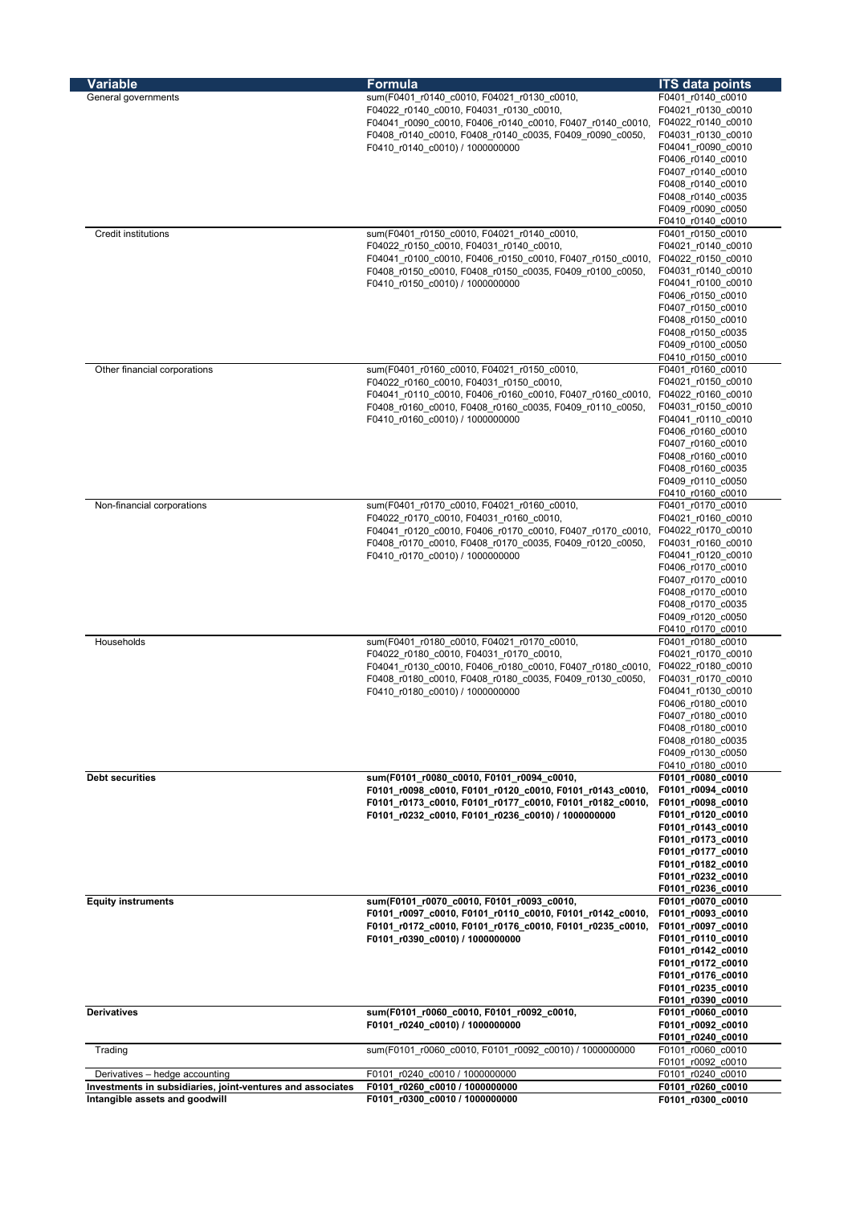| Variable | Formula | ITS data points |
|---|---|---|
| General governments | sum(F0401_r0140_c0010, F04021_r0130_c0010, F04022_r0140_c0010, F04031_r0130_c0010, F04041_r0090_c0010, F0406_r0140_c0010, F0407_r0140_c0010, F0408_r0140_c0010, F0408_r0140_c0035, F0409_r0090_c0050, F0410_r0140_c0010) / 1000000000 | F0401_r0140_c0010 F04021_r0130_c0010 F04022_r0140_c0010 F04031_r0130_c0010 F04041_r0090_c0010 F0406_r0140_c0010 F0407_r0140_c0010 F0408_r0140_c0010 F0408_r0140_c0035 F0409_r0090_c0050 F0410_r0140_c0010 |
| Credit institutions | sum(F0401_r0150_c0010, F04021_r0140_c0010, F04022_r0150_c0010, F04031_r0140_c0010, F04041_r0100_c0010, F0406_r0150_c0010, F0407_r0150_c0010, F0408_r0150_c0010, F0408_r0150_c0035, F0409_r0100_c0050, F0410_r0150_c0010) / 1000000000 | F0401_r0150_c0010 F04021_r0140_c0010 F04022_r0150_c0010 F04031_r0140_c0010 F04041_r0100_c0010 F0406_r0150_c0010 F0407_r0150_c0010 F0408_r0150_c0010 F0408_r0150_c0035 F0409_r0100_c0050 F0410_r0150_c0010 |
| Other financial corporations | sum(F0401_r0160_c0010, F04021_r0150_c0010, F04022_r0160_c0010, F04031_r0150_c0010, F04041_r0110_c0010, F0406_r0160_c0010, F0407_r0160_c0010, F0408_r0160_c0010, F0408_r0160_c0035, F0409_r0110_c0050, F0410_r0160_c0010) / 1000000000 | F0401_r0160_c0010 F04021_r0150_c0010 F04022_r0160_c0010 F04031_r0150_c0010 F04041_r0110_c0010 F0406_r0160_c0010 F0407_r0160_c0010 F0408_r0160_c0010 F0408_r0160_c0035 F0409_r0110_c0050 F0410_r0160_c0010 |
| Non-financial corporations | sum(F0401_r0170_c0010, F04021_r0160_c0010, F04022_r0170_c0010, F04031_r0160_c0010, F04041_r0120_c0010, F0406_r0170_c0010, F0407_r0170_c0010, F0408_r0170_c0010, F0408_r0170_c0035, F0409_r0120_c0050, F0410_r0170_c0010) / 1000000000 | F0401_r0170_c0010 F04021_r0160_c0010 F04022_r0170_c0010 F04031_r0160_c0010 F04041_r0120_c0010 F0406_r0170_c0010 F0407_r0170_c0010 F0408_r0170_c0010 F0408_r0170_c0035 F0409_r0120_c0050 F0410_r0170_c0010 |
| Households | sum(F0401_r0180_c0010, F04021_r0170_c0010, F04022_r0180_c0010, F04031_r0170_c0010, F04041_r0130_c0010, F0406_r0180_c0010, F0407_r0180_c0010, F0408_r0180_c0010, F0408_r0180_c0035, F0409_r0130_c0050, F0410_r0180_c0010) / 1000000000 | F0401_r0180_c0010 F04021_r0170_c0010 F04022_r0180_c0010 F04031_r0170_c0010 F04041_r0130_c0010 F0406_r0180_c0010 F0407_r0180_c0010 F0408_r0180_c0010 F0408_r0180_c0035 F0409_r0130_c0050 F0410_r0180_c0010 |
| **Debt securities** | **sum(F0101_r0080_c0010, F0101_r0094_c0010, F0101_r0098_c0010, F0101_r0120_c0010, F0101_r0143_c0010, F0101_r0173_c0010, F0101_r0177_c0010, F0101_r0182_c0010, F0101_r0232_c0010, F0101_r0236_c0010) / 1000000000** | **F0101_r0080_c0010 F0101_r0094_c0010 F0101_r0098_c0010 F0101_r0120_c0010 F0101_r0143_c0010 F0101_r0173_c0010 F0101_r0177_c0010 F0101_r0182_c0010 F0101_r0232_c0010 F0101_r0236_c0010** |
| **Equity instruments** | **sum(F0101_r0070_c0010, F0101_r0093_c0010, F0101_r0097_c0010, F0101_r0110_c0010, F0101_r0142_c0010, F0101_r0172_c0010, F0101_r0176_c0010, F0101_r0235_c0010, F0101_r0390_c0010) / 1000000000** | **F0101_r0070_c0010 F0101_r0093_c0010 F0101_r0097_c0010 F0101_r0110_c0010 F0101_r0142_c0010 F0101_r0172_c0010 F0101_r0176_c0010 F0101_r0235_c0010 F0101_r0390_c0010** |
| **Derivatives** | **sum(F0101_r0060_c0010, F0101_r0092_c0010, F0101_r0240_c0010) / 1000000000** | **F0101_r0060_c0010 F0101_r0092_c0010 F0101_r0240_c0010** |
| Trading | sum(F0101_r0060_c0010, F0101_r0092_c0010) / 1000000000 | F0101_r0060_c0010 F0101_r0092_c0010 |
| Derivatives – hedge accounting | F0101_r0240_c0010 / 1000000000 | F0101_r0240_c0010 |
| **Investments in subsidiaries, joint-ventures and associates** | **F0101_r0260_c0010 / 1000000000** | **F0101_r0260_c0010** |
| **Intangible assets and goodwill** | **F0101_r0300_c0010 / 1000000000** | **F0101_r0300_c0010** |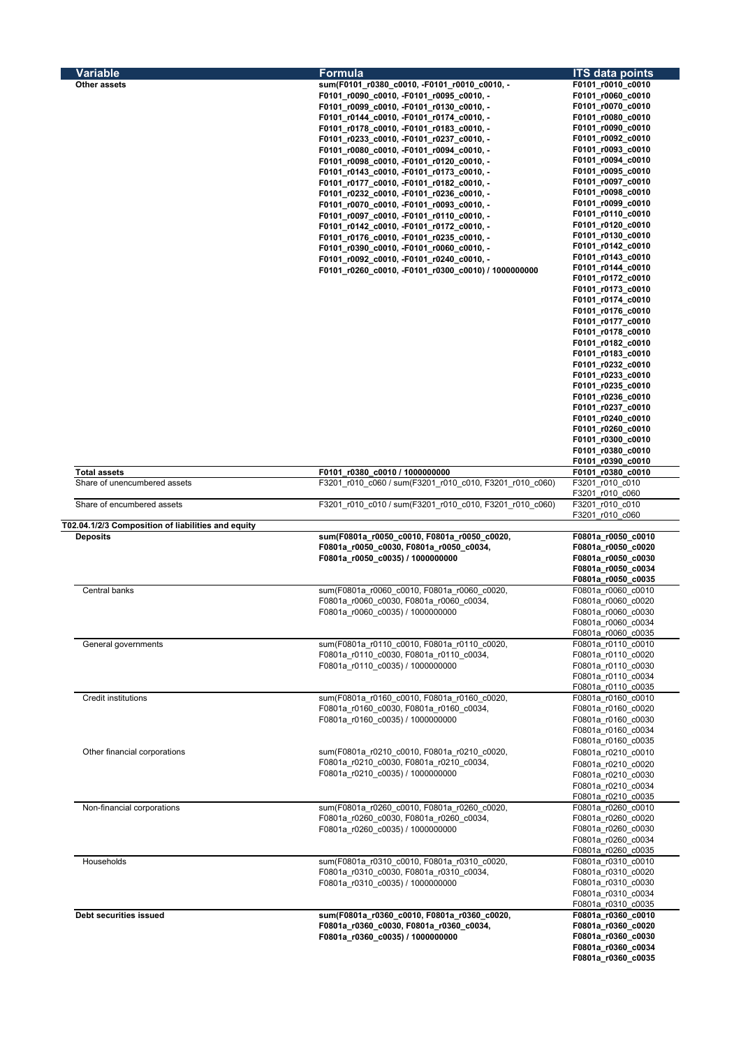| Variable | Formula | ITS data points |
|---|---|---|
| **Other assets** | **sum(F0101_r0380_c0010, -F0101_r0010_c0010, -F0101_r0090_c0010, -F0101_r0095_c0010, -F0101_r0099_c0010, -F0101_r0130_c0010, -F0101_r0144_c0010, -F0101_r0174_c0010, -F0101_r0178_c0010, -F0101_r0183_c0010, -F0101_r0233_c0010, -F0101_r0237_c0010, -F0101_r0080_c0010, -F0101_r0094_c0010, -F0101_r0098_c0010, -F0101_r0120_c0010, -F0101_r0143_c0010, -F0101_r0173_c0010, -F0101_r0177_c0010, -F0101_r0182_c0010, -F0101_r0232_c0010, -F0101_r0236_c0010, -F0101_r0070_c0010, -F0101_r0093_c0010, -F0101_r0097_c0010, -F0101_r0110_c0010, -F0101_r0142_c0010, -F0101_r0172_c0010, -F0101_r0176_c0010, -F0101_r0235_c0010, -F0101_r0390_c0010, -F0101_r0060_c0010, -F0101_r0092_c0010, -F0101_r0240_c0010, -F0101_r0260_c0010, -F0101_r0300_c0010) / 1000000000** | **F0101_r0010_c0010 F0101_r0060_c0010 F0101_r0070_c0010 F0101_r0080_c0010 F0101_r0090_c0010 F0101_r0092_c0010 F0101_r0093_c0010 F0101_r0094_c0010 F0101_r0095_c0010 F0101_r0097_c0010 F0101_r0098_c0010 F0101_r0099_c0010 F0101_r0110_c0010 F0101_r0120_c0010 F0101_r0130_c0010 F0101_r0142_c0010 F0101_r0143_c0010 F0101_r0144_c0010 F0101_r0172_c0010 F0101_r0173_c0010 F0101_r0174_c0010 F0101_r0176_c0010 F0101_r0177_c0010 F0101_r0178_c0010 F0101_r0182_c0010 F0101_r0183_c0010 F0101_r0232_c0010 F0101_r0233_c0010 F0101_r0235_c0010 F0101_r0236_c0010 F0101_r0237_c0010 F0101_r0240_c0010 F0101_r0260_c0010 F0101_r0300_c0010 F0101_r0380_c0010 F0101_r0390_c0010** |
| **Total assets** | **F0101_r0380_c0010 / 1000000000** | **F0101_r0380_c0010** |
| Share of unencumbered assets | F3201_r010_c060 / sum(F3201_r010_c010, F3201_r010_c060) | F3201_r010_c010 F3201_r010_c060 |
| Share of encumbered assets | F3201_r010_c010 / sum(F3201_r010_c010, F3201_r010_c060) | F3201_r010_c010 F3201_r010_c060 |
| **T02.04.1/2/3 Composition of liabilities and equity** | | |
| **Deposits** | **sum(F0801a_r0050_c0010, F0801a_r0050_c0020, F0801a_r0050_c0030, F0801a_r0050_c0034, F0801a_r0050_c0035) / 1000000000** | **F0801a_r0050_c0010 F0801a_r0050_c0020 F0801a_r0050_c0030 F0801a_r0050_c0034 F0801a_r0050_c0035** |
| Central banks | sum(F0801a_r0060_c0010, F0801a_r0060_c0020, F0801a_r0060_c0030, F0801a_r0060_c0034, F0801a_r0060_c0035) / 1000000000 | F0801a_r0060_c0010 F0801a_r0060_c0020 F0801a_r0060_c0030 F0801a_r0060_c0034 F0801a_r0060_c0035 |
| General governments | sum(F0801a_r0110_c0010, F0801a_r0110_c0020, F0801a_r0110_c0030, F0801a_r0110_c0034, F0801a_r0110_c0035) / 1000000000 | F0801a_r0110_c0010 F0801a_r0110_c0020 F0801a_r0110_c0030 F0801a_r0110_c0034 F0801a_r0110_c0035 |
| Credit institutions | sum(F0801a_r0160_c0010, F0801a_r0160_c0020, F0801a_r0160_c0030, F0801a_r0160_c0034, F0801a_r0160_c0035) / 1000000000 | F0801a_r0160_c0010 F0801a_r0160_c0020 F0801a_r0160_c0030 F0801a_r0160_c0034 F0801a_r0160_c0035 |
| Other financial corporations | sum(F0801a_r0210_c0010, F0801a_r0210_c0020, F0801a_r0210_c0030, F0801a_r0210_c0034, F0801a_r0210_c0035) / 1000000000 | F0801a_r0210_c0010 F0801a_r0210_c0020 F0801a_r0210_c0030 F0801a_r0210_c0034 F0801a_r0210_c0035 |
| Non-financial corporations | sum(F0801a_r0260_c0010, F0801a_r0260_c0020, F0801a_r0260_c0030, F0801a_r0260_c0034, F0801a_r0260_c0035) / 1000000000 | F0801a_r0260_c0010 F0801a_r0260_c0020 F0801a_r0260_c0030 F0801a_r0260_c0034 F0801a_r0260_c0035 |
| Households | sum(F0801a_r0310_c0010, F0801a_r0310_c0020, F0801a_r0310_c0030, F0801a_r0310_c0034, F0801a_r0310_c0035) / 1000000000 | F0801a_r0310_c0010 F0801a_r0310_c0020 F0801a_r0310_c0030 F0801a_r0310_c0034 F0801a_r0310_c0035 |
| **Debt securities issued** | **sum(F0801a_r0360_c0010, F0801a_r0360_c0020, F0801a_r0360_c0030, F0801a_r0360_c0034, F0801a_r0360_c0035) / 1000000000** | **F0801a_r0360_c0010 F0801a_r0360_c0020 F0801a_r0360_c0030 F0801a_r0360_c0034 F0801a_r0360_c0035** |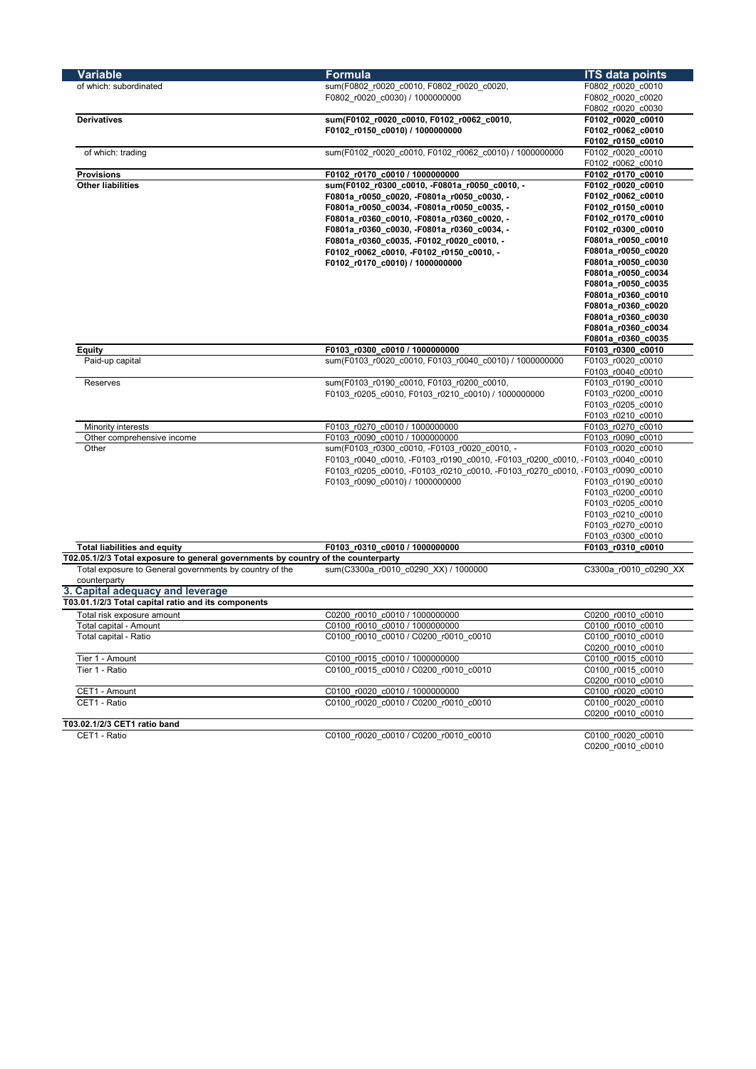| Variable | Formula | ITS data points |
|---|---|---|
| of which: subordinated | sum(F0802_r0020_c0010, F0802_r0020_c0020, F0802_r0020_c0030) / 1000000000 | F0802_r0020_c0010<br>F0802_r0020_c0020<br>F0802_r0020_c0030 |
| **Derivatives** | **sum(F0102_r0020_c0010, F0102_r0062_c0010, F0102_r0150_c0010) / 1000000000** | **F0102_r0020_c0010<br>F0102_r0062_c0010<br>F0102_r0150_c0010** |
| of which: trading | sum(F0102_r0020_c0010, F0102_r0062_c0010) / 1000000000 | F0102_r0020_c0010<br>F0102_r0062_c0010 |
| **Provisions** | **F0102_r0170_c0010 / 1000000000** | **F0102_r0170_c0010** |
| **Other liabilities** | **sum(F0102_r0300_c0010, -F0801a_r0050_c0010, -F0801a_r0050_c0020, -F0801a_r0050_c0030, -F0801a_r0050_c0034, -F0801a_r0050_c0035, -F0801a_r0360_c0010, -F0801a_r0360_c0020, -F0801a_r0360_c0030, -F0801a_r0360_c0034, -F0801a_r0360_c0035, -F0102_r0020_c0010, -F0102_r0062_c0010, -F0102_r0150_c0010, -F0102_r0170_c0010) / 1000000000** | **F0102_r0020_c0010<br>F0102_r0062_c0010<br>F0102_r0150_c0010<br>F0102_r0170_c0010<br>F0102_r0300_c0010<br>F0801a_r0050_c0010<br>F0801a_r0050_c0020<br>F0801a_r0050_c0030<br>F0801a_r0050_c0034<br>F0801a_r0050_c0035<br>F0801a_r0360_c0010<br>F0801a_r0360_c0020<br>F0801a_r0360_c0030<br>F0801a_r0360_c0034<br>F0801a_r0360_c0035** |
| **Equity** | **F0103_r0300_c0010 / 1000000000** | **F0103_r0300_c0010** |
| Paid-up capital | sum(F0103_r0020_c0010, F0103_r0040_c0010) / 1000000000 | F0103_r0020_c0010<br>F0103_r0040_c0010 |
| Reserves | sum(F0103_r0190_c0010, F0103_r0200_c0010, F0103_r0205_c0010, F0103_r0210_c0010) / 1000000000 | F0103_r0190_c0010<br>F0103_r0200_c0010<br>F0103_r0205_c0010<br>F0103_r0210_c0010 |
| Minority interests | F0103_r0270_c0010 / 1000000000 | F0103_r0270_c0010 |
| Other comprehensive income | F0103_r0090_c0010 / 1000000000 | F0103_r0090_c0010 |
| Other | sum(F0103_r0300_c0010, -F0103_r0020_c0010, -F0103_r0040_c0010, -F0103_r0190_c0010, -F0103_r0200_c0010, -F0103_r0205_c0010, -F0103_r0210_c0010, -F0103_r0270_c0010, -F0103_r0090_c0010) / 1000000000 | F0103_r0020_c0010<br>F0103_r0040_c0010<br>F0103_r0090_c0010<br>F0103_r0190_c0010<br>F0103_r0200_c0010<br>F0103_r0205_c0010<br>F0103_r0210_c0010<br>F0103_r0270_c0010<br>F0103_r0300_c0010 |
| **Total liabilities and equity** | **F0103_r0310_c0010 / 1000000000** | **F0103_r0310_c0010** |
| **T02.05.1/2/3 Total exposure to general governments by country of the counterparty** | | |
| Total exposure to General governments by country of the counterparty | sum(C3300a_r0010_c0290_XX) / 1000000 | C3300a_r0010_c0290_XX |

## 3. Capital adequacy and leverage

| Variable | Formula | ITS data points |
|---|---|---|
| **T03.01.1/2/3 Total capital ratio and its components** | | |
| Total risk exposure amount | C0200_r0010_c0010 / 1000000000 | C0200_r0010_c0010 |
| Total capital - Amount | C0100_r0010_c0010 / 1000000000 | C0100_r0010_c0010 |
| Total capital - Ratio | C0100_r0010_c0010 / C0200_r0010_c0010 | C0100_r0010_c0010<br>C0200_r0010_c0010 |
| Tier 1 - Amount | C0100_r0015_c0010 / 1000000000 | C0100_r0015_c0010 |
| Tier 1 - Ratio | C0100_r0015_c0010 / C0200_r0010_c0010 | C0100_r0015_c0010<br>C0200_r0010_c0010 |
| CET1 - Amount | C0100_r0020_c0010 / 1000000000 | C0100_r0020_c0010 |
| CET1 - Ratio | C0100_r0020_c0010 / C0200_r0010_c0010 | C0100_r0020_c0010<br>C0200_r0010_c0010 |
| **T03.02.1/2/3 CET1 ratio band** | | |
| CET1 - Ratio | C0100_r0020_c0010 / C0200_r0010_c0010 | C0100_r0020_c0010<br>C0200_r0010_c0010 |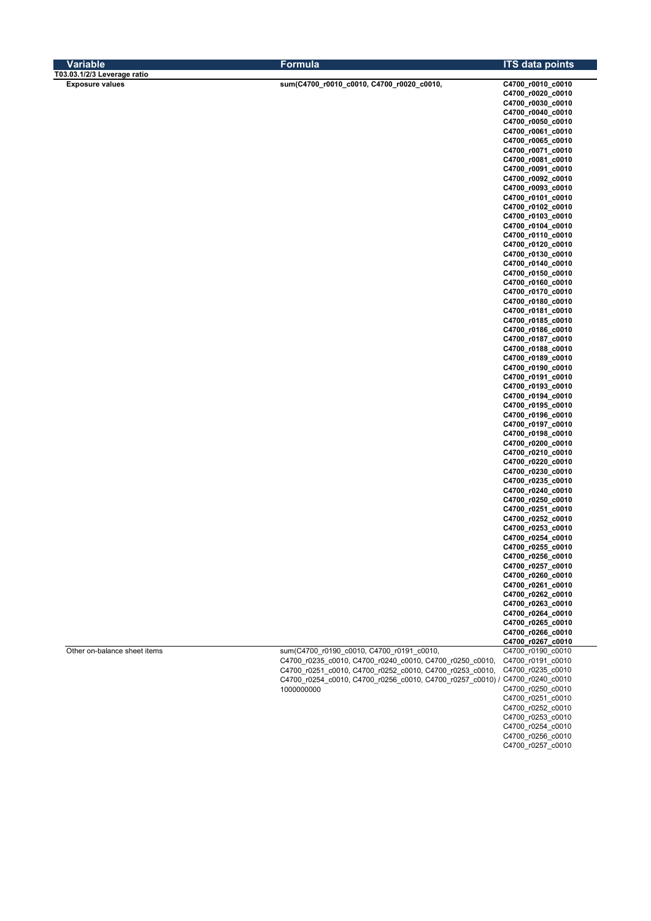| Variable | Formula | ITS data points |
| --- | --- | --- |
| **T03.03.1/2/3 Leverage ratio** | | |
| **Exposure values** | **sum(C4700_r0010_c0010, C4700_r0020_c0010,** | **C4700_r0010_c0010**<br>**C4700_r0020_c0010**<br>**C4700_r0030_c0010**<br>**C4700_r0040_c0010**<br>**C4700_r0050_c0010**<br>**C4700_r0061_c0010**<br>**C4700_r0065_c0010**<br>**C4700_r0071_c0010**<br>**C4700_r0081_c0010**<br>**C4700_r0091_c0010**<br>**C4700_r0092_c0010**<br>**C4700_r0093_c0010**<br>**C4700_r0101_c0010**<br>**C4700_r0102_c0010**<br>**C4700_r0103_c0010**<br>**C4700_r0104_c0010**<br>**C4700_r0110_c0010**<br>**C4700_r0120_c0010**<br>**C4700_r0130_c0010**<br>**C4700_r0140_c0010**<br>**C4700_r0150_c0010**<br>**C4700_r0160_c0010**<br>**C4700_r0170_c0010**<br>**C4700_r0180_c0010**<br>**C4700_r0181_c0010**<br>**C4700_r0185_c0010**<br>**C4700_r0186_c0010**<br>**C4700_r0187_c0010**<br>**C4700_r0188_c0010**<br>**C4700_r0189_c0010**<br>**C4700_r0190_c0010**<br>**C4700_r0191_c0010**<br>**C4700_r0193_c0010**<br>**C4700_r0194_c0010**<br>**C4700_r0195_c0010**<br>**C4700_r0196_c0010**<br>**C4700_r0197_c0010**<br>**C4700_r0198_c0010**<br>**C4700_r0200_c0010**<br>**C4700_r0210_c0010**<br>**C4700_r0220_c0010**<br>**C4700_r0230_c0010**<br>**C4700_r0235_c0010**<br>**C4700_r0240_c0010**<br>**C4700_r0250_c0010**<br>**C4700_r0251_c0010**<br>**C4700_r0252_c0010**<br>**C4700_r0253_c0010**<br>**C4700_r0254_c0010**<br>**C4700_r0255_c0010**<br>**C4700_r0256_c0010**<br>**C4700_r0257_c0010**<br>**C4700_r0260_c0010**<br>**C4700_r0261_c0010**<br>**C4700_r0262_c0010**<br>**C4700_r0263_c0010**<br>**C4700_r0264_c0010**<br>**C4700_r0265_c0010**<br>**C4700_r0266_c0010**<br>**C4700_r0267_c0010** |
| Other on-balance sheet items | sum(C4700_r0190_c0010, C4700_r0191_c0010, C4700_r0235_c0010, C4700_r0240_c0010, C4700_r0250_c0010, C4700_r0251_c0010, C4700_r0252_c0010, C4700_r0253_c0010, C4700_r0254_c0010, C4700_r0256_c0010, C4700_r0257_c0010) / 1000000000 | C4700_r0190_c0010<br>C4700_r0191_c0010<br>C4700_r0235_c0010<br>C4700_r0240_c0010<br>C4700_r0250_c0010<br>C4700_r0251_c0010<br>C4700_r0252_c0010<br>C4700_r0253_c0010<br>C4700_r0254_c0010<br>C4700_r0256_c0010<br>C4700_r0257_c0010 |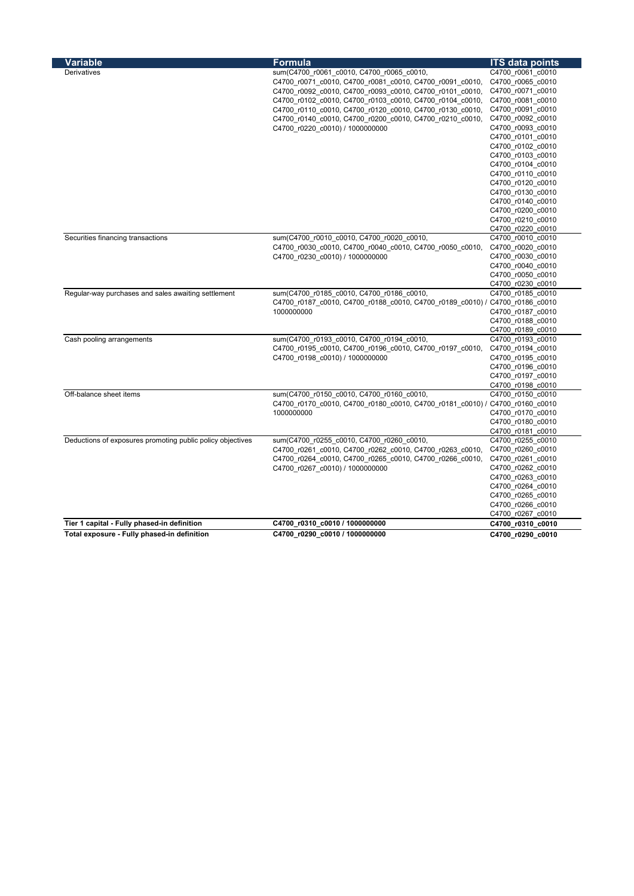| Variable | Formula | ITS data points |
| --- | --- | --- |
| Derivatives | sum(C4700_r0061_c0010, C4700_r0065_c0010, C4700_r0071_c0010, C4700_r0081_c0010, C4700_r0091_c0010, C4700_r0092_c0010, C4700_r0093_c0010, C4700_r0101_c0010, C4700_r0102_c0010, C4700_r0103_c0010, C4700_r0104_c0010, C4700_r0110_c0010, C4700_r0120_c0010, C4700_r0130_c0010, C4700_r0140_c0010, C4700_r0200_c0010, C4700_r0210_c0010, C4700_r0220_c0010) / 1000000000 | C4700_r0061_c0010 C4700_r0065_c0010 C4700_r0071_c0010 C4700_r0081_c0010 C4700_r0091_c0010 C4700_r0092_c0010 C4700_r0093_c0010 C4700_r0101_c0010 C4700_r0102_c0010 C4700_r0103_c0010 C4700_r0104_c0010 C4700_r0110_c0010 C4700_r0120_c0010 C4700_r0130_c0010 C4700_r0140_c0010 C4700_r0200_c0010 C4700_r0210_c0010 C4700_r0220_c0010 |
| Securities financing transactions | sum(C4700_r0010_c0010, C4700_r0020_c0010, C4700_r0030_c0010, C4700_r0040_c0010, C4700_r0050_c0010, C4700_r0230_c0010) / 1000000000 | C4700_r0010_c0010 C4700_r0020_c0010 C4700_r0030_c0010 C4700_r0040_c0010 C4700_r0050_c0010 C4700_r0230_c0010 |
| Regular-way purchases and sales awaiting settlement | sum(C4700_r0185_c0010, C4700_r0186_c0010, C4700_r0187_c0010, C4700_r0188_c0010, C4700_r0189_c0010) / 1000000000 | C4700_r0185_c0010 C4700_r0186_c0010 C4700_r0187_c0010 C4700_r0188_c0010 C4700_r0189_c0010 |
| Cash pooling arrangements | sum(C4700_r0193_c0010, C4700_r0194_c0010, C4700_r0195_c0010, C4700_r0196_c0010, C4700_r0197_c0010, C4700_r0198_c0010) / 1000000000 | C4700_r0193_c0010 C4700_r0194_c0010 C4700_r0195_c0010 C4700_r0196_c0010 C4700_r0197_c0010 C4700_r0198_c0010 |
| Off-balance sheet items | sum(C4700_r0150_c0010, C4700_r0160_c0010, C4700_r0170_c0010, C4700_r0180_c0010, C4700_r0181_c0010) / 1000000000 | C4700_r0150_c0010 C4700_r0160_c0010 C4700_r0170_c0010 C4700_r0180_c0010 C4700_r0181_c0010 |
| Deductions of exposures promoting public policy objectives | sum(C4700_r0255_c0010, C4700_r0260_c0010, C4700_r0261_c0010, C4700_r0262_c0010, C4700_r0263_c0010, C4700_r0264_c0010, C4700_r0265_c0010, C4700_r0266_c0010, C4700_r0267_c0010) / 1000000000 | C4700_r0255_c0010 C4700_r0260_c0010 C4700_r0261_c0010 C4700_r0262_c0010 C4700_r0263_c0010 C4700_r0264_c0010 C4700_r0265_c0010 C4700_r0266_c0010 C4700_r0267_c0010 |
| **Tier 1 capital - Fully phased-in definition** | **C4700_r0310_c0010 / 1000000000** | **C4700_r0310_c0010** |
| **Total exposure - Fully phased-in definition** | **C4700_r0290_c0010 / 1000000000** | **C4700_r0290_c0010** |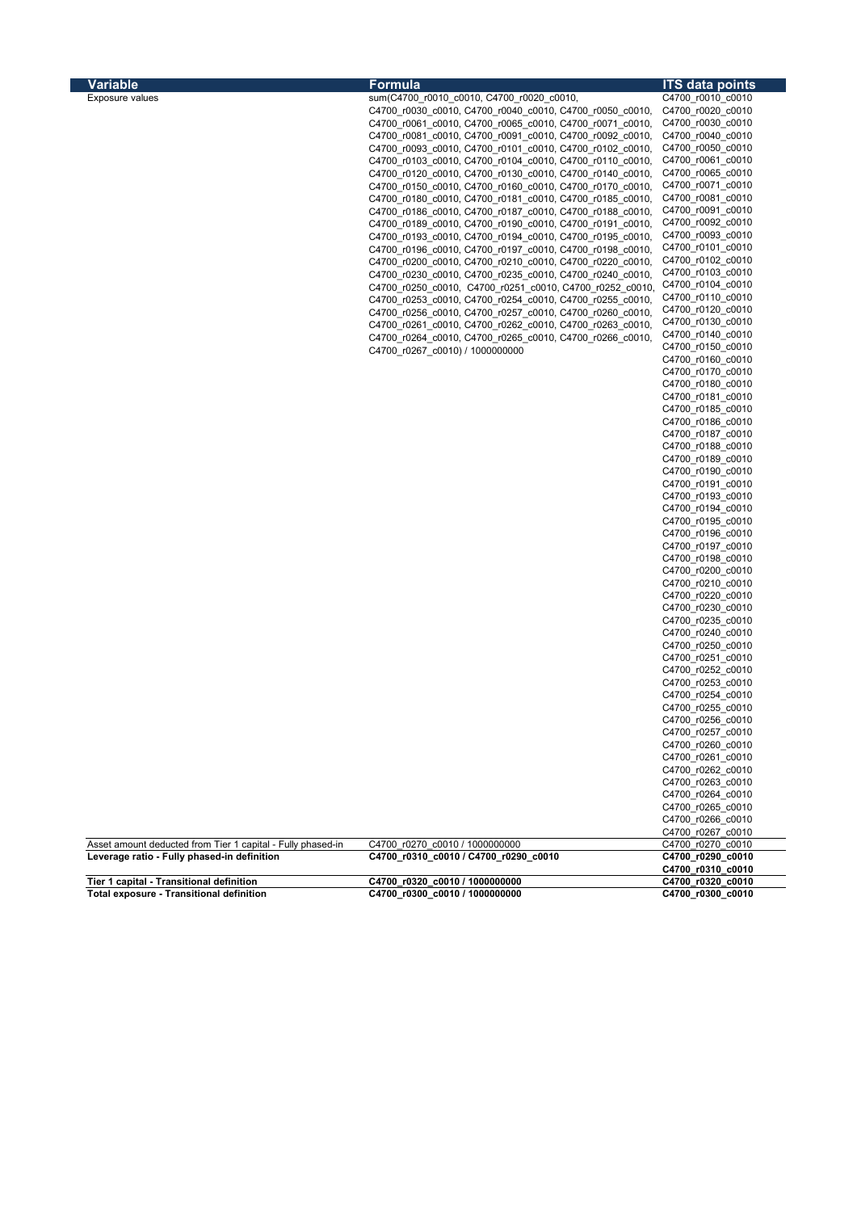| Variable | Formula | ITS data points |
|---|---|---|
| Exposure values | sum(C4700_r0010_c0010, C4700_r0020_c0010, C4700_r0030_c0010, C4700_r0040_c0010, C4700_r0050_c0010, C4700_r0061_c0010, C4700_r0065_c0010, C4700_r0071_c0010, C4700_r0081_c0010, C4700_r0091_c0010, C4700_r0092_c0010, C4700_r0093_c0010, C4700_r0101_c0010, C4700_r0102_c0010, C4700_r0103_c0010, C4700_r0104_c0010, C4700_r0110_c0010, C4700_r0120_c0010, C4700_r0130_c0010, C4700_r0140_c0010, C4700_r0150_c0010, C4700_r0160_c0010, C4700_r0170_c0010, C4700_r0180_c0010, C4700_r0181_c0010, C4700_r0185_c0010, C4700_r0186_c0010, C4700_r0187_c0010, C4700_r0188_c0010, C4700_r0189_c0010, C4700_r0190_c0010, C4700_r0191_c0010, C4700_r0193_c0010, C4700_r0194_c0010, C4700_r0195_c0010, C4700_r0196_c0010, C4700_r0197_c0010, C4700_r0198_c0010, C4700_r0200_c0010, C4700_r0210_c0010, C4700_r0220_c0010, C4700_r0230_c0010, C4700_r0235_c0010, C4700_r0240_c0010, C4700_r0250_c0010, C4700_r0251_c0010, C4700_r0252_c0010, C4700_r0253_c0010, C4700_r0254_c0010, C4700_r0255_c0010, C4700_r0256_c0010, C4700_r0257_c0010, C4700_r0260_c0010, C4700_r0261_c0010, C4700_r0262_c0010, C4700_r0263_c0010, C4700_r0264_c0010, C4700_r0265_c0010, C4700_r0266_c0010, C4700_r0267_c0010) / 1000000000 | C4700_r0010_c0010<br>C4700_r0020_c0010<br>C4700_r0030_c0010<br>C4700_r0040_c0010<br>C4700_r0050_c0010<br>C4700_r0061_c0010<br>C4700_r0065_c0010<br>C4700_r0071_c0010<br>C4700_r0081_c0010<br>C4700_r0091_c0010<br>C4700_r0092_c0010<br>C4700_r0093_c0010<br>C4700_r0101_c0010<br>C4700_r0102_c0010<br>C4700_r0103_c0010<br>C4700_r0104_c0010<br>C4700_r0110_c0010<br>C4700_r0120_c0010<br>C4700_r0130_c0010<br>C4700_r0140_c0010<br>C4700_r0150_c0010<br>C4700_r0160_c0010<br>C4700_r0170_c0010<br>C4700_r0180_c0010<br>C4700_r0181_c0010<br>C4700_r0185_c0010<br>C4700_r0186_c0010<br>C4700_r0187_c0010<br>C4700_r0188_c0010<br>C4700_r0189_c0010<br>C4700_r0190_c0010<br>C4700_r0191_c0010<br>C4700_r0193_c0010<br>C4700_r0194_c0010<br>C4700_r0195_c0010<br>C4700_r0196_c0010<br>C4700_r0197_c0010<br>C4700_r0198_c0010<br>C4700_r0200_c0010<br>C4700_r0210_c0010<br>C4700_r0220_c0010<br>C4700_r0230_c0010<br>C4700_r0235_c0010<br>C4700_r0240_c0010<br>C4700_r0250_c0010<br>C4700_r0251_c0010<br>C4700_r0252_c0010<br>C4700_r0253_c0010<br>C4700_r0254_c0010<br>C4700_r0255_c0010<br>C4700_r0256_c0010<br>C4700_r0257_c0010<br>C4700_r0260_c0010<br>C4700_r0261_c0010<br>C4700_r0262_c0010<br>C4700_r0263_c0010<br>C4700_r0264_c0010<br>C4700_r0265_c0010<br>C4700_r0266_c0010<br>C4700_r0267_c0010 |
| Asset amount deducted from Tier 1 capital - Fully phased-in | C4700_r0270_c0010 / 1000000000 | C4700_r0270_c0010 |
| **Leverage ratio - Fully phased-in definition** | **C4700_r0310_c0010 / C4700_r0290_c0010** | **C4700_r0290_c0010**<br>**C4700_r0310_c0010** |
| **Tier 1 capital - Transitional definition** | **C4700_r0320_c0010 / 1000000000** | **C4700_r0320_c0010** |
| **Total exposure - Transitional definition** | **C4700_r0300_c0010 / 1000000000** | **C4700_r0300_c0010** |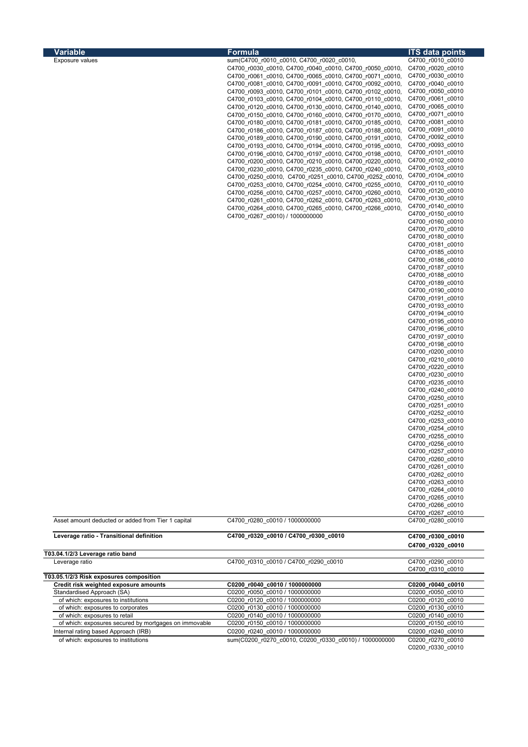| Variable | Formula | ITS data points |
| --- | --- | --- |
| Exposure values | sum(C4700_r0010_c0010, C4700_r0020_c0010, C4700_r0030_c0010, C4700_r0040_c0010, C4700_r0050_c0010, C4700_r0061_c0010, C4700_r0065_c0010, C4700_r0071_c0010, C4700_r0081_c0010, C4700_r0091_c0010, C4700_r0092_c0010, C4700_r0093_c0010, C4700_r0101_c0010, C4700_r0102_c0010, C4700_r0103_c0010, C4700_r0104_c0010, C4700_r0110_c0010, C4700_r0120_c0010, C4700_r0130_c0010, C4700_r0140_c0010, C4700_r0150_c0010, C4700_r0160_c0010, C4700_r0170_c0010, C4700_r0180_c0010, C4700_r0181_c0010, C4700_r0185_c0010, C4700_r0186_c0010, C4700_r0187_c0010, C4700_r0188_c0010, C4700_r0189_c0010, C4700_r0190_c0010, C4700_r0191_c0010, C4700_r0193_c0010, C4700_r0194_c0010, C4700_r0195_c0010, C4700_r0196_c0010, C4700_r0197_c0010, C4700_r0198_c0010, C4700_r0200_c0010, C4700_r0210_c0010, C4700_r0220_c0010, C4700_r0230_c0010, C4700_r0235_c0010, C4700_r0240_c0010, C4700_r0250_c0010, C4700_r0251_c0010, C4700_r0252_c0010, C4700_r0253_c0010, C4700_r0254_c0010, C4700_r0255_c0010, C4700_r0256_c0010, C4700_r0257_c0010, C4700_r0260_c0010, C4700_r0261_c0010, C4700_r0262_c0010, C4700_r0263_c0010, C4700_r0264_c0010, C4700_r0265_c0010, C4700_r0266_c0010, C4700_r0267_c0010) / 1000000000 | C4700_r0010_c0010<br>C4700_r0020_c0010<br>C4700_r0030_c0010<br>C4700_r0040_c0010<br>C4700_r0050_c0010<br>C4700_r0061_c0010<br>C4700_r0065_c0010<br>C4700_r0071_c0010<br>C4700_r0081_c0010<br>C4700_r0091_c0010<br>C4700_r0092_c0010<br>C4700_r0093_c0010<br>C4700_r0101_c0010<br>C4700_r0102_c0010<br>C4700_r0103_c0010<br>C4700_r0104_c0010<br>C4700_r0110_c0010<br>C4700_r0120_c0010<br>C4700_r0130_c0010<br>C4700_r0140_c0010<br>C4700_r0150_c0010<br>C4700_r0160_c0010<br>C4700_r0170_c0010<br>C4700_r0180_c0010<br>C4700_r0181_c0010<br>C4700_r0185_c0010<br>C4700_r0186_c0010<br>C4700_r0187_c0010<br>C4700_r0188_c0010<br>C4700_r0189_c0010<br>C4700_r0190_c0010<br>C4700_r0191_c0010<br>C4700_r0193_c0010<br>C4700_r0194_c0010<br>C4700_r0195_c0010<br>C4700_r0196_c0010<br>C4700_r0197_c0010<br>C4700_r0198_c0010<br>C4700_r0200_c0010<br>C4700_r0210_c0010<br>C4700_r0220_c0010<br>C4700_r0230_c0010<br>C4700_r0235_c0010<br>C4700_r0240_c0010<br>C4700_r0250_c0010<br>C4700_r0251_c0010<br>C4700_r0252_c0010<br>C4700_r0253_c0010<br>C4700_r0254_c0010<br>C4700_r0255_c0010<br>C4700_r0256_c0010<br>C4700_r0257_c0010<br>C4700_r0260_c0010<br>C4700_r0261_c0010<br>C4700_r0262_c0010<br>C4700_r0263_c0010<br>C4700_r0264_c0010<br>C4700_r0265_c0010<br>C4700_r0266_c0010<br>C4700_r0267_c0010 |
| Asset amount deducted or added from Tier 1 capital | C4700_r0280_c0010 / 1000000000 | C4700_r0280_c0010 |
| **Leverage ratio - Transitional definition** | **C4700_r0320_c0010 / C4700_r0300_c0010** | **C4700_r0300_c0010**<br>**C4700_r0320_c0010** |
| **T03.04.1/2/3 Leverage ratio band** | | |
| Leverage ratio | C4700_r0310_c0010 / C4700_r0290_c0010 | C4700_r0290_c0010<br>C4700_r0310_c0010 |
| **T03.05.1/2/3 Risk exposures composition** | | |
| **Credit risk weighted exposure amounts** | **C0200_r0040_c0010 / 1000000000** | **C0200_r0040_c0010** |
| Standardised Approach (SA) | C0200_r0050_c0010 / 1000000000 | C0200_r0050_c0010 |
| of which: exposures to institutions | C0200_r0120_c0010 / 1000000000 | C0200_r0120_c0010 |
| of which: exposures to corporates | C0200_r0130_c0010 / 1000000000 | C0200_r0130_c0010 |
| of which: exposures to retail | C0200_r0140_c0010 / 1000000000 | C0200_r0140_c0010 |
| of which: exposures secured by mortgages on immovable | C0200_r0150_c0010 / 1000000000 | C0200_r0150_c0010 |
| Internal rating based Approach (IRB) | C0200_r0240_c0010 / 1000000000 | C0200_r0240_c0010 |
| of which: exposures to institutions | sum(C0200_r0270_c0010, C0200_r0330_c0010) / 1000000000 | C0200_r0270_c0010<br>C0200_r0330_c0010 |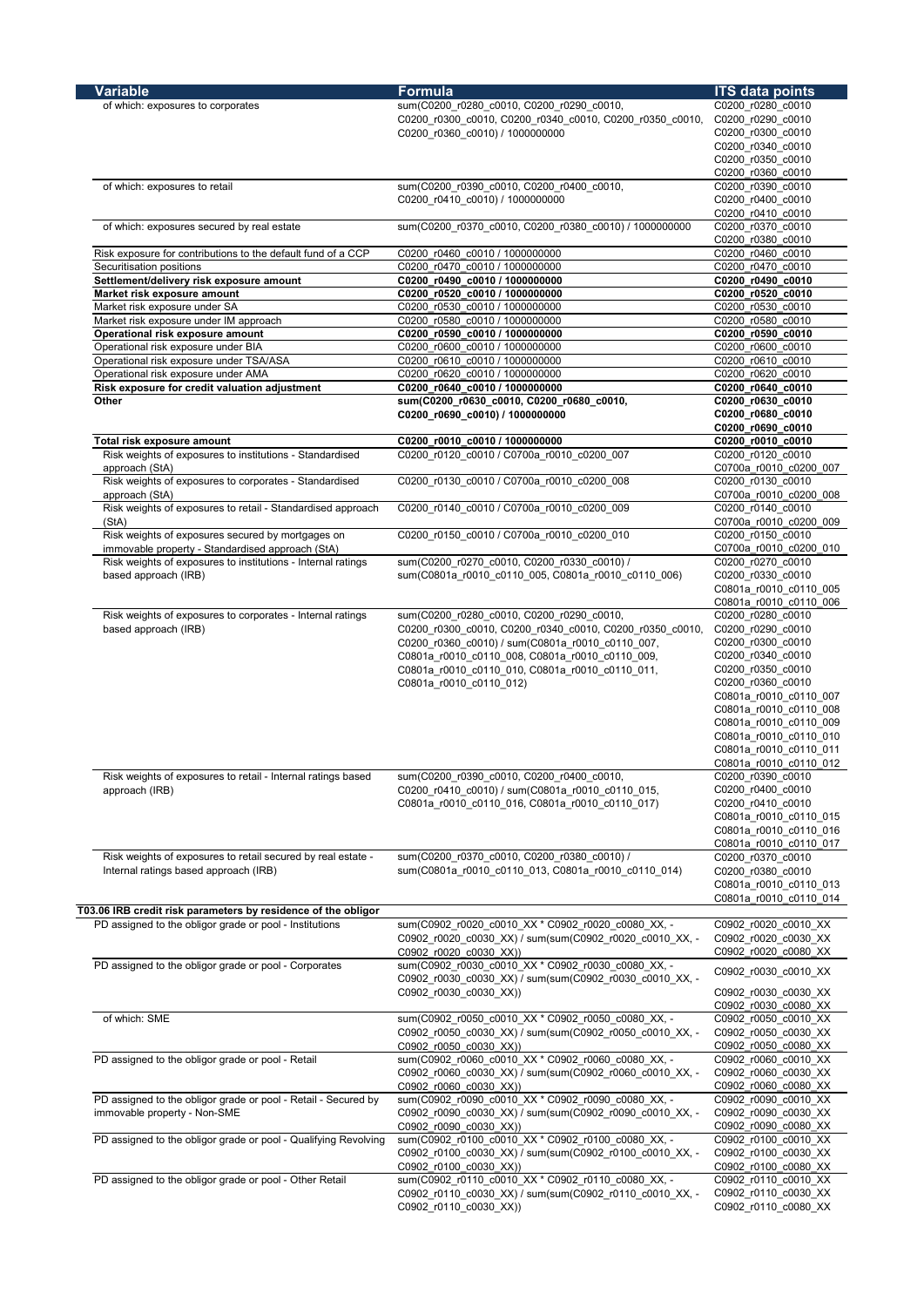| Variable | Formula | ITS data points |
|---|---|---|
| of which: exposures to corporates | sum(C0200_r0280_c0010, C0200_r0290_c0010, C0200_r0300_c0010, C0200_r0340_c0010, C0200_r0350_c0010, C0200_r0360_c0010) / 1000000000 | C0200_r0280_c0010 C0200_r0290_c0010 C0200_r0300_c0010 C0200_r0340_c0010 C0200_r0350_c0010 C0200_r0360_c0010 |
| of which: exposures to retail | sum(C0200_r0390_c0010, C0200_r0400_c0010, C0200_r0410_c0010) / 1000000000 | C0200_r0390_c0010 C0200_r0400_c0010 C0200_r0410_c0010 |
| of which: exposures secured by real estate | sum(C0200_r0370_c0010, C0200_r0380_c0010) / 1000000000 | C0200_r0370_c0010 C0200_r0380_c0010 |
| Risk exposure for contributions to the default fund of a CCP | C0200_r0460_c0010 / 1000000000 | C0200_r0460_c0010 |
| Securitisation positions | C0200_r0470_c0010 / 1000000000 | C0200_r0470_c0010 |
| **Settlement/delivery risk exposure amount** | **C0200_r0490_c0010 / 1000000000** | **C0200_r0490_c0010** |
| **Market risk exposure amount** | **C0200_r0520_c0010 / 1000000000** | **C0200_r0520_c0010** |
| Market risk exposure under SA | C0200_r0530_c0010 / 1000000000 | C0200_r0530_c0010 |
| Market risk exposure under IM approach | C0200_r0580_c0010 / 1000000000 | C0200_r0580_c0010 |
| **Operational risk exposure amount** | **C0200_r0590_c0010 / 1000000000** | **C0200_r0590_c0010** |
| Operational risk exposure under BIA | C0200_r0600_c0010 / 1000000000 | C0200_r0600_c0010 |
| Operational risk exposure under TSA/ASA | C0200_r0610_c0010 / 1000000000 | C0200_r0610_c0010 |
| Operational risk exposure under AMA | C0200_r0620_c0010 / 1000000000 | C0200_r0620_c0010 |
| **Risk exposure for credit valuation adjustment** | **C0200_r0640_c0010 / 1000000000** | **C0200_r0640_c0010** |
| **Other** | **sum(C0200_r0630_c0010, C0200_r0680_c0010, C0200_r0690_c0010) / 1000000000** | **C0200_r0630_c0010 C0200_r0680_c0010 C0200_r0690_c0010** |
| **Total risk exposure amount** | **C0200_r0010_c0010 / 1000000000** | **C0200_r0010_c0010** |
| Risk weights of exposures to institutions - Standardised approach (StA) | C0200_r0120_c0010 / C0700a_r0010_c0200_007 | C0200_r0120_c0010 C0700a_r0010_c0200_007 |
| Risk weights of exposures to corporates - Standardised approach (StA) | C0200_r0130_c0010 / C0700a_r0010_c0200_008 | C0200_r0130_c0010 C0700a_r0010_c0200_008 |
| Risk weights of exposures to retail - Standardised approach (StA) | C0200_r0140_c0010 / C0700a_r0010_c0200_009 | C0200_r0140_c0010 C0700a_r0010_c0200_009 |
| Risk weights of exposures secured by mortgages on immovable property - Standardised approach (StA) | C0200_r0150_c0010 / C0700a_r0010_c0200_010 | C0200_r0150_c0010 C0700a_r0010_c0200_010 |
| Risk weights of exposures to institutions - Internal ratings based approach (IRB) | sum(C0200_r0270_c0010, C0200_r0330_c0010) / sum(C0801a_r0010_c0110_005, C0801a_r0010_c0110_006) | C0200_r0270_c0010 C0200_r0330_c0010 C0801a_r0010_c0110_005 C0801a_r0010_c0110_006 |
| Risk weights of exposures to corporates - Internal ratings based approach (IRB) | sum(C0200_r0280_c0010, C0200_r0290_c0010, C0200_r0300_c0010, C0200_r0340_c0010, C0200_r0350_c0010, C0200_r0360_c0010) / sum(C0801a_r0010_c0110_007, C0801a_r0010_c0110_008, C0801a_r0010_c0110_009, C0801a_r0010_c0110_010, C0801a_r0010_c0110_011, C0801a_r0010_c0110_012) | C0200_r0280_c0010 C0200_r0290_c0010 C0200_r0300_c0010 C0200_r0340_c0010 C0200_r0350_c0010 C0200_r0360_c0010 C0801a_r0010_c0110_007 C0801a_r0010_c0110_008 C0801a_r0010_c0110_009 C0801a_r0010_c0110_010 C0801a_r0010_c0110_011 C0801a_r0010_c0110_012 |
| Risk weights of exposures to retail - Internal ratings based approach (IRB) | sum(C0200_r0390_c0010, C0200_r0400_c0010, C0200_r0410_c0010) / sum(C0801a_r0010_c0110_015, C0801a_r0010_c0110_016, C0801a_r0010_c0110_017) | C0200_r0390_c0010 C0200_r0400_c0010 C0200_r0410_c0010 C0801a_r0010_c0110_015 C0801a_r0010_c0110_016 C0801a_r0010_c0110_017 |
| Risk weights of exposures to retail secured by real estate - Internal ratings based approach (IRB) | sum(C0200_r0370_c0010, C0200_r0380_c0010) / sum(C0801a_r0010_c0110_013, C0801a_r0010_c0110_014) | C0200_r0370_c0010 C0200_r0380_c0010 C0801a_r0010_c0110_013 C0801a_r0010_c0110_014 |
| **T03.06 IRB credit risk parameters by residence of the obligor** | | |
| PD assigned to the obligor grade or pool - Institutions | sum(C0902_r0020_c0010_XX * C0902_r0020_c0080_XX, - C0902_r0020_c0030_XX) / sum(sum(C0902_r0020_c0010_XX, - C0902_r0020_c0030_XX)) | C0902_r0020_c0010_XX C0902_r0020_c0030_XX C0902_r0020_c0080_XX |
| PD assigned to the obligor grade or pool - Corporates | sum(C0902_r0030_c0010_XX * C0902_r0030_c0080_XX, - C0902_r0030_c0030_XX) / sum(sum(C0902_r0030_c0010_XX, - C0902_r0030_c0030_XX)) | C0902_r0030_c0010_XX C0902_r0030_c0030_XX C0902_r0030_c0080_XX |
| of which: SME | sum(C0902_r0050_c0010_XX * C0902_r0050_c0080_XX, - C0902_r0050_c0030_XX) / sum(sum(C0902_r0050_c0010_XX, - C0902_r0050_c0030_XX)) | C0902_r0050_c0010_XX C0902_r0050_c0030_XX C0902_r0050_c0080_XX |
| PD assigned to the obligor grade or pool - Retail | sum(C0902_r0060_c0010_XX * C0902_r0060_c0080_XX, - C0902_r0060_c0030_XX) / sum(sum(C0902_r0060_c0010_XX, - C0902_r0060_c0030_XX)) | C0902_r0060_c0010_XX C0902_r0060_c0030_XX C0902_r0060_c0080_XX |
| PD assigned to the obligor grade or pool - Retail - Secured by immovable property - Non-SME | sum(C0902_r0090_c0010_XX * C0902_r0090_c0080_XX, - C0902_r0090_c0030_XX) / sum(sum(C0902_r0090_c0010_XX, - C0902_r0090_c0030_XX)) | C0902_r0090_c0010_XX C0902_r0090_c0030_XX C0902_r0090_c0080_XX |
| PD assigned to the obligor grade or pool - Qualifying Revolving | sum(C0902_r0100_c0010_XX * C0902_r0100_c0080_XX, - C0902_r0100_c0030_XX) / sum(sum(C0902_r0100_c0010_XX, - C0902_r0100_c0030_XX)) | C0902_r0100_c0010_XX C0902_r0100_c0030_XX C0902_r0100_c0080_XX |
| PD assigned to the obligor grade or pool - Other Retail | sum(C0902_r0110_c0010_XX * C0902_r0110_c0080_XX, - C0902_r0110_c0030_XX) / sum(sum(C0902_r0110_c0010_XX, - C0902_r0110_c0030_XX)) | C0902_r0110_c0010_XX C0902_r0110_c0030_XX C0902_r0110_c0080_XX |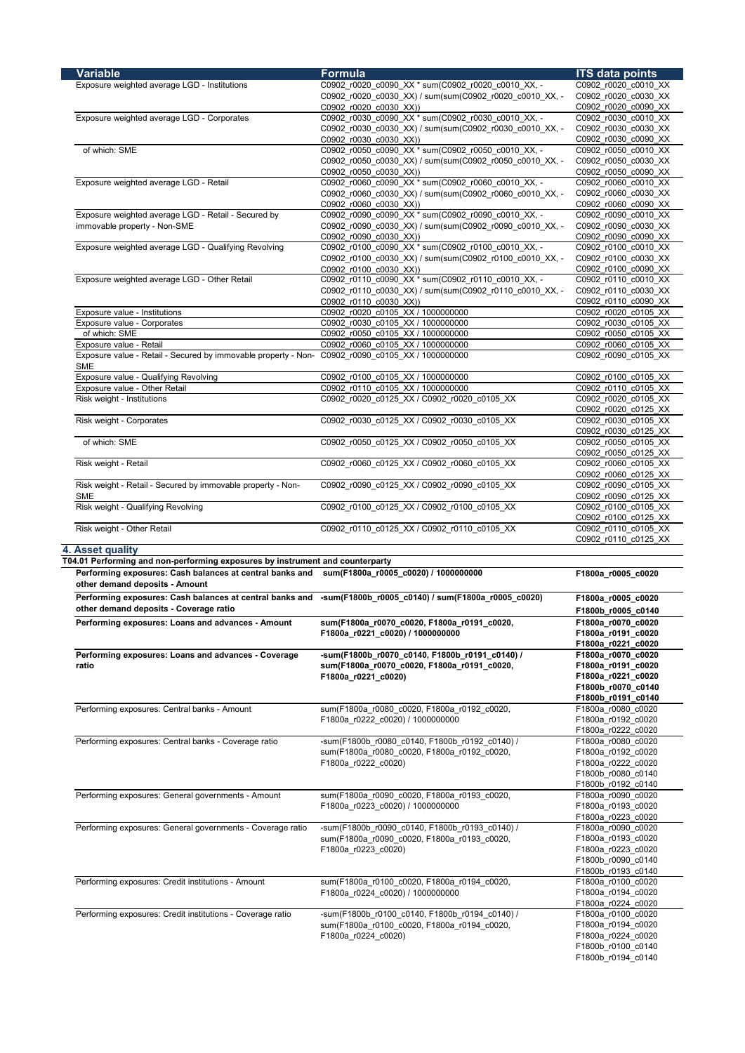| Variable | Formula | ITS data points |
|---|---|---|
| Exposure weighted average LGD - Institutions | C0902_r0020_c0090_XX * sum(C0902_r0020_c0010_XX, -C0902_r0020_c0030_XX) / sum(sum(C0902_r0020_c0010_XX, -C0902_r0020_c0030_XX)) | C0902_r0020_c0010_XX C0902_r0020_c0030_XX C0902_r0020_c0090_XX |
| Exposure weighted average LGD - Corporates | C0902_r0030_c0090_XX * sum(C0902_r0030_c0010_XX, -C0902_r0030_c0030_XX) / sum(sum(C0902_r0030_c0010_XX, -C0902_r0030_c0030_XX)) | C0902_r0030_c0010_XX C0902_r0030_c0030_XX C0902_r0030_c0090_XX |
| of which: SME | C0902_r0050_c0090_XX * sum(C0902_r0050_c0010_XX, -C0902_r0050_c0030_XX) / sum(sum(C0902_r0050_c0010_XX, -C0902_r0050_c0030_XX)) | C0902_r0050_c0010_XX C0902_r0050_c0030_XX C0902_r0050_c0090_XX |
| Exposure weighted average LGD - Retail | C0902_r0060_c0090_XX * sum(C0902_r0060_c0010_XX, -C0902_r0060_c0030_XX) / sum(sum(C0902_r0060_c0010_XX, -C0902_r0060_c0030_XX)) | C0902_r0060_c0010_XX C0902_r0060_c0030_XX C0902_r0060_c0090_XX |
| Exposure weighted average LGD - Retail - Secured by immovable property - Non-SME | C0902_r0090_c0090_XX * sum(C0902_r0090_c0010_XX, -C0902_r0090_c0030_XX) / sum(sum(C0902_r0090_c0010_XX, -C0902_r0090_c0030_XX)) | C0902_r0090_c0010_XX C0902_r0090_c0030_XX C0902_r0090_c0090_XX |
| Exposure weighted average LGD - Qualifying Revolving | C0902_r0100_c0090_XX * sum(C0902_r0100_c0010_XX, -C0902_r0100_c0030_XX) / sum(sum(C0902_r0100_c0010_XX, -C0902_r0100_c0030_XX)) | C0902_r0100_c0010_XX C0902_r0100_c0030_XX C0902_r0100_c0090_XX |
| Exposure weighted average LGD - Other Retail | C0902_r0110_c0090_XX * sum(C0902_r0110_c0010_XX, -C0902_r0110_c0030_XX) / sum(sum(C0902_r0110_c0010_XX, -C0902_r0110_c0030_XX)) | C0902_r0110_c0010_XX C0902_r0110_c0030_XX C0902_r0110_c0090_XX |
| Exposure value - Institutions | C0902_r0020_c0105_XX / 1000000000 | C0902_r0020_c0105_XX |
| Exposure value - Corporates | C0902_r0030_c0105_XX / 1000000000 | C0902_r0030_c0105_XX |
| of which: SME | C0902_r0050_c0105_XX / 1000000000 | C0902_r0050_c0105_XX |
| Exposure value - Retail | C0902_r0060_c0105_XX / 1000000000 | C0902_r0060_c0105_XX |
| Exposure value - Retail - Secured by immovable property - Non-SME | C0902_r0090_c0105_XX / 1000000000 | C0902_r0090_c0105_XX |
| Exposure value - Qualifying Revolving | C0902_r0100_c0105_XX / 1000000000 | C0902_r0100_c0105_XX |
| Exposure value - Other Retail | C0902_r0110_c0105_XX / 1000000000 | C0902_r0110_c0105_XX |
| Risk weight - Institutions | C0902_r0020_c0125_XX / C0902_r0020_c0105_XX | C0902_r0020_c0105_XX C0902_r0020_c0125_XX |
| Risk weight - Corporates | C0902_r0030_c0125_XX / C0902_r0030_c0105_XX | C0902_r0030_c0105_XX C0902_r0030_c0125_XX |
| of which: SME | C0902_r0050_c0125_XX / C0902_r0050_c0105_XX | C0902_r0050_c0105_XX C0902_r0050_c0125_XX |
| Risk weight - Retail | C0902_r0060_c0125_XX / C0902_r0060_c0105_XX | C0902_r0060_c0105_XX C0902_r0060_c0125_XX |
| Risk weight - Retail - Secured by immovable property - Non-SME | C0902_r0090_c0125_XX / C0902_r0090_c0105_XX | C0902_r0090_c0105_XX C0902_r0090_c0125_XX |
| Risk weight - Qualifying Revolving | C0902_r0100_c0125_XX / C0902_r0100_c0105_XX | C0902_r0100_c0105_XX C0902_r0100_c0125_XX |
| Risk weight - Other Retail | C0902_r0110_c0125_XX / C0902_r0110_c0105_XX | C0902_r0110_c0105_XX C0902_r0110_c0125_XX |

## 4. Asset quality

**T04.01 Performing and non-performing exposures by instrument and counterparty**

| Variable | Formula | ITS data points |
|---|---|---|
| **Performing exposures: Cash balances at central banks and other demand deposits - Amount** | **sum(F1800a_r0005_c0020) / 1000000000** | **F1800a_r0005_c0020** |
| **Performing exposures: Cash balances at central banks and other demand deposits - Coverage ratio** | **-sum(F1800b_r0005_c0140) / sum(F1800a_r0005_c0020)** | **F1800a_r0005_c0020 F1800b_r0005_c0140** |
| **Performing exposures: Loans and advances - Amount** | **sum(F1800a_r0070_c0020, F1800a_r0191_c0020, F1800a_r0221_c0020) / 1000000000** | **F1800a_r0070_c0020 F1800a_r0191_c0020 F1800a_r0221_c0020** |
| **Performing exposures: Loans and advances - Coverage ratio** | **-sum(F1800b_r0070_c0140, F1800b_r0191_c0140) / sum(F1800a_r0070_c0020, F1800a_r0191_c0020, F1800a_r0221_c0020)** | **F1800a_r0070_c0020 F1800a_r0191_c0020 F1800a_r0221_c0020 F1800b_r0070_c0140 F1800b_r0191_c0140** |
| Performing exposures: Central banks - Amount | sum(F1800a_r0080_c0020, F1800a_r0192_c0020, F1800a_r0222_c0020) / 1000000000 | F1800a_r0080_c0020 F1800a_r0192_c0020 F1800a_r0222_c0020 |
| Performing exposures: Central banks - Coverage ratio | -sum(F1800b_r0080_c0140, F1800b_r0192_c0140) / sum(F1800a_r0080_c0020, F1800a_r0192_c0020, F1800a_r0222_c0020) | F1800a_r0080_c0020 F1800a_r0192_c0020 F1800a_r0222_c0020 F1800b_r0080_c0140 F1800b_r0192_c0140 |
| Performing exposures: General governments - Amount | sum(F1800a_r0090_c0020, F1800a_r0193_c0020, F1800a_r0223_c0020) / 1000000000 | F1800a_r0090_c0020 F1800a_r0193_c0020 F1800a_r0223_c0020 |
| Performing exposures: General governments - Coverage ratio | -sum(F1800b_r0090_c0140, F1800b_r0193_c0140) / sum(F1800a_r0090_c0020, F1800a_r0193_c0020, F1800a_r0223_c0020) | F1800a_r0090_c0020 F1800a_r0193_c0020 F1800a_r0223_c0020 F1800b_r0090_c0140 F1800b_r0193_c0140 |
| Performing exposures: Credit institutions - Amount | sum(F1800a_r0100_c0020, F1800a_r0194_c0020, F1800a_r0224_c0020) / 1000000000 | F1800a_r0100_c0020 F1800a_r0194_c0020 F1800a_r0224_c0020 |
| Performing exposures: Credit institutions - Coverage ratio | -sum(F1800b_r0100_c0140, F1800b_r0194_c0140) / sum(F1800a_r0100_c0020, F1800a_r0194_c0020, F1800a_r0224_c0020) | F1800a_r0100_c0020 F1800a_r0194_c0020 F1800a_r0224_c0020 F1800b_r0100_c0140 F1800b_r0194_c0140 |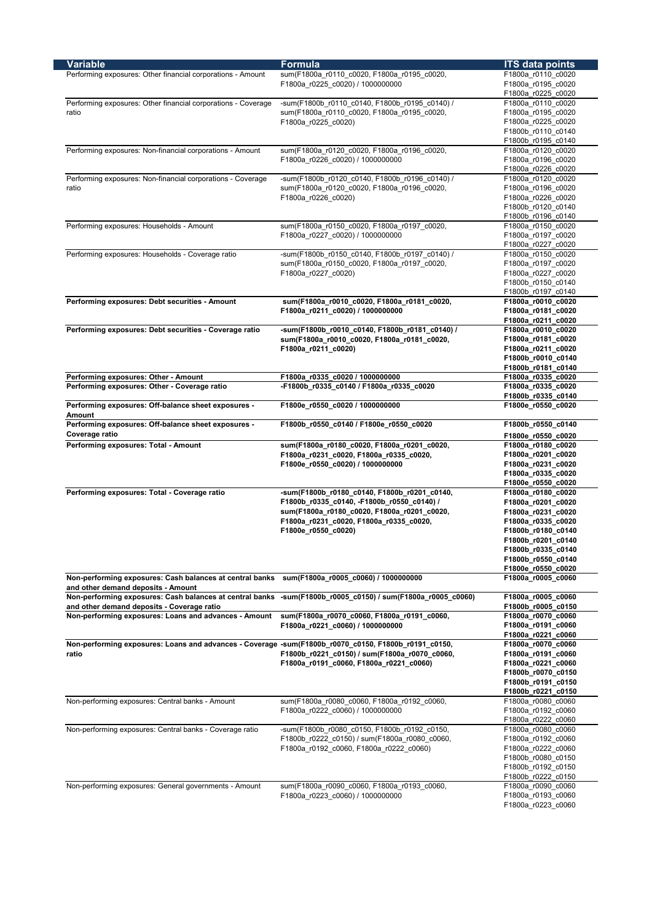| Variable | Formula | ITS data points |
|---|---|---|
| Performing exposures: Other financial corporations - Amount | sum(F1800a_r0110_c0020, F1800a_r0195_c0020, F1800a_r0225_c0020) / 1000000000 | F1800a_r0110_c0020 F1800a_r0195_c0020 F1800a_r0225_c0020 |
| Performing exposures: Other financial corporations - Coverage ratio | -sum(F1800b_r0110_c0140, F1800b_r0195_c0140) / sum(F1800a_r0110_c0020, F1800a_r0195_c0020, F1800a_r0225_c0020) | F1800a_r0110_c0020 F1800a_r0195_c0020 F1800a_r0225_c0020 F1800b_r0110_c0140 F1800b_r0195_c0140 |
| Performing exposures: Non-financial corporations - Amount | sum(F1800a_r0120_c0020, F1800a_r0196_c0020, F1800a_r0226_c0020) / 1000000000 | F1800a_r0120_c0020 F1800a_r0196_c0020 F1800a_r0226_c0020 |
| Performing exposures: Non-financial corporations - Coverage ratio | -sum(F1800b_r0120_c0140, F1800b_r0196_c0140) / sum(F1800a_r0120_c0020, F1800a_r0196_c0020, F1800a_r0226_c0020) | F1800a_r0120_c0020 F1800a_r0196_c0020 F1800a_r0226_c0020 F1800b_r0120_c0140 F1800b_r0196_c0140 |
| Performing exposures: Households - Amount | sum(F1800a_r0150_c0020, F1800a_r0197_c0020, F1800a_r0227_c0020) / 1000000000 | F1800a_r0150_c0020 F1800a_r0197_c0020 F1800a_r0227_c0020 |
| Performing exposures: Households - Coverage ratio | -sum(F1800b_r0150_c0140, F1800b_r0197_c0140) / sum(F1800a_r0150_c0020, F1800a_r0197_c0020, F1800a_r0227_c0020) | F1800a_r0150_c0020 F1800a_r0197_c0020 F1800a_r0227_c0020 F1800b_r0150_c0140 F1800b_r0197_c0140 |
| **Performing exposures: Debt securities - Amount** | **sum(F1800a_r0010_c0020, F1800a_r0181_c0020, F1800a_r0211_c0020) / 1000000000** | **F1800a_r0010_c0020 F1800a_r0181_c0020 F1800a_r0211_c0020** |
| **Performing exposures: Debt securities - Coverage ratio** | **-sum(F1800b_r0010_c0140, F1800b_r0181_c0140) / sum(F1800a_r0010_c0020, F1800a_r0181_c0020, F1800a_r0211_c0020)** | **F1800a_r0010_c0020 F1800a_r0181_c0020 F1800a_r0211_c0020 F1800b_r0010_c0140 F1800b_r0181_c0140** |
| **Performing exposures: Other - Amount** | **F1800a_r0335_c0020 / 1000000000** | **F1800a_r0335_c0020** |
| **Performing exposures: Other - Coverage ratio** | **-F1800b_r0335_c0140 / F1800a_r0335_c0020** | **F1800a_r0335_c0020 F1800b_r0335_c0140** |
| **Performing exposures: Off-balance sheet exposures - Amount** | **F1800e_r0550_c0020 / 1000000000** | **F1800e_r0550_c0020** |
| **Performing exposures: Off-balance sheet exposures - Coverage ratio** | **F1800b_r0550_c0140 / F1800e_r0550_c0020** | **F1800b_r0550_c0140 F1800e_r0550_c0020** |
| **Performing exposures: Total - Amount** | **sum(F1800a_r0180_c0020, F1800a_r0201_c0020, F1800a_r0231_c0020, F1800a_r0335_c0020, F1800e_r0550_c0020) / 1000000000** | **F1800a_r0180_c0020 F1800a_r0201_c0020 F1800a_r0231_c0020 F1800a_r0335_c0020 F1800e_r0550_c0020** |
| **Performing exposures: Total - Coverage ratio** | **-sum(F1800b_r0180_c0140, F1800b_r0201_c0140, F1800b_r0335_c0140, -F1800b_r0550_c0140) / sum(F1800a_r0180_c0020, F1800a_r0201_c0020, F1800a_r0231_c0020, F1800a_r0335_c0020, F1800e_r0550_c0020)** | **F1800a_r0180_c0020 F1800a_r0201_c0020 F1800a_r0231_c0020 F1800a_r0335_c0020 F1800b_r0180_c0140 F1800b_r0201_c0140 F1800b_r0335_c0140 F1800b_r0550_c0140 F1800e_r0550_c0020** |
| **Non-performing exposures: Cash balances at central banks and other demand deposits - Amount** | **sum(F1800a_r0005_c0060) / 1000000000** | **F1800a_r0005_c0060** |
| **Non-performing exposures: Cash balances at central banks and other demand deposits - Coverage ratio** | **-sum(F1800b_r0005_c0150) / sum(F1800a_r0005_c0060)** | **F1800a_r0005_c0060 F1800b_r0005_c0150** |
| **Non-performing exposures: Loans and advances - Amount** | **sum(F1800a_r0070_c0060, F1800a_r0191_c0060, F1800a_r0221_c0060) / 1000000000** | **F1800a_r0070_c0060 F1800a_r0191_c0060 F1800a_r0221_c0060** |
| **Non-performing exposures: Loans and advances - Coverage ratio** | **-sum(F1800b_r0070_c0150, F1800b_r0191_c0150, F1800b_r0221_c0150) / sum(F1800a_r0070_c0060, F1800a_r0191_c0060, F1800a_r0221_c0060)** | **F1800a_r0070_c0060 F1800a_r0191_c0060 F1800a_r0221_c0060 F1800b_r0070_c0150 F1800b_r0191_c0150 F1800b_r0221_c0150** |
| Non-performing exposures: Central banks - Amount | sum(F1800a_r0080_c0060, F1800a_r0192_c0060, F1800a_r0222_c0060) / 1000000000 | F1800a_r0080_c0060 F1800a_r0192_c0060 F1800a_r0222_c0060 |
| Non-performing exposures: Central banks - Coverage ratio | -sum(F1800b_r0080_c0150, F1800b_r0192_c0150, F1800b_r0222_c0150) / sum(F1800a_r0080_c0060, F1800a_r0192_c0060, F1800a_r0222_c0060) | F1800a_r0080_c0060 F1800a_r0192_c0060 F1800a_r0222_c0060 F1800b_r0080_c0150 F1800b_r0192_c0150 F1800b_r0222_c0150 |
| Non-performing exposures: General governments - Amount | sum(F1800a_r0090_c0060, F1800a_r0193_c0060, F1800a_r0223_c0060) / 1000000000 | F1800a_r0090_c0060 F1800a_r0193_c0060 F1800a_r0223_c0060 |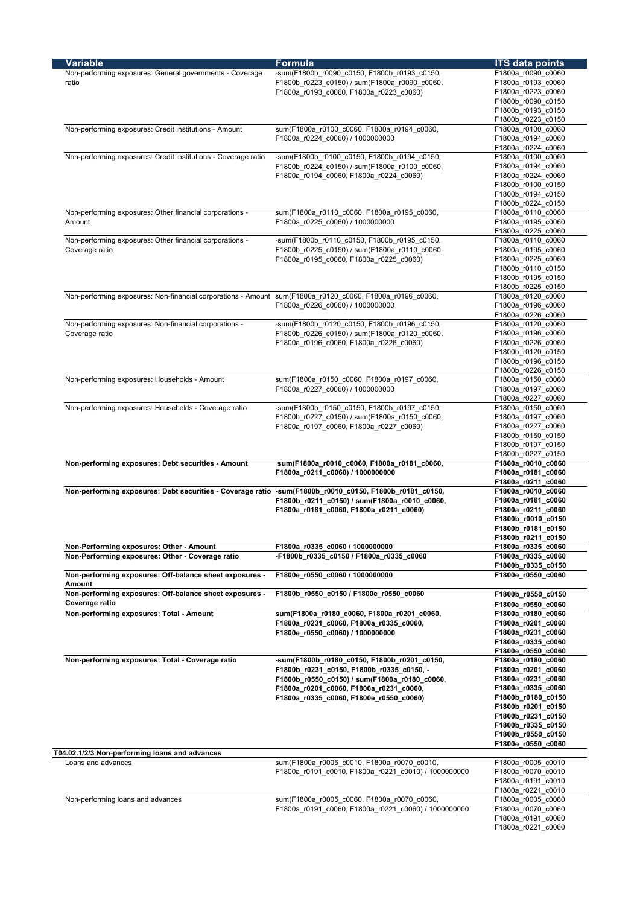| Variable | Formula | ITS data points |
|---|---|---|
| Non-performing exposures: General governments - Coverage ratio | -sum(F1800b_r0090_c0150, F1800b_r0193_c0150, F1800b_r0223_c0150) / sum(F1800a_r0090_c0060, F1800a_r0193_c0060, F1800a_r0223_c0060) | F1800a_r0090_c0060 F1800a_r0193_c0060 F1800a_r0223_c0060 F1800b_r0090_c0150 F1800b_r0193_c0150 F1800b_r0223_c0150 |
| Non-performing exposures: Credit institutions - Amount | sum(F1800a_r0100_c0060, F1800a_r0194_c0060, F1800a_r0224_c0060) / 1000000000 | F1800a_r0100_c0060 F1800a_r0194_c0060 F1800a_r0224_c0060 |
| Non-performing exposures: Credit institutions - Coverage ratio | -sum(F1800b_r0100_c0150, F1800b_r0194_c0150, F1800b_r0224_c0150) / sum(F1800a_r0100_c0060, F1800a_r0194_c0060, F1800a_r0224_c0060) | F1800a_r0100_c0060 F1800a_r0194_c0060 F1800a_r0224_c0060 F1800b_r0100_c0150 F1800b_r0194_c0150 F1800b_r0224_c0150 |
| Non-performing exposures: Other financial corporations - Amount | sum(F1800a_r0110_c0060, F1800a_r0195_c0060, F1800a_r0225_c0060) / 1000000000 | F1800a_r0110_c0060 F1800a_r0195_c0060 F1800a_r0225_c0060 |
| Non-performing exposures: Other financial corporations - Coverage ratio | -sum(F1800b_r0110_c0150, F1800b_r0195_c0150, F1800b_r0225_c0150) / sum(F1800a_r0110_c0060, F1800a_r0195_c0060, F1800a_r0225_c0060) | F1800a_r0110_c0060 F1800a_r0195_c0060 F1800a_r0225_c0060 F1800b_r0110_c0150 F1800b_r0195_c0150 F1800b_r0225_c0150 |
| Non-performing exposures: Non-financial corporations - Amount | sum(F1800a_r0120_c0060, F1800a_r0196_c0060, F1800a_r0226_c0060) / 1000000000 | F1800a_r0120_c0060 F1800a_r0196_c0060 F1800a_r0226_c0060 |
| Non-performing exposures: Non-financial corporations - Coverage ratio | -sum(F1800b_r0120_c0150, F1800b_r0196_c0150, F1800b_r0226_c0150) / sum(F1800a_r0120_c0060, F1800a_r0196_c0060, F1800a_r0226_c0060) | F1800a_r0120_c0060 F1800a_r0196_c0060 F1800a_r0226_c0060 F1800b_r0120_c0150 F1800b_r0196_c0150 F1800b_r0226_c0150 |
| Non-performing exposures: Households - Amount | sum(F1800a_r0150_c0060, F1800a_r0197_c0060, F1800a_r0227_c0060) / 1000000000 | F1800a_r0150_c0060 F1800a_r0197_c0060 F1800a_r0227_c0060 |
| Non-performing exposures: Households - Coverage ratio | -sum(F1800b_r0150_c0150, F1800b_r0197_c0150, F1800b_r0227_c0150) / sum(F1800a_r0150_c0060, F1800a_r0197_c0060, F1800a_r0227_c0060) | F1800a_r0150_c0060 F1800a_r0197_c0060 F1800a_r0227_c0060 F1800b_r0150_c0150 F1800b_r0197_c0150 F1800b_r0227_c0150 |
| **Non-performing exposures: Debt securities - Amount** | **sum(F1800a_r0010_c0060, F1800a_r0181_c0060, F1800a_r0211_c0060) / 1000000000** | **F1800a_r0010_c0060 F1800a_r0181_c0060 F1800a_r0211_c0060** |
| **Non-performing exposures: Debt securities - Coverage ratio** | **-sum(F1800b_r0010_c0150, F1800b_r0181_c0150, F1800b_r0211_c0150) / sum(F1800a_r0010_c0060, F1800a_r0181_c0060, F1800a_r0211_c0060)** | **F1800a_r0010_c0060 F1800a_r0181_c0060 F1800a_r0211_c0060 F1800b_r0010_c0150 F1800b_r0181_c0150 F1800b_r0211_c0150** |
| **Non-Performing exposures: Other - Amount** | **F1800a_r0335_c0060 / 1000000000** | **F1800a_r0335_c0060** |
| **Non-Performing exposures: Other - Coverage ratio** | **-F1800b_r0335_c0150 / F1800a_r0335_c0060** | **F1800a_r0335_c0060 F1800b_r0335_c0150** |
| **Non-performing exposures: Off-balance sheet exposures - Amount** | **F1800e_r0550_c0060 / 1000000000** | **F1800e_r0550_c0060** |
| **Non-performing exposures: Off-balance sheet exposures - Coverage ratio** | **F1800b_r0550_c0150 / F1800e_r0550_c0060** | **F1800b_r0550_c0150 F1800e_r0550_c0060** |
| **Non-performing exposures: Total - Amount** | **sum(F1800a_r0180_c0060, F1800a_r0201_c0060, F1800a_r0231_c0060, F1800a_r0335_c0060, F1800e_r0550_c0060) / 1000000000** | **F1800a_r0180_c0060 F1800a_r0201_c0060 F1800a_r0231_c0060 F1800a_r0335_c0060 F1800e_r0550_c0060** |
| **Non-performing exposures: Total - Coverage ratio** | **-sum(F1800b_r0180_c0150, F1800b_r0201_c0150, F1800b_r0231_c0150, F1800b_r0335_c0150, -F1800b_r0550_c0150) / sum(F1800a_r0180_c0060, F1800a_r0201_c0060, F1800a_r0231_c0060, F1800a_r0335_c0060, F1800e_r0550_c0060)** | **F1800a_r0180_c0060 F1800a_r0201_c0060 F1800a_r0231_c0060 F1800a_r0335_c0060 F1800b_r0180_c0150 F1800b_r0201_c0150 F1800b_r0231_c0150 F1800b_r0335_c0150 F1800b_r0550_c0150 F1800e_r0550_c0060** |
| **T04.02.1/2/3 Non-performing loans and advances** | | |
| Loans and advances | sum(F1800a_r0005_c0010, F1800a_r0070_c0010, F1800a_r0191_c0010, F1800a_r0221_c0010) / 1000000000 | F1800a_r0005_c0010 F1800a_r0070_c0010 F1800a_r0191_c0010 F1800a_r0221_c0010 |
| Non-performing loans and advances | sum(F1800a_r0005_c0060, F1800a_r0070_c0060, F1800a_r0191_c0060, F1800a_r0221_c0060) / 1000000000 | F1800a_r0005_c0060 F1800a_r0070_c0060 F1800a_r0191_c0060 F1800a_r0221_c0060 |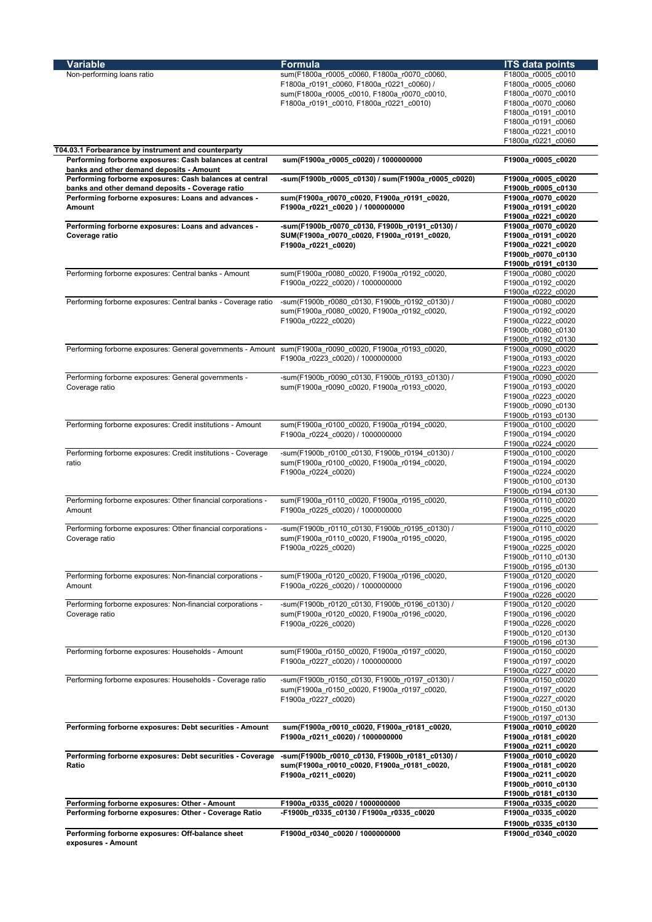| Variable | Formula | ITS data points |
|---|---|---|
| Non-performing loans ratio | sum(F1800a_r0005_c0060, F1800a_r0070_c0060, F1800a_r0191_c0060, F1800a_r0221_c0060) / sum(F1800a_r0005_c0010, F1800a_r0070_c0010, F1800a_r0191_c0010, F1800a_r0221_c0010) | F1800a_r0005_c0010 F1800a_r0005_c0060 F1800a_r0070_c0010 F1800a_r0070_c0060 F1800a_r0191_c0010 F1800a_r0191_c0060 F1800a_r0221_c0010 F1800a_r0221_c0060 |
| **T04.03.1 Forbearance by instrument and counterparty** | | |
| **Performing forborne exposures: Cash balances at central banks and other demand deposits - Amount** | **sum(F1900a_r0005_c0020) / 1000000000** | **F1900a_r0005_c0020** |
| **Performing forborne exposures: Cash balances at central banks and other demand deposits - Coverage ratio** | **-sum(F1900b_r0005_c0130) / sum(F1900a_r0005_c0020)** | **F1900a_r0005_c0020 F1900b_r0005_c0130** |
| **Performing forborne exposures: Loans and advances - Amount** | **sum(F1900a_r0070_c0020, F1900a_r0191_c0020, F1900a_r0221_c0020 ) / 1000000000** | **F1900a_r0070_c0020 F1900a_r0191_c0020 F1900a_r0221_c0020** |
| **Performing forborne exposures: Loans and advances - Coverage ratio** | **-sum(F1900b_r0070_c0130, F1900b_r0191_c0130) / SUM(F1900a_r0070_c0020, F1900a_r0191_c0020, F1900a_r0221_c0020)** | **F1900a_r0070_c0020 F1900a_r0191_c0020 F1900a_r0221_c0020 F1900b_r0070_c0130 F1900b_r0191_c0130** |
| Performing forborne exposures: Central banks - Amount | sum(F1900a_r0080_c0020, F1900a_r0192_c0020, F1900a_r0222_c0020) / 1000000000 | F1900a_r0080_c0020 F1900a_r0192_c0020 F1900a_r0222_c0020 |
| Performing forborne exposures: Central banks - Coverage ratio | -sum(F1900b_r0080_c0130, F1900b_r0192_c0130) / sum(F1900a_r0080_c0020, F1900a_r0192_c0020, F1900a_r0222_c0020) | F1900a_r0080_c0020 F1900a_r0192_c0020 F1900a_r0222_c0020 F1900b_r0080_c0130 F1900b_r0192_c0130 |
| Performing forborne exposures: General governments - Amount | sum(F1900a_r0090_c0020, F1900a_r0193_c0020, F1900a_r0223_c0020) / 1000000000 | F1900a_r0090_c0020 F1900a_r0193_c0020 F1900a_r0223_c0020 |
| Performing forborne exposures: General governments - Coverage ratio | -sum(F1900b_r0090_c0130, F1900b_r0193_c0130) / sum(F1900a_r0090_c0020, F1900a_r0193_c0020, | F1900a_r0090_c0020 F1900a_r0193_c0020 F1900a_r0223_c0020 F1900b_r0090_c0130 F1900b_r0193_c0130 |
| Performing forborne exposures: Credit institutions - Amount | sum(F1900a_r0100_c0020, F1900a_r0194_c0020, F1900a_r0224_c0020) / 1000000000 | F1900a_r0100_c0020 F1900a_r0194_c0020 F1900a_r0224_c0020 |
| Performing forborne exposures: Credit institutions - Coverage ratio | -sum(F1900b_r0100_c0130, F1900b_r0194_c0130) / sum(F1900a_r0100_c0020, F1900a_r0194_c0020, F1900a_r0224_c0020) | F1900a_r0100_c0020 F1900a_r0194_c0020 F1900a_r0224_c0020 F1900b_r0100_c0130 F1900b_r0194_c0130 |
| Performing forborne exposures: Other financial corporations - Amount | sum(F1900a_r0110_c0020, F1900a_r0195_c0020, F1900a_r0225_c0020) / 1000000000 | F1900a_r0110_c0020 F1900a_r0195_c0020 F1900a_r0225_c0020 |
| Performing forborne exposures: Other financial corporations - Coverage ratio | -sum(F1900b_r0110_c0130, F1900b_r0195_c0130) / sum(F1900a_r0110_c0020, F1900a_r0195_c0020, F1900a_r0225_c0020) | F1900a_r0110_c0020 F1900a_r0195_c0020 F1900a_r0225_c0020 F1900b_r0110_c0130 F1900b_r0195_c0130 |
| Performing forborne exposures: Non-financial corporations - Amount | sum(F1900a_r0120_c0020, F1900a_r0196_c0020, F1900a_r0226_c0020) / 1000000000 | F1900a_r0120_c0020 F1900a_r0196_c0020 F1900a_r0226_c0020 |
| Performing forborne exposures: Non-financial corporations - Coverage ratio | -sum(F1900b_r0120_c0130, F1900b_r0196_c0130) / sum(F1900a_r0120_c0020, F1900a_r0196_c0020, F1900a_r0226_c0020) | F1900a_r0120_c0020 F1900a_r0196_c0020 F1900a_r0226_c0020 F1900b_r0120_c0130 F1900b_r0196_c0130 |
| Performing forborne exposures: Households - Amount | sum(F1900a_r0150_c0020, F1900a_r0197_c0020, F1900a_r0227_c0020) / 1000000000 | F1900a_r0150_c0020 F1900a_r0197_c0020 F1900a_r0227_c0020 |
| Performing forborne exposures: Households - Coverage ratio | -sum(F1900b_r0150_c0130, F1900b_r0197_c0130) / sum(F1900a_r0150_c0020, F1900a_r0197_c0020, F1900a_r0227_c0020) | F1900a_r0150_c0020 F1900a_r0197_c0020 F1900a_r0227_c0020 F1900b_r0150_c0130 F1900b_r0197_c0130 |
| **Performing forborne exposures: Debt securities - Amount** | **sum(F1900a_r0010_c0020, F1900a_r0181_c0020, F1900a_r0211_c0020) / 1000000000** | **F1900a_r0010_c0020 F1900a_r0181_c0020 F1900a_r0211_c0020** |
| **Performing forborne exposures: Debt securities - Coverage Ratio** | **-sum(F1900b_r0010_c0130, F1900b_r0181_c0130) / sum(F1900a_r0010_c0020, F1900a_r0181_c0020, F1900a_r0211_c0020)** | **F1900a_r0010_c0020 F1900a_r0181_c0020 F1900a_r0211_c0020 F1900b_r0010_c0130 F1900b_r0181_c0130** |
| **Performing forborne exposures: Other - Amount** | **F1900a_r0335_c0020 / 1000000000** | **F1900a_r0335_c0020** |
| **Performing forborne exposures: Other - Coverage Ratio** | **-F1900b_r0335_c0130 / F1900a_r0335_c0020** | **F1900a_r0335_c0020 F1900b_r0335_c0130** |
| **Performing forborne exposures: Off-balance sheet exposures - Amount** | **F1900d_r0340_c0020 / 1000000000** | **F1900d_r0340_c0020** |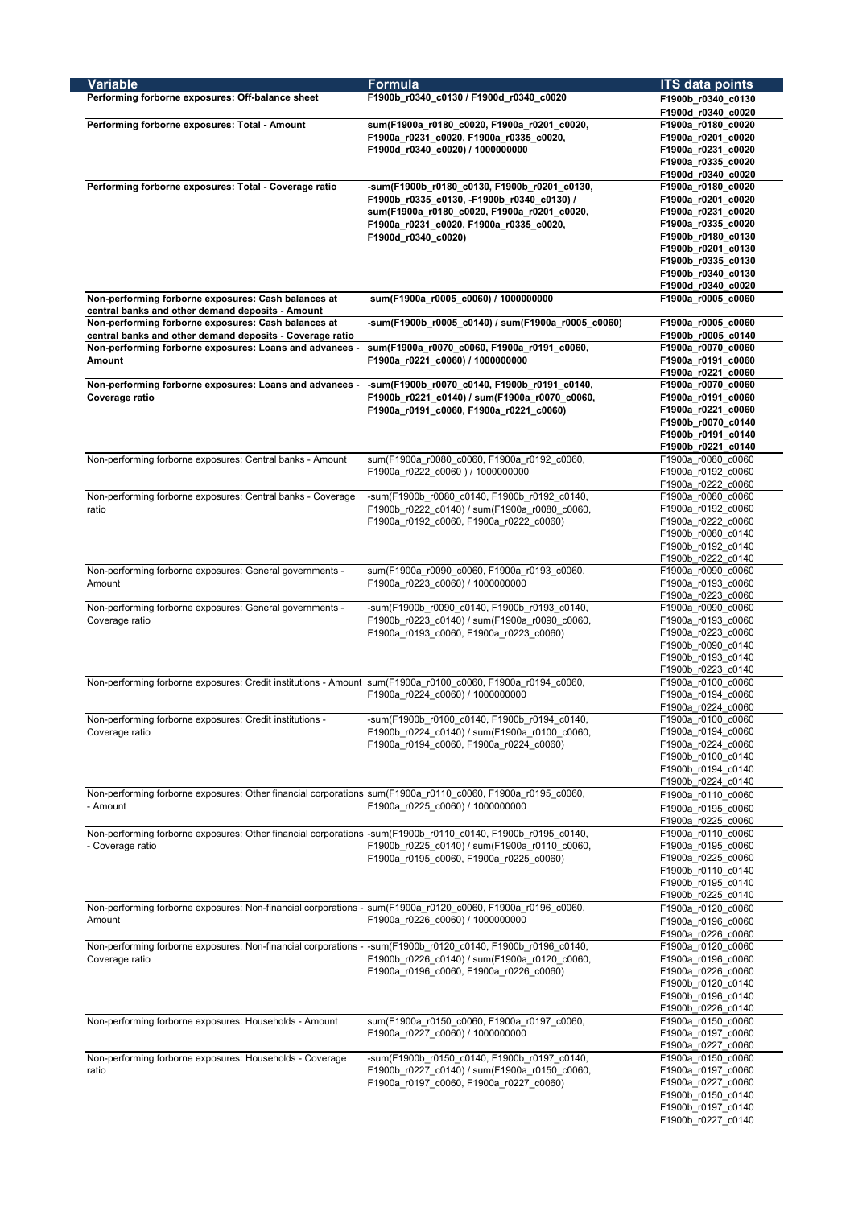| Variable | Formula | ITS data points |
|---|---|---|
| **Performing forborne exposures: Off-balance sheet** | **F1900b_r0340_c0130 / F1900d_r0340_c0020** | **F1900b_r0340_c0130<br>F1900d_r0340_c0020** |
| **Performing forborne exposures: Total - Amount** | **sum(F1900a_r0180_c0020, F1900a_r0201_c0020, F1900a_r0231_c0020, F1900a_r0335_c0020, F1900d_r0340_c0020) / 1000000000** | **F1900a_r0180_c0020<br>F1900a_r0201_c0020<br>F1900a_r0231_c0020<br>F1900a_r0335_c0020<br>F1900d_r0340_c0020** |
| **Performing forborne exposures: Total - Coverage ratio** | **-sum(F1900b_r0180_c0130, F1900b_r0201_c0130, F1900b_r0335_c0130, -F1900b_r0340_c0130) / sum(F1900a_r0180_c0020, F1900a_r0201_c0020, F1900a_r0231_c0020, F1900a_r0335_c0020, F1900d_r0340_c0020)** | **F1900a_r0180_c0020<br>F1900a_r0201_c0020<br>F1900a_r0231_c0020<br>F1900a_r0335_c0020<br>F1900b_r0180_c0130<br>F1900b_r0201_c0130<br>F1900b_r0335_c0130<br>F1900b_r0340_c0130<br>F1900d_r0340_c0020** |
| **Non-performing forborne exposures: Cash balances at central banks and other demand deposits - Amount** | **sum(F1900a_r0005_c0060) / 1000000000** | **F1900a_r0005_c0060** |
| **Non-performing forborne exposures: Cash balances at central banks and other demand deposits - Coverage ratio** | **-sum(F1900b_r0005_c0140) / sum(F1900a_r0005_c0060)** | **F1900a_r0005_c0060<br>F1900b_r0005_c0140** |
| **Non-performing forborne exposures: Loans and advances - Amount** | **sum(F1900a_r0070_c0060, F1900a_r0191_c0060, F1900a_r0221_c0060) / 1000000000** | **F1900a_r0070_c0060<br>F1900a_r0191_c0060<br>F1900a_r0221_c0060** |
| **Non-performing forborne exposures: Loans and advances - Coverage ratio** | **-sum(F1900b_r0070_c0140, F1900b_r0191_c0140, F1900b_r0221_c0140) / sum(F1900a_r0070_c0060, F1900a_r0191_c0060, F1900a_r0221_c0060)** | **F1900a_r0070_c0060<br>F1900a_r0191_c0060<br>F1900a_r0221_c0060<br>F1900b_r0070_c0140<br>F1900b_r0191_c0140<br>F1900b_r0221_c0140** |
| Non-performing forborne exposures: Central banks - Amount | sum(F1900a_r0080_c0060, F1900a_r0192_c0060, F1900a_r0222_c0060 ) / 1000000000 | F1900a_r0080_c0060<br>F1900a_r0192_c0060<br>F1900a_r0222_c0060 |
| Non-performing forborne exposures: Central banks - Coverage ratio | -sum(F1900b_r0080_c0140, F1900b_r0192_c0140, F1900b_r0222_c0140) / sum(F1900a_r0080_c0060, F1900a_r0192_c0060, F1900a_r0222_c0060) | F1900a_r0080_c0060<br>F1900a_r0192_c0060<br>F1900a_r0222_c0060<br>F1900b_r0080_c0140<br>F1900b_r0192_c0140<br>F1900b_r0222_c0140 |
| Non-performing forborne exposures: General governments - Amount | sum(F1900a_r0090_c0060, F1900a_r0193_c0060, F1900a_r0223_c0060) / 1000000000 | F1900a_r0090_c0060<br>F1900a_r0193_c0060<br>F1900a_r0223_c0060 |
| Non-performing forborne exposures: General governments - Coverage ratio | -sum(F1900b_r0090_c0140, F1900b_r0193_c0140, F1900b_r0223_c0140) / sum(F1900a_r0090_c0060, F1900a_r0193_c0060, F1900a_r0223_c0060) | F1900a_r0090_c0060<br>F1900a_r0193_c0060<br>F1900a_r0223_c0060<br>F1900b_r0090_c0140<br>F1900b_r0193_c0140<br>F1900b_r0223_c0140 |
| Non-performing forborne exposures: Credit institutions - Amount | sum(F1900a_r0100_c0060, F1900a_r0194_c0060, F1900a_r0224_c0060) / 1000000000 | F1900a_r0100_c0060<br>F1900a_r0194_c0060<br>F1900a_r0224_c0060 |
| Non-performing forborne exposures: Credit institutions - Coverage ratio | -sum(F1900b_r0100_c0140, F1900b_r0194_c0140, F1900b_r0224_c0140) / sum(F1900a_r0100_c0060, F1900a_r0194_c0060, F1900a_r0224_c0060) | F1900a_r0100_c0060<br>F1900a_r0194_c0060<br>F1900a_r0224_c0060<br>F1900b_r0100_c0140<br>F1900b_r0194_c0140<br>F1900b_r0224_c0140 |
| Non-performing forborne exposures: Other financial corporations - Amount | sum(F1900a_r0110_c0060, F1900a_r0195_c0060, F1900a_r0225_c0060) / 1000000000 | F1900a_r0110_c0060<br>F1900a_r0195_c0060<br>F1900a_r0225_c0060 |
| Non-performing forborne exposures: Other financial corporations - Coverage ratio | -sum(F1900b_r0110_c0140, F1900b_r0195_c0140, F1900b_r0225_c0140) / sum(F1900a_r0110_c0060, F1900a_r0195_c0060, F1900a_r0225_c0060) | F1900a_r0110_c0060<br>F1900a_r0195_c0060<br>F1900a_r0225_c0060<br>F1900b_r0110_c0140<br>F1900b_r0195_c0140<br>F1900b_r0225_c0140 |
| Non-performing forborne exposures: Non-financial corporations - Amount | sum(F1900a_r0120_c0060, F1900a_r0196_c0060, F1900a_r0226_c0060) / 1000000000 | F1900a_r0120_c0060<br>F1900a_r0196_c0060<br>F1900a_r0226_c0060 |
| Non-performing forborne exposures: Non-financial corporations - Coverage ratio | -sum(F1900b_r0120_c0140, F1900b_r0196_c0140, F1900b_r0226_c0140) / sum(F1900a_r0120_c0060, F1900a_r0196_c0060, F1900a_r0226_c0060) | F1900a_r0120_c0060<br>F1900a_r0196_c0060<br>F1900a_r0226_c0060<br>F1900b_r0120_c0140<br>F1900b_r0196_c0140<br>F1900b_r0226_c0140 |
| Non-performing forborne exposures: Households - Amount | sum(F1900a_r0150_c0060, F1900a_r0197_c0060, F1900a_r0227_c0060) / 1000000000 | F1900a_r0150_c0060<br>F1900a_r0197_c0060<br>F1900a_r0227_c0060 |
| Non-performing forborne exposures: Households - Coverage ratio | -sum(F1900b_r0150_c0140, F1900b_r0197_c0140, F1900b_r0227_c0140) / sum(F1900a_r0150_c0060, F1900a_r0197_c0060, F1900a_r0227_c0060) | F1900a_r0150_c0060<br>F1900a_r0197_c0060<br>F1900a_r0227_c0060<br>F1900b_r0150_c0140<br>F1900b_r0197_c0140<br>F1900b_r0227_c0140 |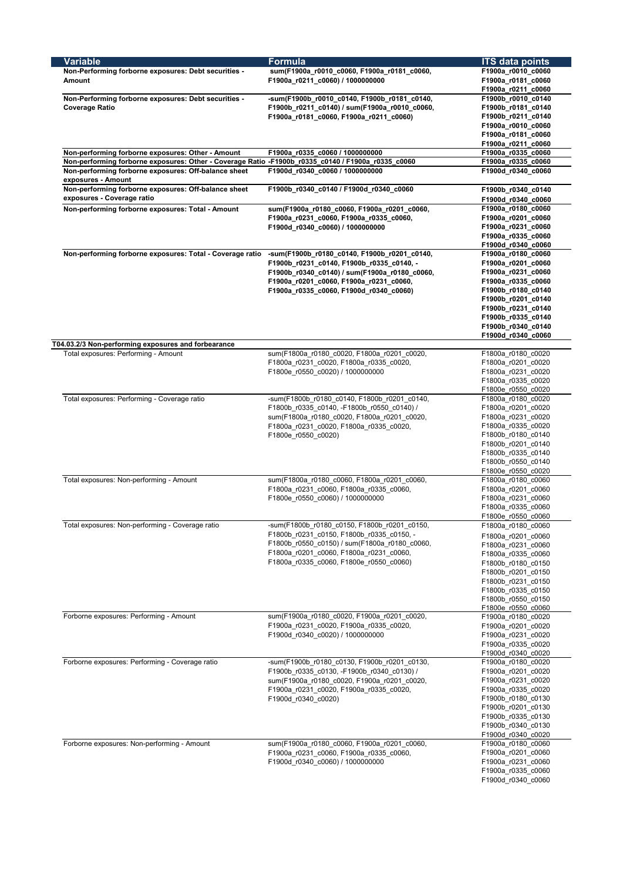| Variable | Formula | ITS data points |
|---|---|---|
| **Non-Performing forborne exposures: Debt securities - Amount** | **sum(F1900a_r0010_c0060, F1900a_r0181_c0060, F1900a_r0211_c0060) / 1000000000** | **F1900a_r0010_c0060 F1900a_r0181_c0060 F1900a_r0211_c0060** |
| **Non-Performing forborne exposures: Debt securities - Coverage Ratio** | **-sum(F1900b_r0010_c0140, F1900b_r0181_c0140, F1900b_r0211_c0140) / sum(F1900a_r0010_c0060, F1900a_r0181_c0060, F1900a_r0211_c0060)** | **F1900b_r0010_c0140 F1900b_r0181_c0140 F1900b_r0211_c0140 F1900a_r0010_c0060 F1900a_r0181_c0060 F1900a_r0211_c0060** |
| **Non-performing forborne exposures: Other - Amount** | **F1900a_r0335_c0060 / 1000000000** | **F1900a_r0335_c0060** |
| **Non-performing forborne exposures: Other - Coverage Ratio** | **-F1900b_r0335_c0140 / F1900a_r0335_c0060** | **F1900a_r0335_c0060** |
| **Non-performing forborne exposures: Off-balance sheet exposures - Amount** | **F1900d_r0340_c0060 / 1000000000** | **F1900d_r0340_c0060** |
| **Non-performing forborne exposures: Off-balance sheet exposures - Coverage ratio** | **F1900b_r0340_c0140 / F1900d_r0340_c0060** | **F1900b_r0340_c0140 F1900d_r0340_c0060** |
| **Non-performing forborne exposures: Total - Amount** | **sum(F1900a_r0180_c0060, F1900a_r0201_c0060, F1900a_r0231_c0060, F1900a_r0335_c0060, F1900d_r0340_c0060) / 1000000000** | **F1900a_r0180_c0060 F1900a_r0201_c0060 F1900a_r0231_c0060 F1900a_r0335_c0060 F1900d_r0340_c0060** |
| **Non-performing forborne exposures: Total - Coverage ratio** | **-sum(F1900b_r0180_c0140, F1900b_r0201_c0140, F1900b_r0231_c0140, F1900b_r0335_c0140, -F1900b_r0340_c0140) / sum(F1900a_r0180_c0060, F1900a_r0201_c0060, F1900a_r0231_c0060, F1900a_r0335_c0060, F1900d_r0340_c0060)** | **F1900a_r0180_c0060 F1900a_r0201_c0060 F1900a_r0231_c0060 F1900a_r0335_c0060 F1900b_r0180_c0140 F1900b_r0201_c0140 F1900b_r0231_c0140 F1900b_r0335_c0140 F1900b_r0340_c0140 F1900d_r0340_c0060** |
| **T04.03.2/3 Non-performing exposures and forbearance** | | |
| Total exposures: Performing - Amount | sum(F1800a_r0180_c0020, F1800a_r0201_c0020, F1800a_r0231_c0020, F1800a_r0335_c0020, F1800e_r0550_c0020) / 1000000000 | F1800a_r0180_c0020 F1800a_r0201_c0020 F1800a_r0231_c0020 F1800a_r0335_c0020 F1800e_r0550_c0020 |
| Total exposures: Performing - Coverage ratio | -sum(F1800b_r0180_c0140, F1800b_r0201_c0140, F1800b_r0335_c0140, -F1800b_r0550_c0140) / sum(F1800a_r0180_c0020, F1800a_r0201_c0020, F1800a_r0231_c0020, F1800a_r0335_c0020, F1800e_r0550_c0020) | F1800a_r0180_c0020 F1800a_r0201_c0020 F1800a_r0231_c0020 F1800a_r0335_c0020 F1800b_r0180_c0140 F1800b_r0201_c0140 F1800b_r0335_c0140 F1800b_r0550_c0140 F1800e_r0550_c0020 |
| Total exposures: Non-performing - Amount | sum(F1800a_r0180_c0060, F1800a_r0201_c0060, F1800a_r0231_c0060, F1800a_r0335_c0060, F1800e_r0550_c0060) / 1000000000 | F1800a_r0180_c0060 F1800a_r0201_c0060 F1800a_r0231_c0060 F1800a_r0335_c0060 F1800e_r0550_c0060 |
| Total exposures: Non-performing - Coverage ratio | -sum(F1800b_r0180_c0150, F1800b_r0201_c0150, F1800b_r0231_c0150, F1800b_r0335_c0150, -F1800b_r0550_c0150) / sum(F1800a_r0180_c0060, F1800a_r0201_c0060, F1800a_r0231_c0060, F1800a_r0335_c0060, F1800e_r0550_c0060) | F1800a_r0180_c0060 F1800a_r0201_c0060 F1800a_r0231_c0060 F1800a_r0335_c0060 F1800b_r0180_c0150 F1800b_r0201_c0150 F1800b_r0231_c0150 F1800b_r0335_c0150 F1800b_r0550_c0150 F1800e_r0550_c0060 |
| Forborne exposures: Performing - Amount | sum(F1900a_r0180_c0020, F1900a_r0201_c0020, F1900a_r0231_c0020, F1900a_r0335_c0020, F1900d_r0340_c0020) / 1000000000 | F1900a_r0180_c0020 F1900a_r0201_c0020 F1900a_r0231_c0020 F1900a_r0335_c0020 F1900d_r0340_c0020 |
| Forborne exposures: Performing - Coverage ratio | -sum(F1900b_r0180_c0130, F1900b_r0201_c0130, F1900b_r0335_c0130, -F1900b_r0340_c0130) / sum(F1900a_r0180_c0020, F1900a_r0201_c0020, F1900a_r0231_c0020, F1900a_r0335_c0020, F1900d_r0340_c0020) | F1900a_r0180_c0020 F1900a_r0201_c0020 F1900a_r0231_c0020 F1900a_r0335_c0020 F1900b_r0180_c0130 F1900b_r0201_c0130 F1900b_r0335_c0130 F1900b_r0340_c0130 F1900d_r0340_c0020 |
| Forborne exposures: Non-performing - Amount | sum(F1900a_r0180_c0060, F1900a_r0201_c0060, F1900a_r0231_c0060, F1900a_r0335_c0060, F1900d_r0340_c0060) / 1000000000 | F1900a_r0180_c0060 F1900a_r0201_c0060 F1900a_r0231_c0060 F1900a_r0335_c0060 F1900d_r0340_c0060 |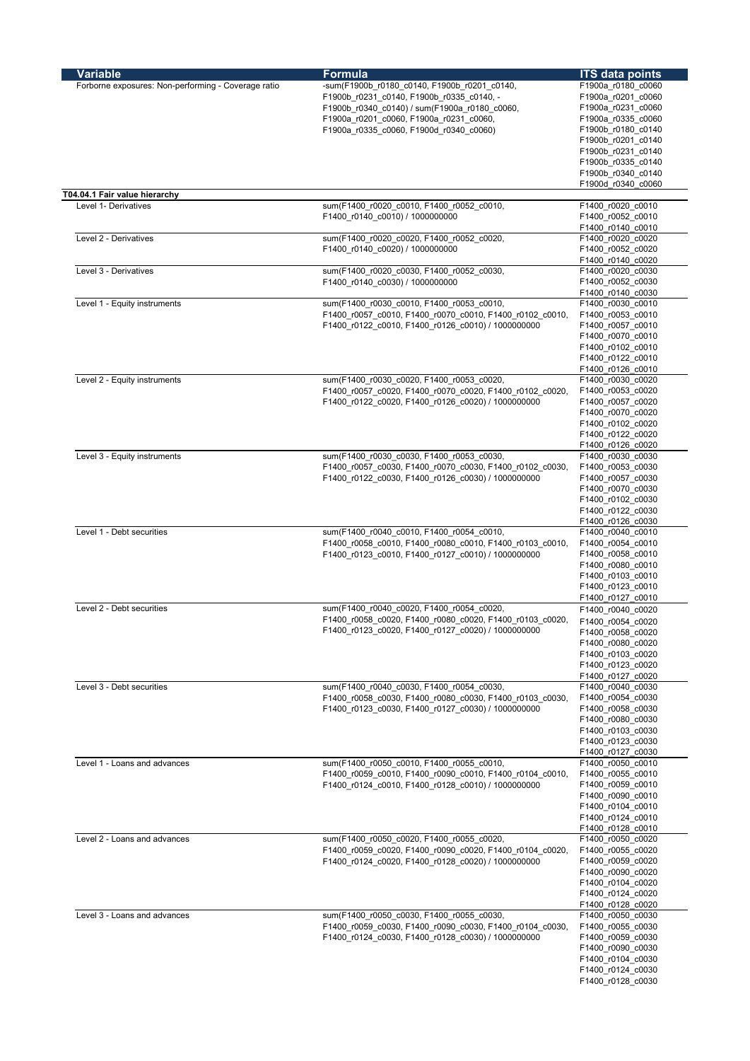| Variable | Formula | ITS data points |
|---|---|---|
| Forborne exposures: Non-performing - Coverage ratio | -sum(F1900b_r0180_c0140, F1900b_r0201_c0140, F1900b_r0231_c0140, F1900b_r0335_c0140, -F1900b_r0340_c0140) / sum(F1900a_r0180_c0060, F1900a_r0201_c0060, F1900a_r0231_c0060, F1900a_r0335_c0060, F1900d_r0340_c0060) | F1900a_r0180_c0060<br>F1900a_r0201_c0060<br>F1900a_r0231_c0060<br>F1900a_r0335_c0060<br>F1900b_r0180_c0140<br>F1900b_r0201_c0140<br>F1900b_r0231_c0140<br>F1900b_r0335_c0140<br>F1900b_r0340_c0140<br>F1900d_r0340_c0060 |
| **T04.04.1 Fair value hierarchy** | | |
| Level 1- Derivatives | sum(F1400_r0020_c0010, F1400_r0052_c0010, F1400_r0140_c0010) / 1000000000 | F1400_r0020_c0010<br>F1400_r0052_c0010<br>F1400_r0140_c0010 |
| Level 2 - Derivatives | sum(F1400_r0020_c0020, F1400_r0052_c0020, F1400_r0140_c0020) / 1000000000 | F1400_r0020_c0020<br>F1400_r0052_c0020<br>F1400_r0140_c0020 |
| Level 3 - Derivatives | sum(F1400_r0020_c0030, F1400_r0052_c0030, F1400_r0140_c0030) / 1000000000 | F1400_r0020_c0030<br>F1400_r0052_c0030<br>F1400_r0140_c0030 |
| Level 1 - Equity instruments | sum(F1400_r0030_c0010, F1400_r0053_c0010, F1400_r0057_c0010, F1400_r0070_c0010, F1400_r0102_c0010, F1400_r0122_c0010, F1400_r0126_c0010) / 1000000000 | F1400_r0030_c0010<br>F1400_r0053_c0010<br>F1400_r0057_c0010<br>F1400_r0070_c0010<br>F1400_r0102_c0010<br>F1400_r0122_c0010<br>F1400_r0126_c0010 |
| Level 2 - Equity instruments | sum(F1400_r0030_c0020, F1400_r0053_c0020, F1400_r0057_c0020, F1400_r0070_c0020, F1400_r0102_c0020, F1400_r0122_c0020, F1400_r0126_c0020) / 1000000000 | F1400_r0030_c0020<br>F1400_r0053_c0020<br>F1400_r0057_c0020<br>F1400_r0070_c0020<br>F1400_r0102_c0020<br>F1400_r0122_c0020<br>F1400_r0126_c0020 |
| Level 3 - Equity instruments | sum(F1400_r0030_c0030, F1400_r0053_c0030, F1400_r0057_c0030, F1400_r0070_c0030, F1400_r0102_c0030, F1400_r0122_c0030, F1400_r0126_c0030) / 1000000000 | F1400_r0030_c0030<br>F1400_r0053_c0030<br>F1400_r0057_c0030<br>F1400_r0070_c0030<br>F1400_r0102_c0030<br>F1400_r0122_c0030<br>F1400_r0126_c0030 |
| Level 1 - Debt securities | sum(F1400_r0040_c0010, F1400_r0054_c0010, F1400_r0058_c0010, F1400_r0080_c0010, F1400_r0103_c0010, F1400_r0123_c0010, F1400_r0127_c0010) / 1000000000 | F1400_r0040_c0010<br>F1400_r0054_c0010<br>F1400_r0058_c0010<br>F1400_r0080_c0010<br>F1400_r0103_c0010<br>F1400_r0123_c0010<br>F1400_r0127_c0010 |
| Level 2 - Debt securities | sum(F1400_r0040_c0020, F1400_r0054_c0020, F1400_r0058_c0020, F1400_r0080_c0020, F1400_r0103_c0020, F1400_r0123_c0020, F1400_r0127_c0020) / 1000000000 | F1400_r0040_c0020<br>F1400_r0054_c0020<br>F1400_r0058_c0020<br>F1400_r0080_c0020<br>F1400_r0103_c0020<br>F1400_r0123_c0020<br>F1400_r0127_c0020 |
| Level 3 - Debt securities | sum(F1400_r0040_c0030, F1400_r0054_c0030, F1400_r0058_c0030, F1400_r0080_c0030, F1400_r0103_c0030, F1400_r0123_c0030, F1400_r0127_c0030) / 1000000000 | F1400_r0040_c0030<br>F1400_r0054_c0030<br>F1400_r0058_c0030<br>F1400_r0080_c0030<br>F1400_r0103_c0030<br>F1400_r0123_c0030<br>F1400_r0127_c0030 |
| Level 1 - Loans and advances | sum(F1400_r0050_c0010, F1400_r0055_c0010, F1400_r0059_c0010, F1400_r0090_c0010, F1400_r0104_c0010, F1400_r0124_c0010, F1400_r0128_c0010) / 1000000000 | F1400_r0050_c0010<br>F1400_r0055_c0010<br>F1400_r0059_c0010<br>F1400_r0090_c0010<br>F1400_r0104_c0010<br>F1400_r0124_c0010<br>F1400_r0128_c0010 |
| Level 2 - Loans and advances | sum(F1400_r0050_c0020, F1400_r0055_c0020, F1400_r0059_c0020, F1400_r0090_c0020, F1400_r0104_c0020, F1400_r0124_c0020, F1400_r0128_c0020) / 1000000000 | F1400_r0050_c0020<br>F1400_r0055_c0020<br>F1400_r0059_c0020<br>F1400_r0090_c0020<br>F1400_r0104_c0020<br>F1400_r0124_c0020<br>F1400_r0128_c0020 |
| Level 3 - Loans and advances | sum(F1400_r0050_c0030, F1400_r0055_c0030, F1400_r0059_c0030, F1400_r0090_c0030, F1400_r0104_c0030, F1400_r0124_c0030, F1400_r0128_c0030) / 1000000000 | F1400_r0050_c0030<br>F1400_r0055_c0030<br>F1400_r0059_c0030<br>F1400_r0090_c0030<br>F1400_r0104_c0030<br>F1400_r0124_c0030<br>F1400_r0128_c0030 |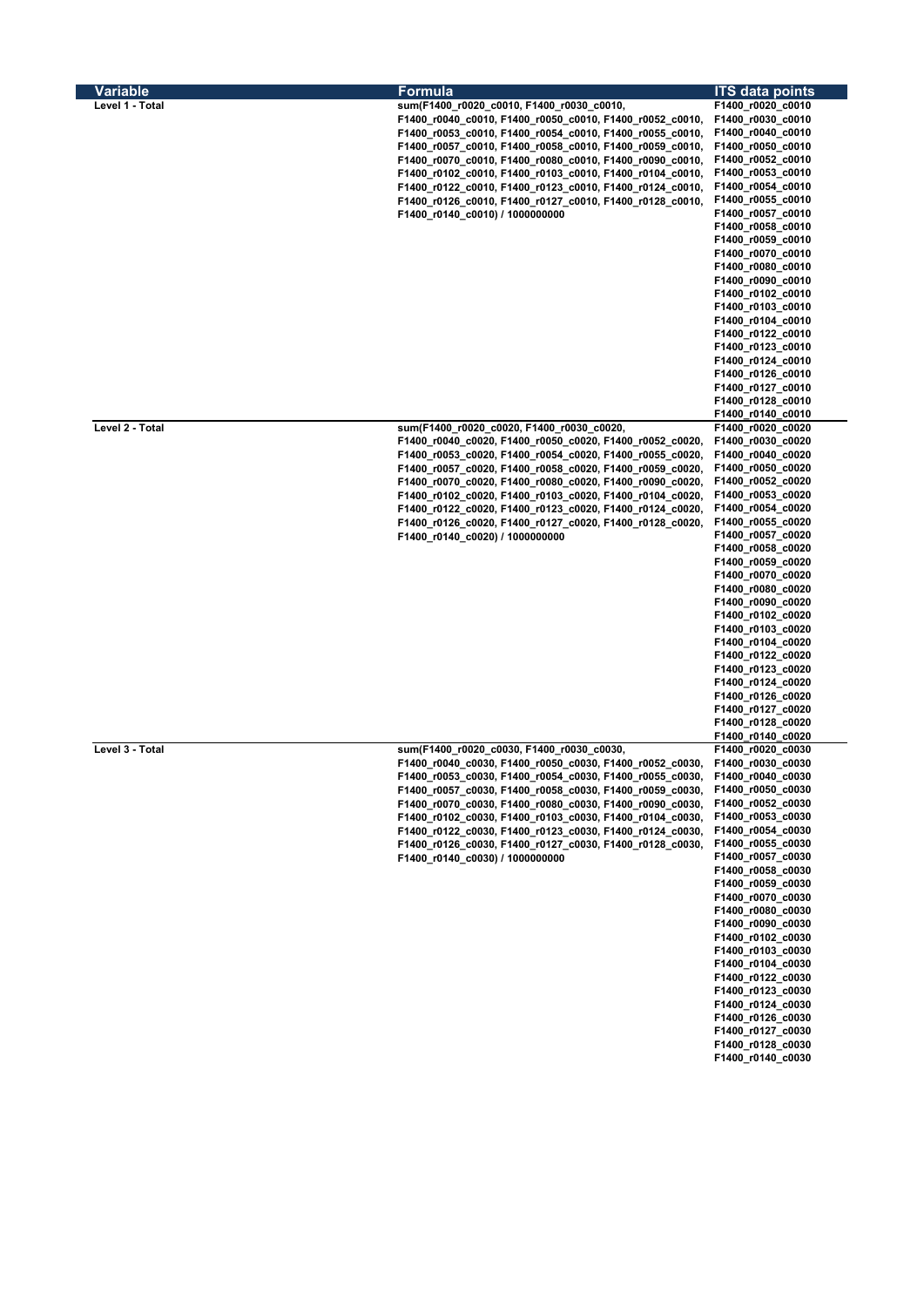| Variable | Formula | ITS data points |
|---|---|---|
| Level 1 - Total | sum(F1400_r0020_c0010, F1400_r0030_c0010, F1400_r0040_c0010, F1400_r0050_c0010, F1400_r0052_c0010, F1400_r0053_c0010, F1400_r0054_c0010, F1400_r0055_c0010, F1400_r0057_c0010, F1400_r0058_c0010, F1400_r0059_c0010, F1400_r0070_c0010, F1400_r0080_c0010, F1400_r0090_c0010, F1400_r0102_c0010, F1400_r0103_c0010, F1400_r0104_c0010, F1400_r0122_c0010, F1400_r0123_c0010, F1400_r0124_c0010, F1400_r0126_c0010, F1400_r0127_c0010, F1400_r0128_c0010, F1400_r0140_c0010) / 1000000000 | F1400_r0020_c0010<br>F1400_r0030_c0010<br>F1400_r0040_c0010<br>F1400_r0050_c0010<br>F1400_r0052_c0010<br>F1400_r0053_c0010<br>F1400_r0054_c0010<br>F1400_r0055_c0010<br>F1400_r0057_c0010<br>F1400_r0058_c0010<br>F1400_r0059_c0010<br>F1400_r0070_c0010<br>F1400_r0080_c0010<br>F1400_r0090_c0010<br>F1400_r0102_c0010<br>F1400_r0103_c0010<br>F1400_r0104_c0010<br>F1400_r0122_c0010<br>F1400_r0123_c0010<br>F1400_r0124_c0010<br>F1400_r0126_c0010<br>F1400_r0127_c0010<br>F1400_r0128_c0010<br>F1400_r0140_c0010 |
| Level 2 - Total | sum(F1400_r0020_c0020, F1400_r0030_c0020, F1400_r0040_c0020, F1400_r0050_c0020, F1400_r0052_c0020, F1400_r0053_c0020, F1400_r0054_c0020, F1400_r0055_c0020, F1400_r0057_c0020, F1400_r0058_c0020, F1400_r0059_c0020, F1400_r0070_c0020, F1400_r0080_c0020, F1400_r0090_c0020, F1400_r0102_c0020, F1400_r0103_c0020, F1400_r0104_c0020, F1400_r0122_c0020, F1400_r0123_c0020, F1400_r0124_c0020, F1400_r0126_c0020, F1400_r0127_c0020, F1400_r0128_c0020, F1400_r0140_c0020) / 1000000000 | F1400_r0020_c0020<br>F1400_r0030_c0020<br>F1400_r0040_c0020<br>F1400_r0050_c0020<br>F1400_r0052_c0020<br>F1400_r0053_c0020<br>F1400_r0054_c0020<br>F1400_r0055_c0020<br>F1400_r0057_c0020<br>F1400_r0058_c0020<br>F1400_r0059_c0020<br>F1400_r0070_c0020<br>F1400_r0080_c0020<br>F1400_r0090_c0020<br>F1400_r0102_c0020<br>F1400_r0103_c0020<br>F1400_r0104_c0020<br>F1400_r0122_c0020<br>F1400_r0123_c0020<br>F1400_r0124_c0020<br>F1400_r0126_c0020<br>F1400_r0127_c0020<br>F1400_r0128_c0020<br>F1400_r0140_c0020 |
| Level 3 - Total | sum(F1400_r0020_c0030, F1400_r0030_c0030, F1400_r0040_c0030, F1400_r0050_c0030, F1400_r0052_c0030, F1400_r0053_c0030, F1400_r0054_c0030, F1400_r0055_c0030, F1400_r0057_c0030, F1400_r0058_c0030, F1400_r0059_c0030, F1400_r0070_c0030, F1400_r0080_c0030, F1400_r0090_c0030, F1400_r0102_c0030, F1400_r0103_c0030, F1400_r0104_c0030, F1400_r0122_c0030, F1400_r0123_c0030, F1400_r0124_c0030, F1400_r0126_c0030, F1400_r0127_c0030, F1400_r0128_c0030, F1400_r0140_c0030) / 1000000000 | F1400_r0020_c0030<br>F1400_r0030_c0030<br>F1400_r0040_c0030<br>F1400_r0050_c0030<br>F1400_r0052_c0030<br>F1400_r0053_c0030<br>F1400_r0054_c0030<br>F1400_r0055_c0030<br>F1400_r0057_c0030<br>F1400_r0058_c0030<br>F1400_r0059_c0030<br>F1400_r0070_c0030<br>F1400_r0080_c0030<br>F1400_r0090_c0030<br>F1400_r0102_c0030<br>F1400_r0103_c0030<br>F1400_r0104_c0030<br>F1400_r0122_c0030<br>F1400_r0123_c0030<br>F1400_r0124_c0030<br>F1400_r0126_c0030<br>F1400_r0127_c0030<br>F1400_r0128_c0030<br>F1400_r0140_c0030 |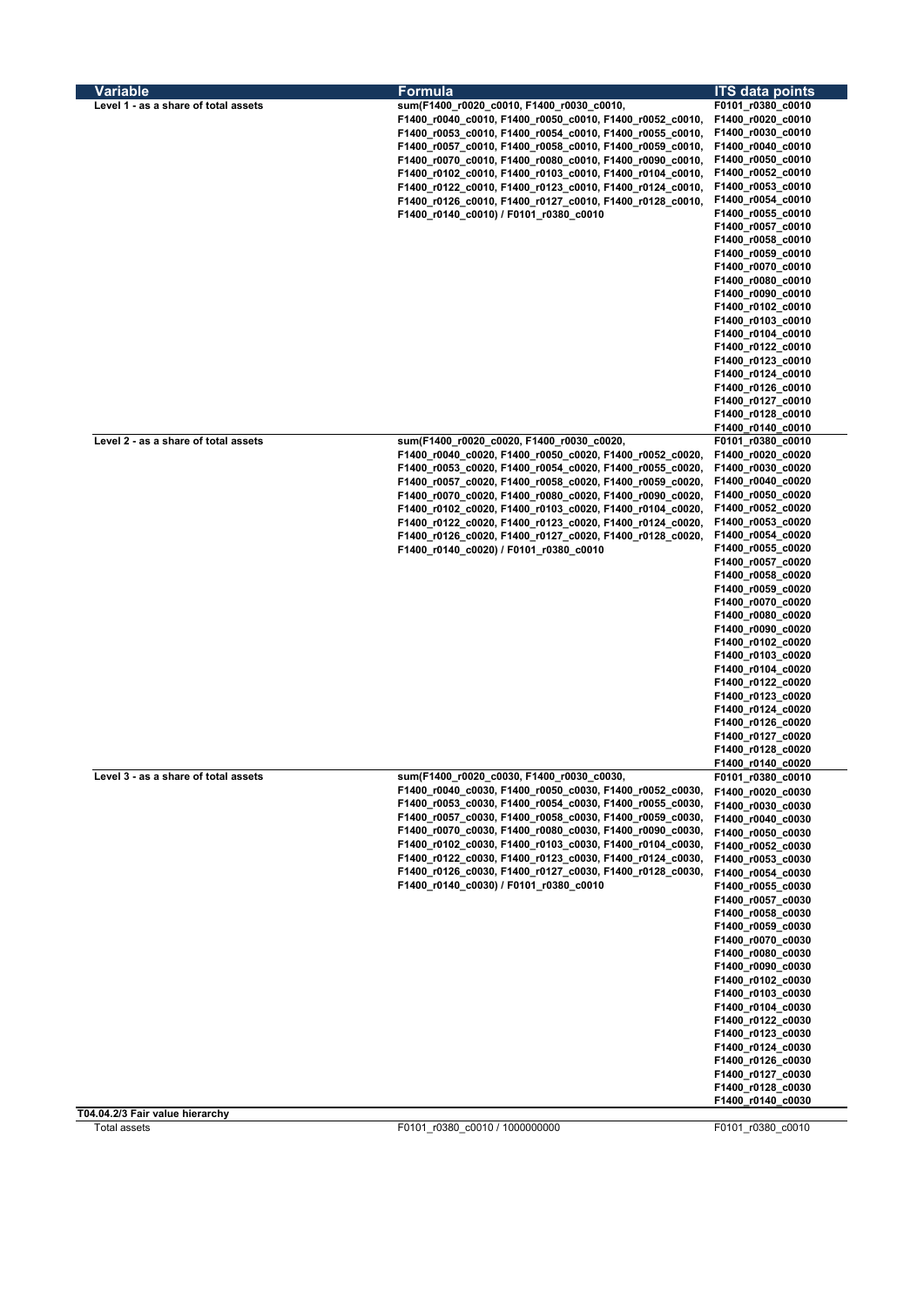| Variable | Formula | ITS data points |
|---|---|---|
| **Level 1 - as a share of total assets** | **sum(F1400_r0020_c0010, F1400_r0030_c0010, F1400_r0040_c0010, F1400_r0050_c0010, F1400_r0052_c0010, F1400_r0053_c0010, F1400_r0054_c0010, F1400_r0055_c0010, F1400_r0057_c0010, F1400_r0058_c0010, F1400_r0059_c0010, F1400_r0070_c0010, F1400_r0080_c0010, F1400_r0090_c0010, F1400_r0102_c0010, F1400_r0103_c0010, F1400_r0104_c0010, F1400_r0122_c0010, F1400_r0123_c0010, F1400_r0124_c0010, F1400_r0126_c0010, F1400_r0127_c0010, F1400_r0128_c0010, F1400_r0140_c0010) / F0101_r0380_c0010** | **F0101_r0380_c0010<br>F1400_r0020_c0010<br>F1400_r0030_c0010<br>F1400_r0040_c0010<br>F1400_r0050_c0010<br>F1400_r0052_c0010<br>F1400_r0053_c0010<br>F1400_r0054_c0010<br>F1400_r0055_c0010<br>F1400_r0057_c0010<br>F1400_r0058_c0010<br>F1400_r0059_c0010<br>F1400_r0070_c0010<br>F1400_r0080_c0010<br>F1400_r0090_c0010<br>F1400_r0102_c0010<br>F1400_r0103_c0010<br>F1400_r0104_c0010<br>F1400_r0122_c0010<br>F1400_r0123_c0010<br>F1400_r0124_c0010<br>F1400_r0126_c0010<br>F1400_r0127_c0010<br>F1400_r0128_c0010<br>F1400_r0140_c0010** |
| **Level 2 - as a share of total assets** | **sum(F1400_r0020_c0020, F1400_r0030_c0020, F1400_r0040_c0020, F1400_r0050_c0020, F1400_r0052_c0020, F1400_r0053_c0020, F1400_r0054_c0020, F1400_r0055_c0020, F1400_r0057_c0020, F1400_r0058_c0020, F1400_r0059_c0020, F1400_r0070_c0020, F1400_r0080_c0020, F1400_r0090_c0020, F1400_r0102_c0020, F1400_r0103_c0020, F1400_r0104_c0020, F1400_r0122_c0020, F1400_r0123_c0020, F1400_r0124_c0020, F1400_r0126_c0020, F1400_r0127_c0020, F1400_r0128_c0020, F1400_r0140_c0020) / F0101_r0380_c0010** | **F0101_r0380_c0010<br>F1400_r0020_c0020<br>F1400_r0030_c0020<br>F1400_r0040_c0020<br>F1400_r0050_c0020<br>F1400_r0052_c0020<br>F1400_r0053_c0020<br>F1400_r0054_c0020<br>F1400_r0055_c0020<br>F1400_r0057_c0020<br>F1400_r0058_c0020<br>F1400_r0059_c0020<br>F1400_r0070_c0020<br>F1400_r0080_c0020<br>F1400_r0090_c0020<br>F1400_r0102_c0020<br>F1400_r0103_c0020<br>F1400_r0104_c0020<br>F1400_r0122_c0020<br>F1400_r0123_c0020<br>F1400_r0124_c0020<br>F1400_r0126_c0020<br>F1400_r0127_c0020<br>F1400_r0128_c0020<br>F1400_r0140_c0020** |
| **Level 3 - as a share of total assets** | **sum(F1400_r0020_c0030, F1400_r0030_c0030, F1400_r0040_c0030, F1400_r0050_c0030, F1400_r0052_c0030, F1400_r0053_c0030, F1400_r0054_c0030, F1400_r0055_c0030, F1400_r0057_c0030, F1400_r0058_c0030, F1400_r0059_c0030, F1400_r0070_c0030, F1400_r0080_c0030, F1400_r0090_c0030, F1400_r0102_c0030, F1400_r0103_c0030, F1400_r0104_c0030, F1400_r0122_c0030, F1400_r0123_c0030, F1400_r0124_c0030, F1400_r0126_c0030, F1400_r0127_c0030, F1400_r0128_c0030, F1400_r0140_c0030) / F0101_r0380_c0010** | **F0101_r0380_c0010<br>F1400_r0020_c0030<br>F1400_r0030_c0030<br>F1400_r0040_c0030<br>F1400_r0050_c0030<br>F1400_r0052_c0030<br>F1400_r0053_c0030<br>F1400_r0054_c0030<br>F1400_r0055_c0030<br>F1400_r0057_c0030<br>F1400_r0058_c0030<br>F1400_r0059_c0030<br>F1400_r0070_c0030<br>F1400_r0080_c0030<br>F1400_r0090_c0030<br>F1400_r0102_c0030<br>F1400_r0103_c0030<br>F1400_r0104_c0030<br>F1400_r0122_c0030<br>F1400_r0123_c0030<br>F1400_r0124_c0030<br>F1400_r0126_c0030<br>F1400_r0127_c0030<br>F1400_r0128_c0030<br>F1400_r0140_c0030** |
| **T04.04.2/3 Fair value hierarchy** | | |
| Total assets | F0101_r0380_c0010 / 1000000000 | F0101_r0380_c0010 |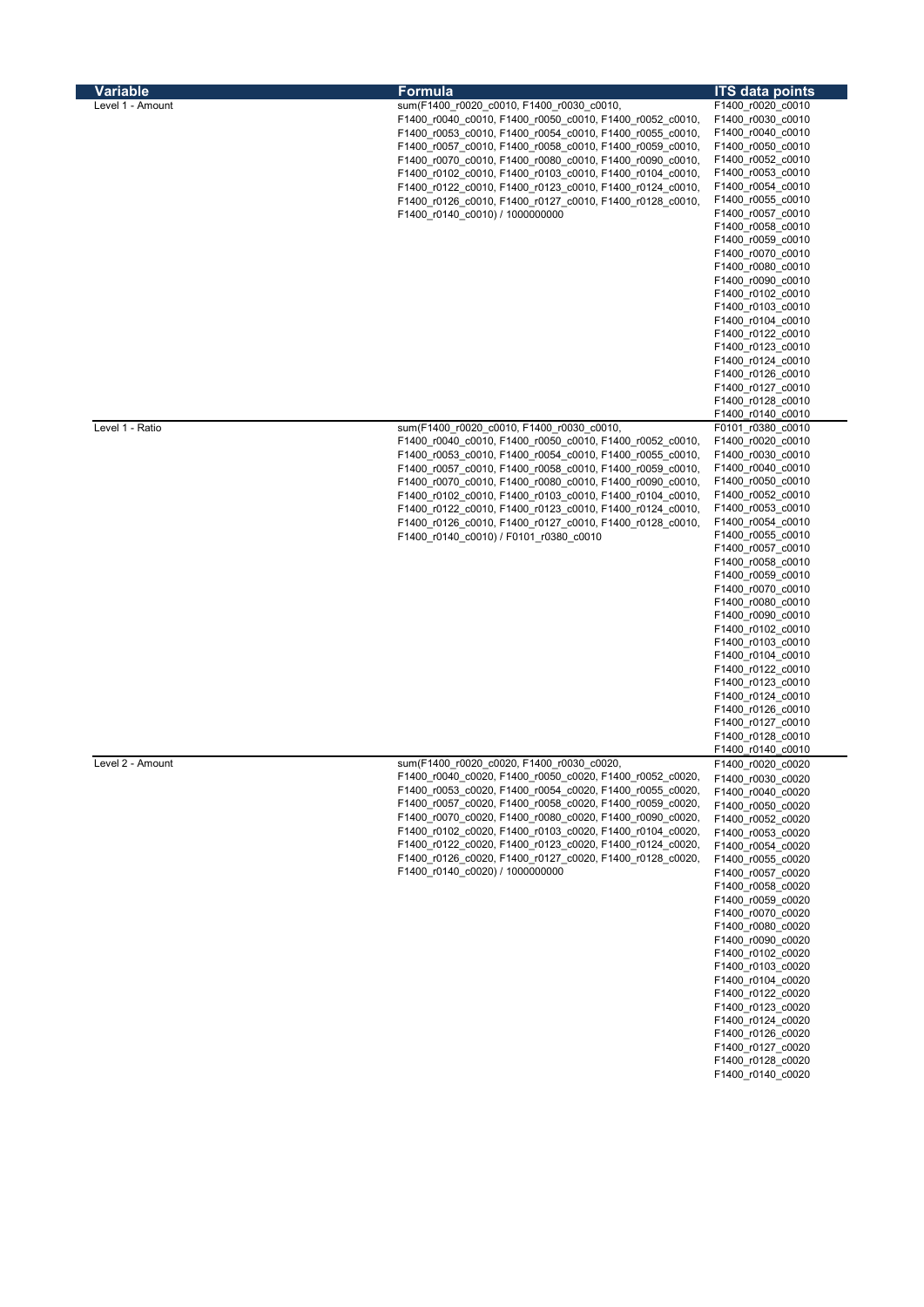| Variable | Formula | ITS data points |
|---|---|---|
| Level 1 - Amount | sum(F1400_r0020_c0010, F1400_r0030_c0010, F1400_r0040_c0010, F1400_r0050_c0010, F1400_r0052_c0010, F1400_r0053_c0010, F1400_r0054_c0010, F1400_r0055_c0010, F1400_r0057_c0010, F1400_r0058_c0010, F1400_r0059_c0010, F1400_r0070_c0010, F1400_r0080_c0010, F1400_r0090_c0010, F1400_r0102_c0010, F1400_r0103_c0010, F1400_r0104_c0010, F1400_r0122_c0010, F1400_r0123_c0010, F1400_r0124_c0010, F1400_r0126_c0010, F1400_r0127_c0010, F1400_r0128_c0010, F1400_r0140_c0010) / 1000000000 | F1400_r0020_c0010<br>F1400_r0030_c0010<br>F1400_r0040_c0010<br>F1400_r0050_c0010<br>F1400_r0052_c0010<br>F1400_r0053_c0010<br>F1400_r0054_c0010<br>F1400_r0055_c0010<br>F1400_r0057_c0010<br>F1400_r0058_c0010<br>F1400_r0059_c0010<br>F1400_r0070_c0010<br>F1400_r0080_c0010<br>F1400_r0090_c0010<br>F1400_r0102_c0010<br>F1400_r0103_c0010<br>F1400_r0104_c0010<br>F1400_r0122_c0010<br>F1400_r0123_c0010<br>F1400_r0124_c0010<br>F1400_r0126_c0010<br>F1400_r0127_c0010<br>F1400_r0128_c0010<br>F1400_r0140_c0010 |
| Level 1 - Ratio | sum(F1400_r0020_c0010, F1400_r0030_c0010, F1400_r0040_c0010, F1400_r0050_c0010, F1400_r0052_c0010, F1400_r0053_c0010, F1400_r0054_c0010, F1400_r0055_c0010, F1400_r0057_c0010, F1400_r0058_c0010, F1400_r0059_c0010, F1400_r0070_c0010, F1400_r0080_c0010, F1400_r0090_c0010, F1400_r0102_c0010, F1400_r0103_c0010, F1400_r0104_c0010, F1400_r0122_c0010, F1400_r0123_c0010, F1400_r0124_c0010, F1400_r0126_c0010, F1400_r0127_c0010, F1400_r0128_c0010, F1400_r0140_c0010) / F0101_r0380_c0010 | F0101_r0380_c0010<br>F1400_r0020_c0010<br>F1400_r0030_c0010<br>F1400_r0040_c0010<br>F1400_r0050_c0010<br>F1400_r0052_c0010<br>F1400_r0053_c0010<br>F1400_r0054_c0010<br>F1400_r0055_c0010<br>F1400_r0057_c0010<br>F1400_r0058_c0010<br>F1400_r0059_c0010<br>F1400_r0070_c0010<br>F1400_r0080_c0010<br>F1400_r0090_c0010<br>F1400_r0102_c0010<br>F1400_r0103_c0010<br>F1400_r0104_c0010<br>F1400_r0122_c0010<br>F1400_r0123_c0010<br>F1400_r0124_c0010<br>F1400_r0126_c0010<br>F1400_r0127_c0010<br>F1400_r0128_c0010<br>F1400_r0140_c0010 |
| Level 2 - Amount | sum(F1400_r0020_c0020, F1400_r0030_c0020, F1400_r0040_c0020, F1400_r0050_c0020, F1400_r0052_c0020, F1400_r0053_c0020, F1400_r0054_c0020, F1400_r0055_c0020, F1400_r0057_c0020, F1400_r0058_c0020, F1400_r0059_c0020, F1400_r0070_c0020, F1400_r0080_c0020, F1400_r0090_c0020, F1400_r0102_c0020, F1400_r0103_c0020, F1400_r0104_c0020, F1400_r0122_c0020, F1400_r0123_c0020, F1400_r0124_c0020, F1400_r0126_c0020, F1400_r0127_c0020, F1400_r0128_c0020, F1400_r0140_c0020) / 1000000000 | F1400_r0020_c0020<br>F1400_r0030_c0020<br>F1400_r0040_c0020<br>F1400_r0050_c0020<br>F1400_r0052_c0020<br>F1400_r0053_c0020<br>F1400_r0054_c0020<br>F1400_r0055_c0020<br>F1400_r0057_c0020<br>F1400_r0058_c0020<br>F1400_r0059_c0020<br>F1400_r0070_c0020<br>F1400_r0080_c0020<br>F1400_r0090_c0020<br>F1400_r0102_c0020<br>F1400_r0103_c0020<br>F1400_r0104_c0020<br>F1400_r0122_c0020<br>F1400_r0123_c0020<br>F1400_r0124_c0020<br>F1400_r0126_c0020<br>F1400_r0127_c0020<br>F1400_r0128_c0020<br>F1400_r0140_c0020 |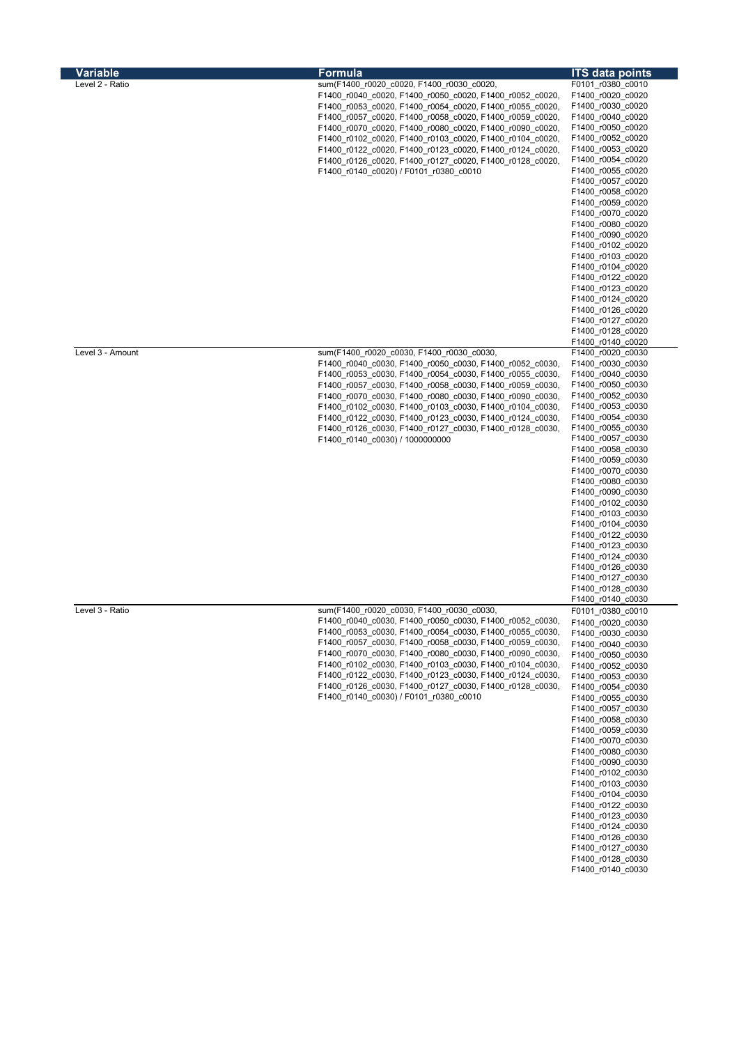| Variable | Formula | ITS data points |
|---|---|---|
| Level 2 - Ratio | sum(F1400_r0020_c0020, F1400_r0030_c0020, F1400_r0040_c0020, F1400_r0050_c0020, F1400_r0052_c0020, F1400_r0053_c0020, F1400_r0054_c0020, F1400_r0055_c0020, F1400_r0057_c0020, F1400_r0058_c0020, F1400_r0059_c0020, F1400_r0070_c0020, F1400_r0080_c0020, F1400_r0090_c0020, F1400_r0102_c0020, F1400_r0103_c0020, F1400_r0104_c0020, F1400_r0122_c0020, F1400_r0123_c0020, F1400_r0124_c0020, F1400_r0126_c0020, F1400_r0127_c0020, F1400_r0128_c0020, F1400_r0140_c0020) / F0101_r0380_c0010 | F0101_r0380_c0010<br>F1400_r0020_c0020<br>F1400_r0030_c0020<br>F1400_r0040_c0020<br>F1400_r0050_c0020<br>F1400_r0052_c0020<br>F1400_r0053_c0020<br>F1400_r0054_c0020<br>F1400_r0055_c0020<br>F1400_r0057_c0020<br>F1400_r0058_c0020<br>F1400_r0059_c0020<br>F1400_r0070_c0020<br>F1400_r0080_c0020<br>F1400_r0090_c0020<br>F1400_r0102_c0020<br>F1400_r0103_c0020<br>F1400_r0104_c0020<br>F1400_r0122_c0020<br>F1400_r0123_c0020<br>F1400_r0124_c0020<br>F1400_r0126_c0020<br>F1400_r0127_c0020<br>F1400_r0128_c0020<br>F1400_r0140_c0020 |
| Level 3 - Amount | sum(F1400_r0020_c0030, F1400_r0030_c0030, F1400_r0040_c0030, F1400_r0050_c0030, F1400_r0052_c0030, F1400_r0053_c0030, F1400_r0054_c0030, F1400_r0055_c0030, F1400_r0057_c0030, F1400_r0058_c0030, F1400_r0059_c0030, F1400_r0070_c0030, F1400_r0080_c0030, F1400_r0090_c0030, F1400_r0102_c0030, F1400_r0103_c0030, F1400_r0104_c0030, F1400_r0122_c0030, F1400_r0123_c0030, F1400_r0124_c0030, F1400_r0126_c0030, F1400_r0127_c0030, F1400_r0128_c0030, F1400_r0140_c0030) / 1000000000 | F1400_r0020_c0030<br>F1400_r0030_c0030<br>F1400_r0040_c0030<br>F1400_r0050_c0030<br>F1400_r0052_c0030<br>F1400_r0053_c0030<br>F1400_r0054_c0030<br>F1400_r0055_c0030<br>F1400_r0057_c0030<br>F1400_r0058_c0030<br>F1400_r0059_c0030<br>F1400_r0070_c0030<br>F1400_r0080_c0030<br>F1400_r0090_c0030<br>F1400_r0102_c0030<br>F1400_r0103_c0030<br>F1400_r0104_c0030<br>F1400_r0122_c0030<br>F1400_r0123_c0030<br>F1400_r0124_c0030<br>F1400_r0126_c0030<br>F1400_r0127_c0030<br>F1400_r0128_c0030<br>F1400_r0140_c0030 |
| Level 3 - Ratio | sum(F1400_r0020_c0030, F1400_r0030_c0030, F1400_r0040_c0030, F1400_r0050_c0030, F1400_r0052_c0030, F1400_r0053_c0030, F1400_r0054_c0030, F1400_r0055_c0030, F1400_r0057_c0030, F1400_r0058_c0030, F1400_r0059_c0030, F1400_r0070_c0030, F1400_r0080_c0030, F1400_r0090_c0030, F1400_r0102_c0030, F1400_r0103_c0030, F1400_r0104_c0030, F1400_r0122_c0030, F1400_r0123_c0030, F1400_r0124_c0030, F1400_r0126_c0030, F1400_r0127_c0030, F1400_r0128_c0030, F1400_r0140_c0030) / F0101_r0380_c0010 | F0101_r0380_c0010<br>F1400_r0020_c0030<br>F1400_r0030_c0030<br>F1400_r0040_c0030<br>F1400_r0050_c0030<br>F1400_r0052_c0030<br>F1400_r0053_c0030<br>F1400_r0054_c0030<br>F1400_r0055_c0030<br>F1400_r0057_c0030<br>F1400_r0058_c0030<br>F1400_r0059_c0030<br>F1400_r0070_c0030<br>F1400_r0080_c0030<br>F1400_r0090_c0030<br>F1400_r0102_c0030<br>F1400_r0103_c0030<br>F1400_r0104_c0030<br>F1400_r0122_c0030<br>F1400_r0123_c0030<br>F1400_r0124_c0030<br>F1400_r0126_c0030<br>F1400_r0127_c0030<br>F1400_r0128_c0030<br>F1400_r0140_c0030 |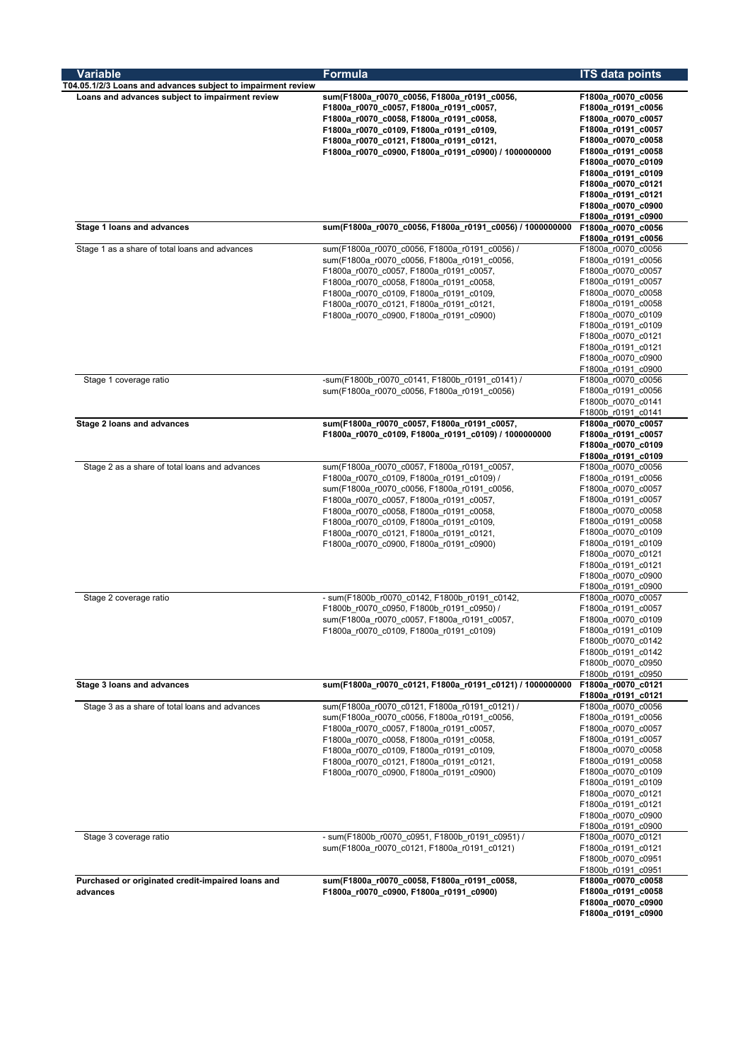| Variable | Formula | ITS data points |
|---|---|---|
| **T04.05.1/2/3 Loans and advances subject to impairment review** | | |
| **Loans and advances subject to impairment review** | **sum(F1800a_r0070_c0056, F1800a_r0191_c0056, F1800a_r0070_c0057, F1800a_r0191_c0057, F1800a_r0070_c0058, F1800a_r0191_c0058, F1800a_r0070_c0109, F1800a_r0191_c0109, F1800a_r0070_c0121, F1800a_r0191_c0121, F1800a_r0070_c0900, F1800a_r0191_c0900) / 1000000000** | **F1800a_r0070_c0056 F1800a_r0191_c0056 F1800a_r0070_c0057 F1800a_r0191_c0057 F1800a_r0070_c0058 F1800a_r0191_c0058 F1800a_r0070_c0109 F1800a_r0191_c0109 F1800a_r0070_c0121 F1800a_r0191_c0121 F1800a_r0070_c0900 F1800a_r0191_c0900** |
| **Stage 1 loans and advances** | **sum(F1800a_r0070_c0056, F1800a_r0191_c0056) / 1000000000** | **F1800a_r0070_c0056 F1800a_r0191_c0056** |
| Stage 1 as a share of total loans and advances | sum(F1800a_r0070_c0056, F1800a_r0191_c0056) / sum(F1800a_r0070_c0056, F1800a_r0191_c0056, F1800a_r0070_c0057, F1800a_r0191_c0057, F1800a_r0070_c0058, F1800a_r0191_c0058, F1800a_r0070_c0109, F1800a_r0191_c0109, F1800a_r0070_c0121, F1800a_r0191_c0121, F1800a_r0070_c0900, F1800a_r0191_c0900) | F1800a_r0070_c0056 F1800a_r0191_c0056 F1800a_r0070_c0057 F1800a_r0191_c0057 F1800a_r0070_c0058 F1800a_r0191_c0058 F1800a_r0070_c0109 F1800a_r0191_c0109 F1800a_r0070_c0121 F1800a_r0191_c0121 F1800a_r0070_c0900 F1800a_r0191_c0900 |
| Stage 1 coverage ratio | -sum(F1800b_r0070_c0141, F1800b_r0191_c0141) / sum(F1800a_r0070_c0056, F1800a_r0191_c0056) | F1800a_r0070_c0056 F1800a_r0191_c0056 F1800b_r0070_c0141 F1800b_r0191_c0141 |
| **Stage 2 loans and advances** | **sum(F1800a_r0070_c0057, F1800a_r0191_c0057, F1800a_r0070_c0109, F1800a_r0191_c0109) / 1000000000** | **F1800a_r0070_c0057 F1800a_r0191_c0057 F1800a_r0070_c0109 F1800a_r0191_c0109** |
| Stage 2 as a share of total loans and advances | sum(F1800a_r0070_c0057, F1800a_r0191_c0057, F1800a_r0070_c0109, F1800a_r0191_c0109) / sum(F1800a_r0070_c0056, F1800a_r0191_c0056, F1800a_r0070_c0057, F1800a_r0191_c0057, F1800a_r0070_c0058, F1800a_r0191_c0058, F1800a_r0070_c0109, F1800a_r0191_c0109, F1800a_r0070_c0121, F1800a_r0191_c0121, F1800a_r0070_c0900, F1800a_r0191_c0900) | F1800a_r0070_c0056 F1800a_r0191_c0056 F1800a_r0070_c0057 F1800a_r0191_c0057 F1800a_r0070_c0058 F1800a_r0191_c0058 F1800a_r0070_c0109 F1800a_r0191_c0109 F1800a_r0070_c0121 F1800a_r0191_c0121 F1800a_r0070_c0900 F1800a_r0191_c0900 |
| Stage 2 coverage ratio | - sum(F1800b_r0070_c0142, F1800b_r0191_c0142, F1800b_r0070_c0950, F1800b_r0191_c0950) / sum(F1800a_r0070_c0057, F1800a_r0191_c0057, F1800a_r0070_c0109, F1800a_r0191_c0109) | F1800a_r0070_c0057 F1800a_r0191_c0057 F1800a_r0070_c0109 F1800a_r0191_c0109 F1800b_r0070_c0142 F1800b_r0191_c0142 F1800b_r0070_c0950 F1800b_r0191_c0950 |
| **Stage 3 loans and advances** | **sum(F1800a_r0070_c0121, F1800a_r0191_c0121) / 1000000000** | **F1800a_r0070_c0121 F1800a_r0191_c0121** |
| Stage 3 as a share of total loans and advances | sum(F1800a_r0070_c0121, F1800a_r0191_c0121) / sum(F1800a_r0070_c0056, F1800a_r0191_c0056, F1800a_r0070_c0057, F1800a_r0191_c0057, F1800a_r0070_c0058, F1800a_r0191_c0058, F1800a_r0070_c0109, F1800a_r0191_c0109, F1800a_r0070_c0121, F1800a_r0191_c0121, F1800a_r0070_c0900, F1800a_r0191_c0900) | F1800a_r0070_c0056 F1800a_r0191_c0056 F1800a_r0070_c0057 F1800a_r0191_c0057 F1800a_r0070_c0058 F1800a_r0191_c0058 F1800a_r0070_c0109 F1800a_r0191_c0109 F1800a_r0070_c0121 F1800a_r0191_c0121 F1800a_r0070_c0900 F1800a_r0191_c0900 |
| Stage 3 coverage ratio | - sum(F1800b_r0070_c0951, F1800b_r0191_c0951) / sum(F1800a_r0070_c0121, F1800a_r0191_c0121) | F1800a_r0070_c0121 F1800a_r0191_c0121 F1800b_r0070_c0951 F1800b_r0191_c0951 |
| **Purchased or originated credit-impaired loans and advances** | **sum(F1800a_r0070_c0058, F1800a_r0191_c0058, F1800a_r0070_c0900, F1800a_r0191_c0900)** | **F1800a_r0070_c0058 F1800a_r0191_c0058 F1800a_r0070_c0900 F1800a_r0191_c0900** |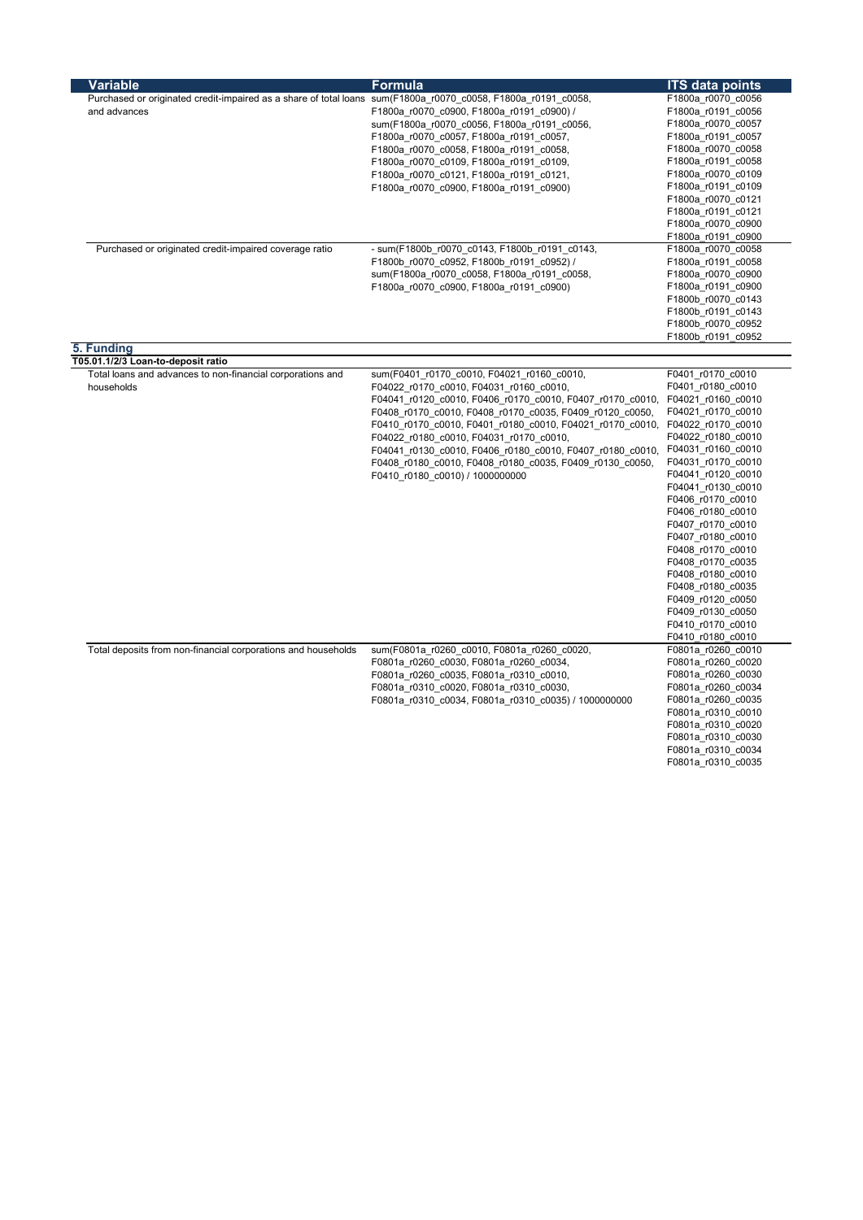| Variable | Formula | ITS data points |
|---|---|---|
| Purchased or originated credit-impaired as a share of total loans and advances | sum(F1800a_r0070_c0058, F1800a_r0191_c0058, F1800a_r0070_c0900, F1800a_r0191_c0900) / sum(F1800a_r0070_c0056, F1800a_r0191_c0056, F1800a_r0070_c0057, F1800a_r0191_c0057, F1800a_r0070_c0058, F1800a_r0191_c0058, F1800a_r0070_c0109, F1800a_r0191_c0109, F1800a_r0070_c0121, F1800a_r0191_c0121, F1800a_r0070_c0900, F1800a_r0191_c0900) | F1800a_r0070_c0056 F1800a_r0191_c0056 F1800a_r0070_c0057 F1800a_r0191_c0057 F1800a_r0070_c0058 F1800a_r0191_c0058 F1800a_r0070_c0109 F1800a_r0191_c0109 F1800a_r0070_c0121 F1800a_r0191_c0121 F1800a_r0070_c0900 F1800a_r0191_c0900 |
| Purchased or originated credit-impaired coverage ratio | - sum(F1800b_r0070_c0143, F1800b_r0191_c0143, F1800b_r0070_c0952, F1800b_r0191_c0952) / sum(F1800a_r0070_c0058, F1800a_r0191_c0058, F1800a_r0070_c0900, F1800a_r0191_c0900) | F1800a_r0070_c0058 F1800a_r0191_c0058 F1800a_r0070_c0900 F1800a_r0191_c0900 F1800b_r0070_c0143 F1800b_r0191_c0143 F1800b_r0070_c0952 F1800b_r0191_c0952 |

## 5. Funding

### T05.01.1/2/3 Loan-to-deposit ratio

| Variable | Formula | ITS data points |
|---|---|---|
| Total loans and advances to non-financial corporations and households | sum(F0401_r0170_c0010, F04021_r0160_c0010, F04022_r0170_c0010, F04031_r0160_c0010, F04041_r0120_c0010, F0406_r0170_c0010, F0407_r0170_c0010, F0408_r0170_c0010, F0408_r0170_c0035, F0409_r0120_c0050, F0410_r0170_c0010, F0401_r0180_c0010, F04021_r0170_c0010, F04022_r0180_c0010, F04031_r0170_c0010, F04041_r0130_c0010, F0406_r0180_c0010, F0407_r0180_c0010, F0408_r0180_c0010, F0408_r0180_c0035, F0409_r0130_c0050, F0410_r0180_c0010) / 1000000000 | F0401_r0170_c0010 F0401_r0180_c0010 F04021_r0160_c0010 F04021_r0170_c0010 F04022_r0170_c0010 F04022_r0180_c0010 F04031_r0160_c0010 F04031_r0170_c0010 F04041_r0120_c0010 F04041_r0130_c0010 F0406_r0170_c0010 F0406_r0180_c0010 F0407_r0170_c0010 F0407_r0180_c0010 F0408_r0170_c0010 F0408_r0170_c0035 F0408_r0180_c0010 F0408_r0180_c0035 F0409_r0120_c0050 F0409_r0130_c0050 F0410_r0170_c0010 F0410_r0180_c0010 |
| Total deposits from non-financial corporations and households | sum(F0801a_r0260_c0010, F0801a_r0260_c0020, F0801a_r0260_c0030, F0801a_r0260_c0034, F0801a_r0260_c0035, F0801a_r0310_c0010, F0801a_r0310_c0020, F0801a_r0310_c0030, F0801a_r0310_c0034, F0801a_r0310_c0035) / 1000000000 | F0801a_r0260_c0010 F0801a_r0260_c0020 F0801a_r0260_c0030 F0801a_r0260_c0034 F0801a_r0260_c0035 F0801a_r0310_c0010 F0801a_r0310_c0020 F0801a_r0310_c0030 F0801a_r0310_c0034 F0801a_r0310_c0035 |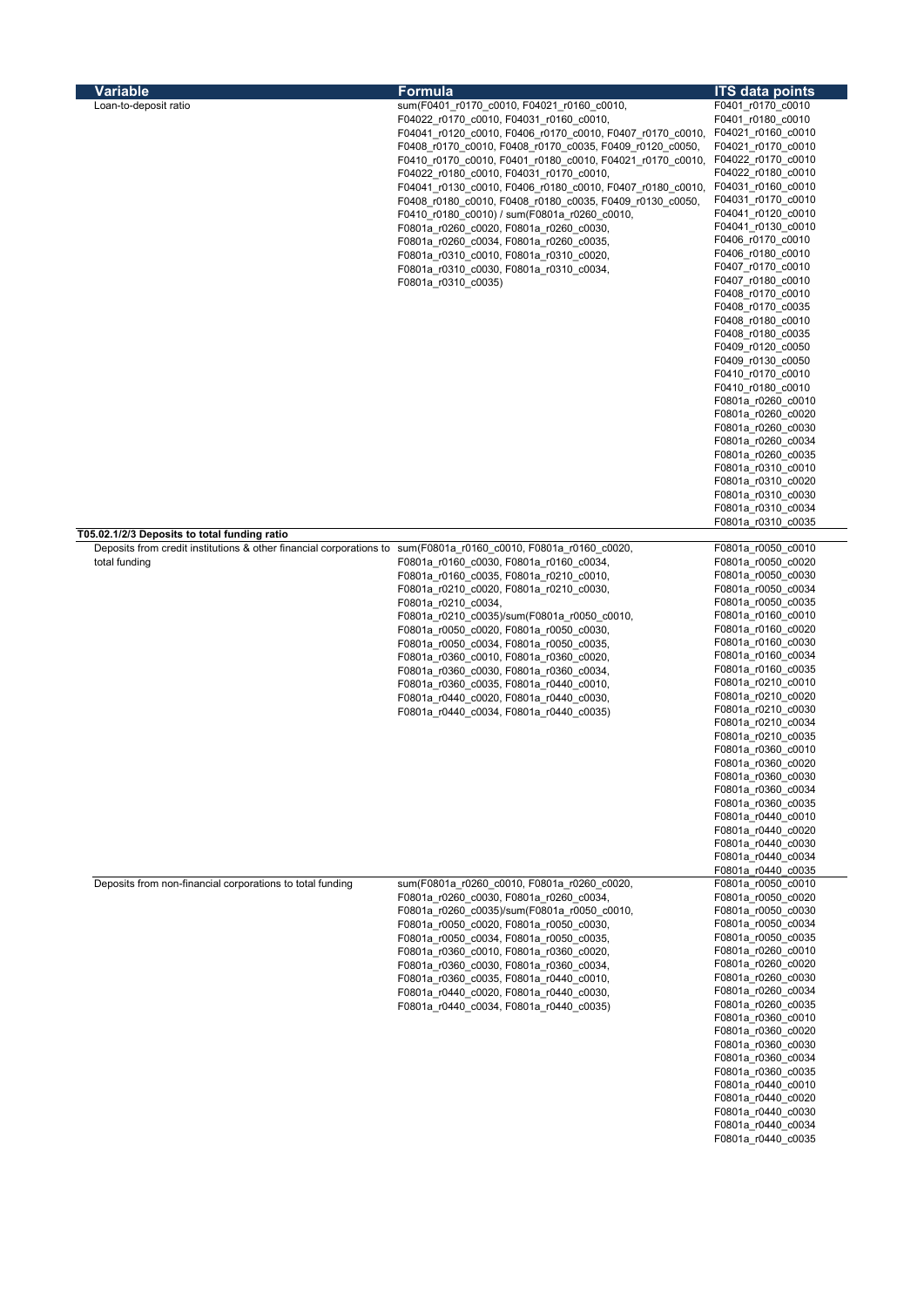| Variable | Formula | ITS data points |
| --- | --- | --- |
| Loan-to-deposit ratio | sum(F0401_r0170_c0010, F04021_r0160_c0010, F04022_r0170_c0010, F04031_r0160_c0010, F04041_r0120_c0010, F0406_r0170_c0010, F0407_r0170_c0010, F0408_r0170_c0010, F0408_r0170_c0035, F0409_r0120_c0050, F0410_r0170_c0010, F0401_r0180_c0010, F04021_r0170_c0010, F04022_r0180_c0010, F04031_r0170_c0010, F04041_r0130_c0010, F0406_r0180_c0010, F0407_r0180_c0010, F0408_r0180_c0010, F0408_r0180_c0035, F0409_r0130_c0050, F0410_r0180_c0010) / sum(F0801a_r0260_c0010, F0801a_r0260_c0020, F0801a_r0260_c0030, F0801a_r0260_c0034, F0801a_r0260_c0035, F0801a_r0310_c0010, F0801a_r0310_c0020, F0801a_r0310_c0030, F0801a_r0310_c0034, F0801a_r0310_c0035) | F0401_r0170_c0010<br>F0401_r0180_c0010<br>F04021_r0160_c0010<br>F04021_r0170_c0010<br>F04022_r0170_c0010<br>F04022_r0180_c0010<br>F04031_r0160_c0010<br>F04031_r0170_c0010<br>F04041_r0120_c0010<br>F04041_r0130_c0010<br>F0406_r0170_c0010<br>F0406_r0180_c0010<br>F0407_r0170_c0010<br>F0407_r0180_c0010<br>F0408_r0170_c0010<br>F0408_r0170_c0035<br>F0408_r0180_c0010<br>F0408_r0180_c0035<br>F0409_r0120_c0050<br>F0409_r0130_c0050<br>F0410_r0170_c0010<br>F0410_r0180_c0010<br>F0801a_r0260_c0010<br>F0801a_r0260_c0020<br>F0801a_r0260_c0030<br>F0801a_r0260_c0034<br>F0801a_r0260_c0035<br>F0801a_r0310_c0010<br>F0801a_r0310_c0020<br>F0801a_r0310_c0030<br>F0801a_r0310_c0034<br>F0801a_r0310_c0035 |
| **T05.02.1/2/3 Deposits to total funding ratio** | | |
| Deposits from credit institutions & other financial corporations to total funding | sum(F0801a_r0160_c0010, F0801a_r0160_c0020, F0801a_r0160_c0030, F0801a_r0160_c0034, F0801a_r0160_c0035, F0801a_r0210_c0010, F0801a_r0210_c0020, F0801a_r0210_c0030, F0801a_r0210_c0034, F0801a_r0210_c0035)/sum(F0801a_r0050_c0010, F0801a_r0050_c0020, F0801a_r0050_c0030, F0801a_r0050_c0034, F0801a_r0050_c0035, F0801a_r0360_c0010, F0801a_r0360_c0020, F0801a_r0360_c0030, F0801a_r0360_c0034, F0801a_r0360_c0035, F0801a_r0440_c0010, F0801a_r0440_c0020, F0801a_r0440_c0030, F0801a_r0440_c0034, F0801a_r0440_c0035) | F0801a_r0050_c0010<br>F0801a_r0050_c0020<br>F0801a_r0050_c0030<br>F0801a_r0050_c0034<br>F0801a_r0050_c0035<br>F0801a_r0160_c0010<br>F0801a_r0160_c0020<br>F0801a_r0160_c0030<br>F0801a_r0160_c0034<br>F0801a_r0160_c0035<br>F0801a_r0210_c0010<br>F0801a_r0210_c0020<br>F0801a_r0210_c0030<br>F0801a_r0210_c0034<br>F0801a_r0210_c0035<br>F0801a_r0360_c0010<br>F0801a_r0360_c0020<br>F0801a_r0360_c0030<br>F0801a_r0360_c0034<br>F0801a_r0360_c0035<br>F0801a_r0440_c0010<br>F0801a_r0440_c0020<br>F0801a_r0440_c0030<br>F0801a_r0440_c0034<br>F0801a_r0440_c0035 |
| Deposits from non-financial corporations to total funding | sum(F0801a_r0260_c0010, F0801a_r0260_c0020, F0801a_r0260_c0030, F0801a_r0260_c0034, F0801a_r0260_c0035)/sum(F0801a_r0050_c0010, F0801a_r0050_c0020, F0801a_r0050_c0030, F0801a_r0050_c0034, F0801a_r0050_c0035, F0801a_r0360_c0010, F0801a_r0360_c0020, F0801a_r0360_c0030, F0801a_r0360_c0034, F0801a_r0360_c0035, F0801a_r0440_c0010, F0801a_r0440_c0020, F0801a_r0440_c0030, F0801a_r0440_c0034, F0801a_r0440_c0035) | F0801a_r0050_c0010<br>F0801a_r0050_c0020<br>F0801a_r0050_c0030<br>F0801a_r0050_c0034<br>F0801a_r0050_c0035<br>F0801a_r0260_c0010<br>F0801a_r0260_c0020<br>F0801a_r0260_c0030<br>F0801a_r0260_c0034<br>F0801a_r0260_c0035<br>F0801a_r0360_c0010<br>F0801a_r0360_c0020<br>F0801a_r0360_c0030<br>F0801a_r0360_c0034<br>F0801a_r0360_c0035<br>F0801a_r0440_c0010<br>F0801a_r0440_c0020<br>F0801a_r0440_c0030<br>F0801a_r0440_c0034<br>F0801a_r0440_c0035 |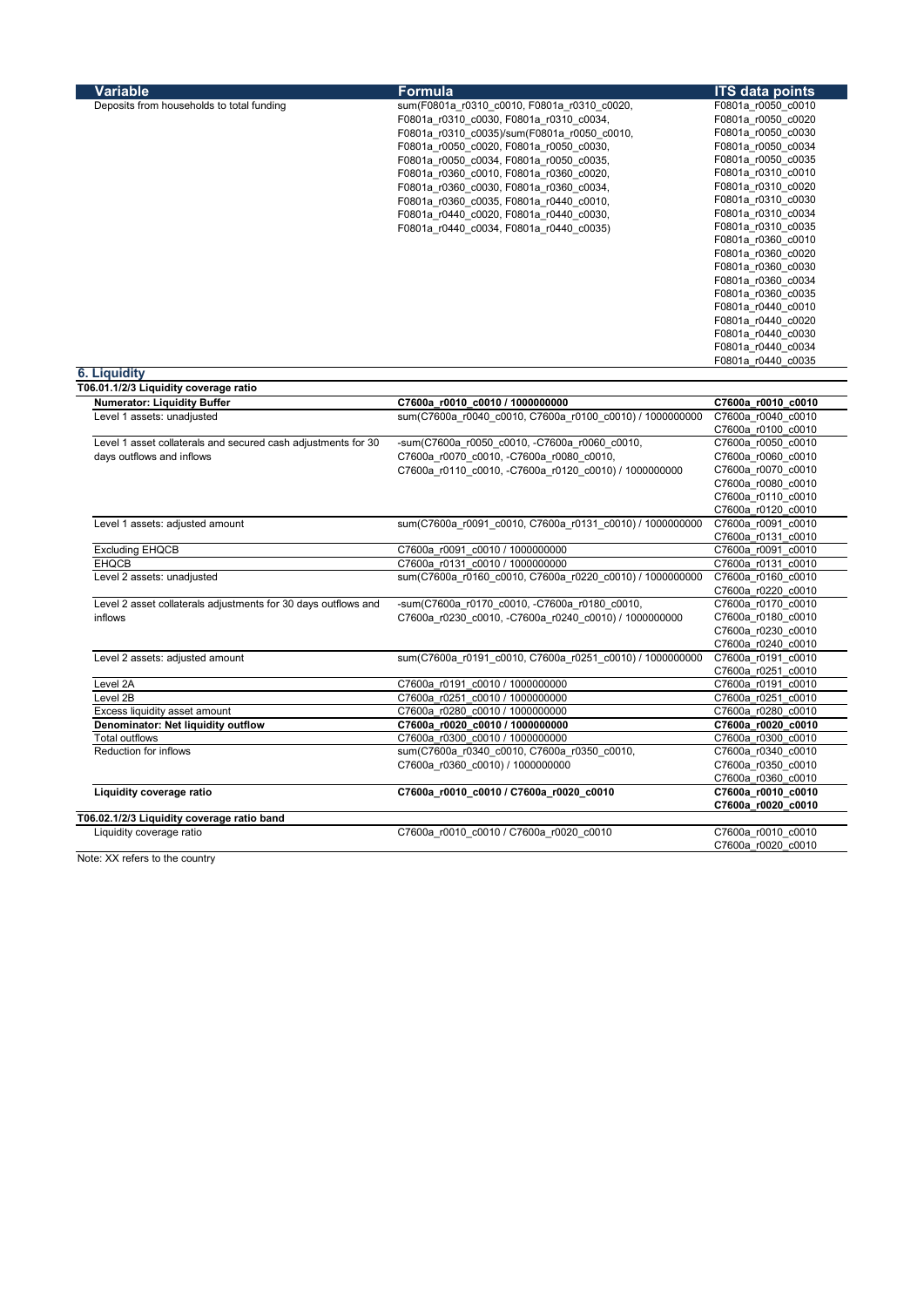| Variable | Formula | ITS data points |
|---|---|---|
| Deposits from households to total funding | sum(F0801a_r0310_c0010, F0801a_r0310_c0020, F0801a_r0310_c0030, F0801a_r0310_c0034, F0801a_r0310_c0035)/sum(F0801a_r0050_c0010, F0801a_r0050_c0020, F0801a_r0050_c0030, F0801a_r0050_c0034, F0801a_r0050_c0035, F0801a_r0360_c0010, F0801a_r0360_c0020, F0801a_r0360_c0030, F0801a_r0360_c0034, F0801a_r0360_c0035, F0801a_r0440_c0010, F0801a_r0440_c0020, F0801a_r0440_c0030, F0801a_r0440_c0034, F0801a_r0440_c0035) | F0801a_r0050_c0010 F0801a_r0050_c0020 F0801a_r0050_c0030 F0801a_r0050_c0034 F0801a_r0050_c0035 F0801a_r0310_c0010 F0801a_r0310_c0020 F0801a_r0310_c0030 F0801a_r0310_c0034 F0801a_r0310_c0035 F0801a_r0360_c0010 F0801a_r0360_c0020 F0801a_r0360_c0030 F0801a_r0360_c0034 F0801a_r0360_c0035 F0801a_r0440_c0010 F0801a_r0440_c0020 F0801a_r0440_c0030 F0801a_r0440_c0034 F0801a_r0440_c0035 |

## 6. Liquidity

**T06.01.1/2/3 Liquidity coverage ratio**

| | | |
|---|---|---|
| **Numerator: Liquidity Buffer** | **C7600a_r0010_c0010 / 1000000000** | **C7600a_r0010_c0010** |
| Level 1 assets: unadjusted | sum(C7600a_r0040_c0010, C7600a_r0100_c0010) / 1000000000 | C7600a_r0040_c0010 C7600a_r0100_c0010 |
| Level 1 asset collaterals and secured cash adjustments for 30 days outflows and inflows | -sum(C7600a_r0050_c0010, -C7600a_r0060_c0010, C7600a_r0070_c0010, -C7600a_r0080_c0010, C7600a_r0110_c0010, -C7600a_r0120_c0010) / 1000000000 | C7600a_r0050_c0010 C7600a_r0060_c0010 C7600a_r0070_c0010 C7600a_r0080_c0010 C7600a_r0110_c0010 C7600a_r0120_c0010 |
| Level 1 assets: adjusted amount | sum(C7600a_r0091_c0010, C7600a_r0131_c0010) / 1000000000 | C7600a_r0091_c0010 C7600a_r0131_c0010 |
| Excluding EHQCB | C7600a_r0091_c0010 / 1000000000 | C7600a_r0091_c0010 |
| EHQCB | C7600a_r0131_c0010 / 1000000000 | C7600a_r0131_c0010 |
| Level 2 assets: unadjusted | sum(C7600a_r0160_c0010, C7600a_r0220_c0010) / 1000000000 | C7600a_r0160_c0010 C7600a_r0220_c0010 |
| Level 2 asset collaterals adjustments for 30 days outflows and inflows | -sum(C7600a_r0170_c0010, -C7600a_r0180_c0010, C7600a_r0230_c0010, -C7600a_r0240_c0010) / 1000000000 | C7600a_r0170_c0010 C7600a_r0180_c0010 C7600a_r0230_c0010 C7600a_r0240_c0010 |
| Level 2 assets: adjusted amount | sum(C7600a_r0191_c0010, C7600a_r0251_c0010) / 1000000000 | C7600a_r0191_c0010 C7600a_r0251_c0010 |
| Level 2A | C7600a_r0191_c0010 / 1000000000 | C7600a_r0191_c0010 |
| Level 2B | C7600a_r0251_c0010 / 1000000000 | C7600a_r0251_c0010 |
| Excess liquidity asset amount | C7600a_r0280_c0010 / 1000000000 | C7600a_r0280_c0010 |
| **Denominator: Net liquidity outflow** | **C7600a_r0020_c0010 / 1000000000** | **C7600a_r0020_c0010** |
| Total outflows | C7600a_r0300_c0010 / 1000000000 | C7600a_r0300_c0010 |
| Reduction for inflows | sum(C7600a_r0340_c0010, C7600a_r0350_c0010, C7600a_r0360_c0010) / 1000000000 | C7600a_r0340_c0010 C7600a_r0350_c0010 C7600a_r0360_c0010 |
| **Liquidity coverage ratio** | **C7600a_r0010_c0010 / C7600a_r0020_c0010** | **C7600a_r0010_c0010 C7600a_r0020_c0010** |

**T06.02.1/2/3 Liquidity coverage ratio band**

| | | |
|---|---|---|
| Liquidity coverage ratio | C7600a_r0010_c0010 / C7600a_r0020_c0010 | C7600a_r0010_c0010 C7600a_r0020_c0010 |

Note: XX refers to the country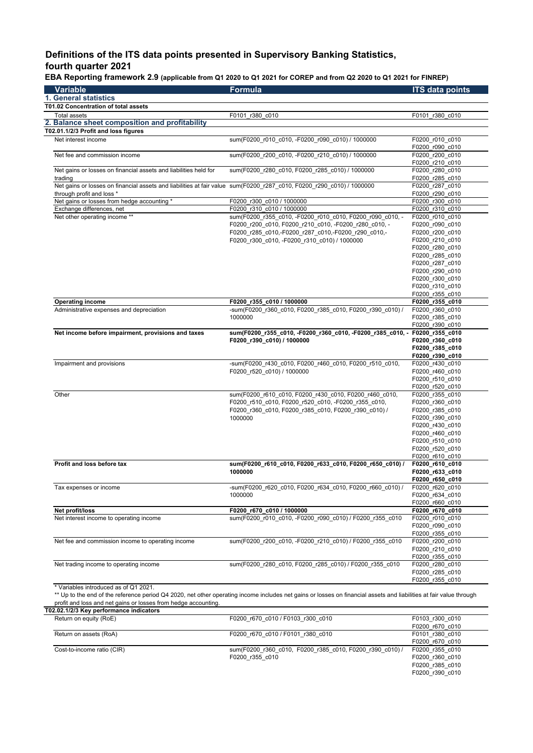# Definitions of the ITS data points presented in Supervisory Banking Statistics, fourth quarter 2021

**EBA Reporting framework 2.9** **(applicable from Q1 2020 to Q1 2021 for COREP and from Q2 2020 to Q1 2021 for FINREP)**

| Variable | Formula | ITS data points |
|---|---|---|
| **1. General statistics** | | |
| **T01.02 Concentration of total assets** | | |
| Total assets | F0101_r380_c010 | F0101_r380_c010 |
| **2. Balance sheet composition and profitability** | | |
| **T02.01.1/2/3 Profit and loss figures** | | |
| Net interest income | sum(F0200_r010_c010, -F0200_r090_c010) / 1000000 | F0200_r010_c010<br>F0200_r090_c010 |
| Net fee and commission income | sum(F0200_r200_c010, -F0200_r210_c010) / 1000000 | F0200_r200_c010<br>F0200_r210_c010 |
| Net gains or losses on financial assets and liabilities held for trading | sum(F0200_r280_c010, F0200_r285_c010) / 1000000 | F0200_r280_c010<br>F0200_r285_c010 |
| Net gains or losses on financial assets and liabilities at fair value through profit and loss * | sum(F0200_r287_c010, F0200_r290_c010) / 1000000 | F0200_r287_c010<br>F0200_r290_c010 |
| Net gains or losses from hedge accounting * | F0200_r300_c010 / 1000000 | F0200_r300_c010 |
| Exchange differences, net | F0200_r310_c010 / 1000000 | F0200_r310_c010 |
| Net other operating income ** | sum(F0200_r355_c010, -F0200_r010_c010, F0200_r090_c010, -F0200_r200_c010, F0200_r210_c010, -F0200_r280_c010, -F0200_r285_c010,-F0200_r287_c010,-F0200_r290_c010,-F0200_r300_c010, -F0200_r310_c010) / 1000000 | F0200_r010_c010<br>F0200_r090_c010<br>F0200_r200_c010<br>F0200_r210_c010<br>F0200_r280_c010<br>F0200_r285_c010<br>F0200_r287_c010<br>F0200_r290_c010<br>F0200_r300_c010<br>F0200_r310_c010<br>F0200_r355_c010 |
| **Operating income** | **F0200_r355_c010 / 1000000** | **F0200_r355_c010** |
| Administrative expenses and depreciation | -sum(F0200_r360_c010, F0200_r385_c010, F0200_r390_c010) / 1000000 | F0200_r360_c010<br>F0200_r385_c010<br>F0200_r390_c010 |
| **Net income before impairment, provisions and taxes** | **sum(F0200_r355_c010, -F0200_r360_c010, -F0200_r385_c010, -F0200_r390_c010) / 1000000** | **F0200_r355_c010<br>F0200_r360_c010<br>F0200_r385_c010<br>F0200_r390_c010** |
| Impairment and provisions | -sum(F0200_r430_c010, F0200_r460_c010, F0200_r510_c010, F0200_r520_c010) / 1000000 | F0200_r430_c010<br>F0200_r460_c010<br>F0200_r510_c010<br>F0200_r520_c010 |
| Other | sum(F0200_r610_c010, F0200_r430_c010, F0200_r460_c010, F0200_r510_c010, F0200_r520_c010, -F0200_r355_c010, F0200_r360_c010, F0200_r385_c010, F0200_r390_c010) / 1000000 | F0200_r355_c010<br>F0200_r360_c010<br>F0200_r385_c010<br>F0200_r390_c010<br>F0200_r430_c010<br>F0200_r460_c010<br>F0200_r510_c010<br>F0200_r520_c010<br>F0200_r610_c010 |
| **Profit and loss before tax** | **sum(F0200_r610_c010, F0200_r633_c010, F0200_r650_c010) / 1000000** | **F0200_r610_c010<br>F0200_r633_c010<br>F0200_r650_c010** |
| Tax expenses or income | -sum(F0200_r620_c010, F0200_r634_c010, F0200_r660_c010) / 1000000 | F0200_r620_c010<br>F0200_r634_c010<br>F0200_r660_c010 |
| **Net profit/loss** | **F0200_r670_c010 / 1000000** | **F0200_r670_c010** |
| Net interest income to operating income | sum(F0200_r010_c010, -F0200_r090_c010) / F0200_r355_c010 | F0200_r010_c010<br>F0200_r090_c010<br>F0200_r355_c010 |
| Net fee and commission income to operating income | sum(F0200_r200_c010, -F0200_r210_c010) / F0200_r355_c010 | F0200_r200_c010<br>F0200_r210_c010<br>F0200_r355_c010 |
| Net trading income to operating income | sum(F0200_r280_c010, F0200_r285_c010) / F0200_r355_c010 | F0200_r280_c010<br>F0200_r285_c010<br>F0200_r355_c010 |

\* Variables introduced as of Q1 2021.

\*\* Up to the end of the reference period Q4 2020, net other operating income includes net gains or losses on financial assets and liabilities at fair value through profit and loss and net gains or losses from hedge accounting.

| Variable | Formula | ITS data points |
|---|---|---|
| **T02.02.1/2/3 Key performance indicators** | | |
| Return on equity (RoE) | F0200_r670_c010 / F0103_r300_c010 | F0103_r300_c010<br>F0200_r670_c010 |
| Return on assets (RoA) | F0200_r670_c010 / F0101_r380_c010 | F0101_r380_c010<br>F0200_r670_c010 |
| Cost-to-income ratio (CIR) | sum(F0200_r360_c010, F0200_r385_c010, F0200_r390_c010) / F0200_r355_c010 | F0200_r355_c010<br>F0200_r360_c010<br>F0200_r385_c010<br>F0200_r390_c010 |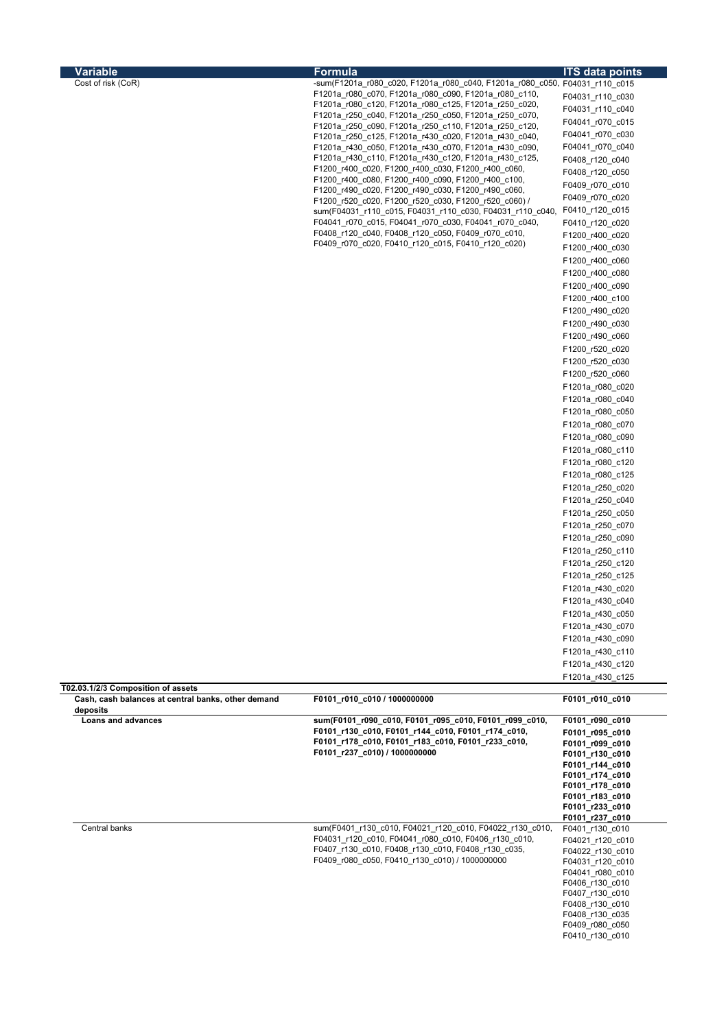| Variable | Formula | ITS data points |
|---|---|---|
| Cost of risk (CoR) | -sum(F1201a_r080_c020, F1201a_r080_c040, F1201a_r080_c050, F1201a_r080_c070, F1201a_r080_c090, F1201a_r080_c110, F1201a_r080_c120, F1201a_r080_c125, F1201a_r250_c020, F1201a_r250_c040, F1201a_r250_c050, F1201a_r250_c070, F1201a_r250_c090, F1201a_r250_c110, F1201a_r250_c120, F1201a_r250_c125, F1201a_r430_c020, F1201a_r430_c040, F1201a_r430_c050, F1201a_r430_c070, F1201a_r430_c090, F1201a_r430_c110, F1201a_r430_c120, F1201a_r430_c125, F1200_r400_c020, F1200_r400_c030, F1200_r400_c060, F1200_r400_c080, F1200_r400_c090, F1200_r400_c100, F1200_r490_c020, F1200_r490_c030, F1200_r490_c060, F1200_r520_c020, F1200_r520_c030, F1200_r520_c060) / sum(F04031_r110_c015, F04031_r110_c030, F04031_r110_c040, F04041_r070_c015, F04041_r070_c030, F04041_r070_c040, F0408_r120_c040, F0408_r120_c050, F0409_r070_c010, F0409_r070_c020, F0410_r120_c015, F0410_r120_c020) | F04031_r110_c015<br>F04031_r110_c030<br>F04031_r110_c040<br>F04041_r070_c015<br>F04041_r070_c030<br>F04041_r070_c040<br>F0408_r120_c040<br>F0408_r120_c050<br>F0409_r070_c010<br>F0409_r070_c020<br>F0410_r120_c015<br>F0410_r120_c020<br>F1200_r400_c020<br>F1200_r400_c030<br>F1200_r400_c060<br>F1200_r400_c080<br>F1200_r400_c090<br>F1200_r400_c100<br>F1200_r490_c020<br>F1200_r490_c030<br>F1200_r490_c060<br>F1200_r520_c020<br>F1200_r520_c030<br>F1200_r520_c060<br>F1201a_r080_c020<br>F1201a_r080_c040<br>F1201a_r080_c050<br>F1201a_r080_c070<br>F1201a_r080_c090<br>F1201a_r080_c110<br>F1201a_r080_c120<br>F1201a_r080_c125<br>F1201a_r250_c020<br>F1201a_r250_c040<br>F1201a_r250_c050<br>F1201a_r250_c070<br>F1201a_r250_c090<br>F1201a_r250_c110<br>F1201a_r250_c120<br>F1201a_r250_c125<br>F1201a_r430_c020<br>F1201a_r430_c040<br>F1201a_r430_c050<br>F1201a_r430_c070<br>F1201a_r430_c090<br>F1201a_r430_c110<br>F1201a_r430_c120<br>F1201a_r430_c125 |
| **T02.03.1/2/3 Composition of assets** | | |
| **Cash, cash balances at central banks, other demand deposits** | **F0101_r010_c010 / 1000000000** | **F0101_r010_c010** |
| **Loans and advances** | **sum(F0101_r090_c010, F0101_r095_c010, F0101_r099_c010, F0101_r130_c010, F0101_r144_c010, F0101_r174_c010, F0101_r178_c010, F0101_r183_c010, F0101_r233_c010, F0101_r237_c010) / 1000000000** | **F0101_r090_c010<br>F0101_r095_c010<br>F0101_r099_c010<br>F0101_r130_c010<br>F0101_r144_c010<br>F0101_r174_c010<br>F0101_r178_c010<br>F0101_r183_c010<br>F0101_r233_c010<br>F0101_r237_c010** |
| Central banks | sum(F0401_r130_c010, F04021_r120_c010, F04022_r130_c010, F04031_r120_c010, F04041_r080_c010, F0406_r130_c010, F0407_r130_c010, F0408_r130_c035, F0409_r080_c050, F0410_r130_c010) / 1000000000 | F0401_r130_c010<br>F04021_r120_c010<br>F04022_r130_c010<br>F04031_r120_c010<br>F04041_r080_c010<br>F0406_r130_c010<br>F0407_r130_c010<br>F0408_r130_c010<br>F0408_r130_c035<br>F0409_r080_c050<br>F0410_r130_c010 |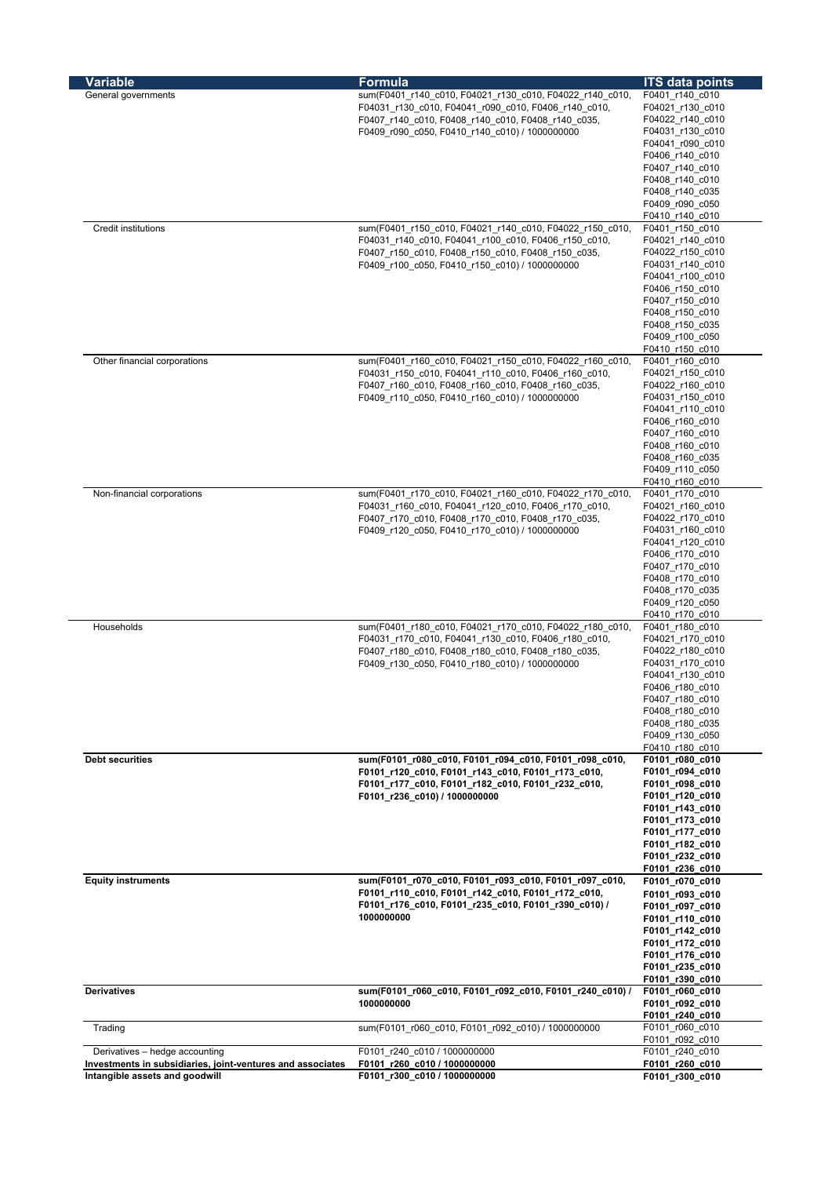| Variable | Formula | ITS data points |
|---|---|---|
| General governments | sum(F0401_r140_c010, F04021_r130_c010, F04022_r140_c010, F04031_r130_c010, F04041_r090_c010, F0406_r140_c010, F0407_r140_c010, F0408_r140_c010, F0408_r140_c035, F0409_r090_c050, F0410_r140_c010) / 1000000000 | F0401_r140_c010<br>F04021_r130_c010<br>F04022_r140_c010<br>F04031_r130_c010<br>F04041_r090_c010<br>F0406_r140_c010<br>F0407_r140_c010<br>F0408_r140_c010<br>F0408_r140_c035<br>F0409_r090_c050<br>F0410_r140_c010 |
| Credit institutions | sum(F0401_r150_c010, F04021_r140_c010, F04022_r150_c010, F04031_r140_c010, F04041_r100_c010, F0406_r150_c010, F0407_r150_c010, F0408_r150_c010, F0408_r150_c035, F0409_r100_c050, F0410_r150_c010) / 1000000000 | F0401_r150_c010<br>F04021_r140_c010<br>F04022_r150_c010<br>F04031_r140_c010<br>F04041_r100_c010<br>F0406_r150_c010<br>F0407_r150_c010<br>F0408_r150_c010<br>F0408_r150_c035<br>F0409_r100_c050<br>F0410_r150_c010 |
| Other financial corporations | sum(F0401_r160_c010, F04021_r150_c010, F04022_r160_c010, F04031_r150_c010, F04041_r110_c010, F0406_r160_c010, F0407_r160_c010, F0408_r160_c010, F0408_r160_c035, F0409_r110_c050, F0410_r160_c010) / 1000000000 | F0401_r160_c010<br>F04021_r150_c010<br>F04022_r160_c010<br>F04031_r150_c010<br>F04041_r110_c010<br>F0406_r160_c010<br>F0407_r160_c010<br>F0408_r160_c010<br>F0408_r160_c035<br>F0409_r110_c050<br>F0410_r160_c010 |
| Non-financial corporations | sum(F0401_r170_c010, F04021_r160_c010, F04022_r170_c010, F04031_r160_c010, F04041_r120_c010, F0406_r170_c010, F0407_r170_c010, F0408_r170_c010, F0408_r170_c035, F0409_r120_c050, F0410_r170_c010) / 1000000000 | F0401_r170_c010<br>F04021_r160_c010<br>F04022_r170_c010<br>F04031_r160_c010<br>F04041_r120_c010<br>F0406_r170_c010<br>F0407_r170_c010<br>F0408_r170_c010<br>F0408_r170_c035<br>F0409_r120_c050<br>F0410_r170_c010 |
| Households | sum(F0401_r180_c010, F04021_r170_c010, F04022_r180_c010, F04031_r170_c010, F04041_r130_c010, F0406_r180_c010, F0407_r180_c010, F0408_r180_c010, F0408_r180_c035, F0409_r130_c050, F0410_r180_c010) / 1000000000 | F0401_r180_c010<br>F04021_r170_c010<br>F04022_r180_c010<br>F04031_r170_c010<br>F04041_r130_c010<br>F0406_r180_c010<br>F0407_r180_c010<br>F0408_r180_c010<br>F0408_r180_c035<br>F0409_r130_c050<br>F0410_r180_c010 |
| **Debt securities** | **sum(F0101_r080_c010, F0101_r094_c010, F0101_r098_c010, F0101_r120_c010, F0101_r143_c010, F0101_r173_c010, F0101_r177_c010, F0101_r182_c010, F0101_r232_c010, F0101_r236_c010) / 1000000000** | **F0101_r080_c010<br>F0101_r094_c010<br>F0101_r098_c010<br>F0101_r120_c010<br>F0101_r143_c010<br>F0101_r173_c010<br>F0101_r177_c010<br>F0101_r182_c010<br>F0101_r232_c010<br>F0101_r236_c010** |
| **Equity instruments** | **sum(F0101_r070_c010, F0101_r093_c010, F0101_r097_c010, F0101_r110_c010, F0101_r142_c010, F0101_r172_c010, F0101_r176_c010, F0101_r235_c010, F0101_r390_c010) / 1000000000** | **F0101_r070_c010<br>F0101_r093_c010<br>F0101_r097_c010<br>F0101_r110_c010<br>F0101_r142_c010<br>F0101_r172_c010<br>F0101_r176_c010<br>F0101_r235_c010<br>F0101_r390_c010** |
| **Derivatives** | **sum(F0101_r060_c010, F0101_r092_c010, F0101_r240_c010) / 1000000000** | **F0101_r060_c010<br>F0101_r092_c010<br>F0101_r240_c010** |
| Trading | sum(F0101_r060_c010, F0101_r092_c010) / 1000000000 | F0101_r060_c010<br>F0101_r092_c010 |
| Derivatives – hedge accounting | F0101_r240_c010 / 1000000000 | F0101_r240_c010 |
| **Investments in subsidiaries, joint-ventures and associates** | **F0101_r260_c010 / 1000000000** | **F0101_r260_c010** |
| **Intangible assets and goodwill** | **F0101_r300_c010 / 1000000000** | **F0101_r300_c010** |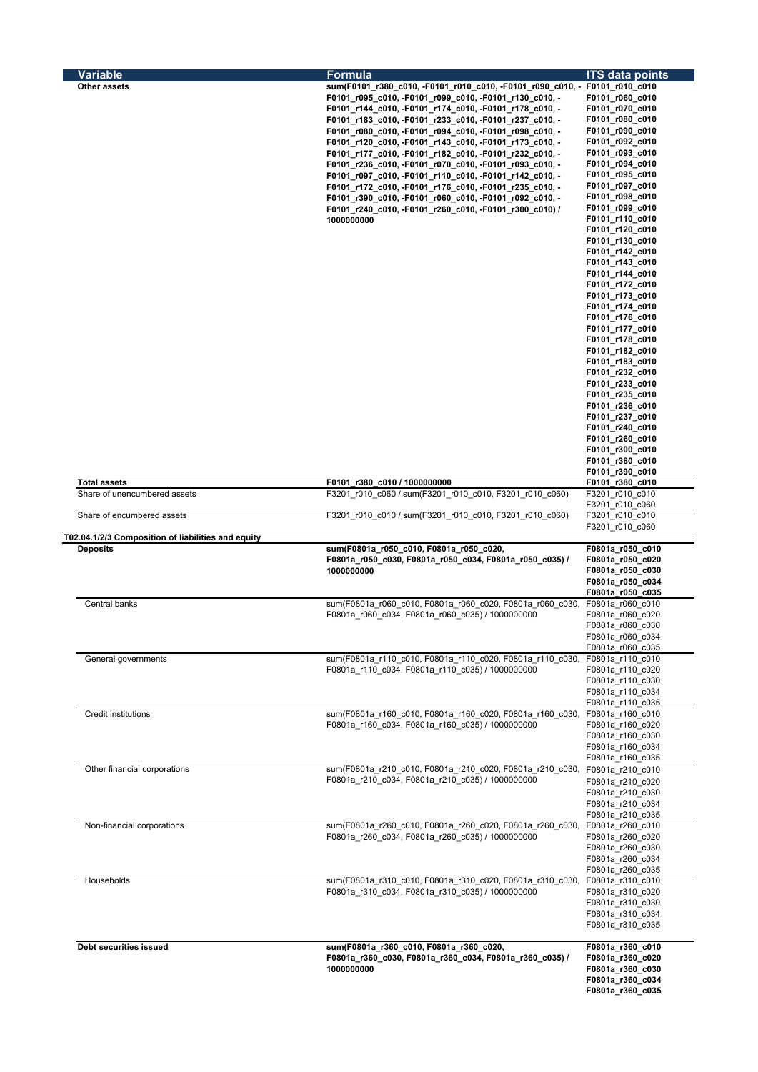| Variable | Formula | ITS data points |
|---|---|---|
| **Other assets** | **sum(F0101_r380_c010, -F0101_r010_c010, -F0101_r090_c010, -F0101_r095_c010, -F0101_r099_c010, -F0101_r130_c010, -F0101_r144_c010, -F0101_r174_c010, -F0101_r178_c010, -F0101_r183_c010, -F0101_r233_c010, -F0101_r237_c010, -F0101_r080_c010, -F0101_r094_c010, -F0101_r098_c010, -F0101_r120_c010, -F0101_r143_c010, -F0101_r173_c010, -F0101_r177_c010, -F0101_r182_c010, -F0101_r232_c010, -F0101_r236_c010, -F0101_r070_c010, -F0101_r093_c010, -F0101_r097_c010, -F0101_r110_c010, -F0101_r142_c010, -F0101_r172_c010, -F0101_r176_c010, -F0101_r235_c010, -F0101_r390_c010, -F0101_r060_c010, -F0101_r092_c010, -F0101_r240_c010, -F0101_r260_c010, -F0101_r300_c010) / 1000000000** | **F0101_r010_c010 F0101_r060_c010 F0101_r070_c010 F0101_r080_c010 F0101_r090_c010 F0101_r092_c010 F0101_r093_c010 F0101_r094_c010 F0101_r095_c010 F0101_r097_c010 F0101_r098_c010 F0101_r099_c010 F0101_r110_c010 F0101_r120_c010 F0101_r130_c010 F0101_r142_c010 F0101_r143_c010 F0101_r144_c010 F0101_r172_c010 F0101_r173_c010 F0101_r174_c010 F0101_r176_c010 F0101_r177_c010 F0101_r178_c010 F0101_r182_c010 F0101_r183_c010 F0101_r232_c010 F0101_r233_c010 F0101_r235_c010 F0101_r236_c010 F0101_r237_c010 F0101_r240_c010 F0101_r260_c010 F0101_r300_c010 F0101_r380_c010 F0101_r390_c010** |
| **Total assets** | **F0101_r380_c010 / 1000000000** | **F0101_r380_c010** |
| Share of unencumbered assets | F3201_r010_c060 / sum(F3201_r010_c010, F3201_r010_c060) | F3201_r010_c010 F3201_r010_c060 |
| Share of encumbered assets | F3201_r010_c010 / sum(F3201_r010_c010, F3201_r010_c060) | F3201_r010_c010 F3201_r010_c060 |
| **T02.04.1/2/3 Composition of liabilities and equity** | | |
| **Deposits** | **sum(F0801a_r050_c010, F0801a_r050_c020, F0801a_r050_c030, F0801a_r050_c034, F0801a_r050_c035) / 1000000000** | **F0801a_r050_c010 F0801a_r050_c020 F0801a_r050_c030 F0801a_r050_c034 F0801a_r050_c035** |
| Central banks | sum(F0801a_r060_c010, F0801a_r060_c020, F0801a_r060_c030, F0801a_r060_c034, F0801a_r060_c035) / 1000000000 | F0801a_r060_c010 F0801a_r060_c020 F0801a_r060_c030 F0801a_r060_c034 F0801a_r060_c035 |
| General governments | sum(F0801a_r110_c010, F0801a_r110_c020, F0801a_r110_c030, F0801a_r110_c034, F0801a_r110_c035) / 1000000000 | F0801a_r110_c010 F0801a_r110_c020 F0801a_r110_c030 F0801a_r110_c034 F0801a_r110_c035 |
| Credit institutions | sum(F0801a_r160_c010, F0801a_r160_c020, F0801a_r160_c030, F0801a_r160_c034, F0801a_r160_c035) / 1000000000 | F0801a_r160_c010 F0801a_r160_c020 F0801a_r160_c030 F0801a_r160_c034 F0801a_r160_c035 |
| Other financial corporations | sum(F0801a_r210_c010, F0801a_r210_c020, F0801a_r210_c030, F0801a_r210_c034, F0801a_r210_c035) / 1000000000 | F0801a_r210_c010 F0801a_r210_c020 F0801a_r210_c030 F0801a_r210_c034 F0801a_r210_c035 |
| Non-financial corporations | sum(F0801a_r260_c010, F0801a_r260_c020, F0801a_r260_c030, F0801a_r260_c034, F0801a_r260_c035) / 1000000000 | F0801a_r260_c010 F0801a_r260_c020 F0801a_r260_c030 F0801a_r260_c034 F0801a_r260_c035 |
| Households | sum(F0801a_r310_c010, F0801a_r310_c020, F0801a_r310_c030, F0801a_r310_c034, F0801a_r310_c035) / 1000000000 | F0801a_r310_c010 F0801a_r310_c020 F0801a_r310_c030 F0801a_r310_c034 F0801a_r310_c035 |
| **Debt securities issued** | **sum(F0801a_r360_c010, F0801a_r360_c020, F0801a_r360_c030, F0801a_r360_c034, F0801a_r360_c035) / 1000000000** | **F0801a_r360_c010 F0801a_r360_c020 F0801a_r360_c030 F0801a_r360_c034 F0801a_r360_c035** |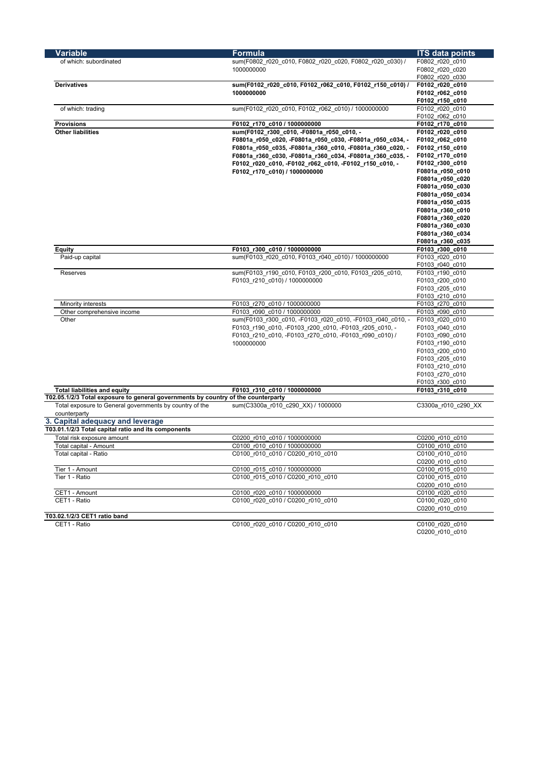| Variable | Formula | ITS data points |
|---|---|---|
| of which: subordinated | sum(F0802_r020_c010, F0802_r020_c020, F0802_r020_c030) / 1000000000 | F0802_r020_c010<br>F0802_r020_c020<br>F0802_r020_c030 |
| **Derivatives** | **sum(F0102_r020_c010, F0102_r062_c010, F0102_r150_c010) / 1000000000** | **F0102_r020_c010<br>F0102_r062_c010<br>F0102_r150_c010** |
| of which: trading | sum(F0102_r020_c010, F0102_r062_c010) / 1000000000 | F0102_r020_c010<br>F0102_r062_c010 |
| **Provisions** | **F0102_r170_c010 / 1000000000** | **F0102_r170_c010** |
| **Other liabilities** | **sum(F0102_r300_c010, -F0801a_r050_c010, -F0801a_r050_c020, -F0801a_r050_c030, -F0801a_r050_c034, -F0801a_r050_c035, -F0801a_r360_c010, -F0801a_r360_c020, -F0801a_r360_c030, -F0801a_r360_c034, -F0801a_r360_c035, -F0102_r020_c010, -F0102_r062_c010, -F0102_r150_c010, -F0102_r170_c010) / 1000000000** | **F0102_r020_c010<br>F0102_r062_c010<br>F0102_r150_c010<br>F0102_r170_c010<br>F0102_r300_c010<br>F0801a_r050_c010<br>F0801a_r050_c020<br>F0801a_r050_c030<br>F0801a_r050_c034<br>F0801a_r050_c035<br>F0801a_r360_c010<br>F0801a_r360_c020<br>F0801a_r360_c030<br>F0801a_r360_c034<br>F0801a_r360_c035** |
| **Equity** | **F0103_r300_c010 / 1000000000** | **F0103_r300_c010** |
| Paid-up capital | sum(F0103_r020_c010, F0103_r040_c010) / 1000000000 | F0103_r020_c010<br>F0103_r040_c010 |
| Reserves | sum(F0103_r190_c010, F0103_r200_c010, F0103_r205_c010, F0103_r210_c010) / 1000000000 | F0103_r190_c010<br>F0103_r200_c010<br>F0103_r205_c010<br>F0103_r210_c010 |
| Minority interests | F0103_r270_c010 / 1000000000 | F0103_r270_c010 |
| Other comprehensive income | F0103_r090_c010 / 1000000000 | F0103_r090_c010 |
| Other | sum(F0103_r300_c010, -F0103_r020_c010, -F0103_r040_c010, -F0103_r190_c010, -F0103_r200_c010, -F0103_r205_c010, -F0103_r210_c010, -F0103_r270_c010, -F0103_r090_c010) / 1000000000 | F0103_r020_c010<br>F0103_r040_c010<br>F0103_r090_c010<br>F0103_r190_c010<br>F0103_r200_c010<br>F0103_r205_c010<br>F0103_r210_c010<br>F0103_r270_c010<br>F0103_r300_c010 |
| **Total liabilities and equity** | **F0103_r310_c010 / 1000000000** | **F0103_r310_c010** |
| **T02.05.1/2/3 Total exposure to general governments by country of the counterparty** | | |
| Total exposure to General governments by country of the counterparty | sum(C3300a_r010_c290_XX) / 1000000 | C3300a_r010_c290_XX |
| **3. Capital adequacy and leverage** | | |
| **T03.01.1/2/3 Total capital ratio and its components** | | |
| Total risk exposure amount | C0200_r010_c010 / 1000000000 | C0200_r010_c010 |
| Total capital - Amount | C0100_r010_c010 / 1000000000 | C0100_r010_c010 |
| Total capital - Ratio | C0100_r010_c010 / C0200_r010_c010 | C0100_r010_c010<br>C0200_r010_c010 |
| Tier 1 - Amount | C0100_r015_c010 / 1000000000 | C0100_r015_c010 |
| Tier 1 - Ratio | C0100_r015_c010 / C0200_r010_c010 | C0100_r015_c010<br>C0200_r010_c010 |
| CET1 - Amount | C0100_r020_c010 / 1000000000 | C0100_r020_c010 |
| CET1 - Ratio | C0100_r020_c010 / C0200_r010_c010 | C0100_r020_c010<br>C0200_r010_c010 |
| **T03.02.1/2/3 CET1 ratio band** | | |
| CET1 - Ratio | C0100_r020_c010 / C0200_r010_c010 | C0100_r020_c010<br>C0200_r010_c010 |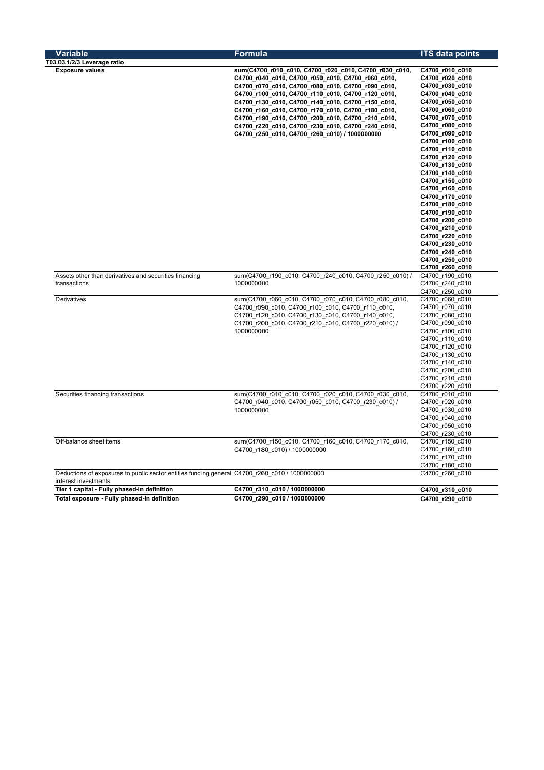| Variable | Formula | ITS data points |
|---|---|---|
| **T03.03.1/2/3 Leverage ratio** | | |
| **Exposure values** | **sum(C4700_r010_c010, C4700_r020_c010, C4700_r030_c010, C4700_r040_c010, C4700_r050_c010, C4700_r060_c010, C4700_r070_c010, C4700_r080_c010, C4700_r090_c010, C4700_r100_c010, C4700_r110_c010, C4700_r120_c010, C4700_r130_c010, C4700_r140_c010, C4700_r150_c010, C4700_r160_c010, C4700_r170_c010, C4700_r180_c010, C4700_r190_c010, C4700_r200_c010, C4700_r210_c010, C4700_r220_c010, C4700_r230_c010, C4700_r240_c010, C4700_r250_c010, C4700_r260_c010) / 1000000000** | **C4700_r010_c010 C4700_r020_c010 C4700_r030_c010 C4700_r040_c010 C4700_r050_c010 C4700_r060_c010 C4700_r070_c010 C4700_r080_c010 C4700_r090_c010 C4700_r100_c010 C4700_r110_c010 C4700_r120_c010 C4700_r130_c010 C4700_r140_c010 C4700_r150_c010 C4700_r160_c010 C4700_r170_c010 C4700_r180_c010 C4700_r190_c010 C4700_r200_c010 C4700_r210_c010 C4700_r220_c010 C4700_r230_c010 C4700_r240_c010 C4700_r250_c010 C4700_r260_c010** |
| Assets other than derivatives and securities financing transactions | sum(C4700_r190_c010, C4700_r240_c010, C4700_r250_c010) / 1000000000 | C4700_r190_c010 C4700_r240_c010 C4700_r250_c010 |
| Derivatives | sum(C4700_r060_c010, C4700_r070_c010, C4700_r080_c010, C4700_r090_c010, C4700_r100_c010, C4700_r110_c010, C4700_r120_c010, C4700_r130_c010, C4700_r140_c010, C4700_r200_c010, C4700_r210_c010, C4700_r220_c010) / 1000000000 | C4700_r060_c010 C4700_r070_c010 C4700_r080_c010 C4700_r090_c010 C4700_r100_c010 C4700_r110_c010 C4700_r120_c010 C4700_r130_c010 C4700_r140_c010 C4700_r200_c010 C4700_r210_c010 C4700_r220_c010 |
| Securities financing transactions | sum(C4700_r010_c010, C4700_r020_c010, C4700_r030_c010, C4700_r040_c010, C4700_r050_c010, C4700_r230_c010) / 1000000000 | C4700_r010_c010 C4700_r020_c010 C4700_r030_c010 C4700_r040_c010 C4700_r050_c010 C4700_r230_c010 |
| Off-balance sheet items | sum(C4700_r150_c010, C4700_r160_c010, C4700_r170_c010, C4700_r180_c010) / 1000000000 | C4700_r150_c010 C4700_r160_c010 C4700_r170_c010 C4700_r180_c010 |
| Deductions of exposures to public sector entities funding general interest investments | C4700_r260_c010 / 1000000000 | C4700_r260_c010 |
| **Tier 1 capital - Fully phased-in definition** | **C4700_r310_c010 / 1000000000** | **C4700_r310_c010** |
| **Total exposure - Fully phased-in definition** | **C4700_r290_c010 / 1000000000** | **C4700_r290_c010** |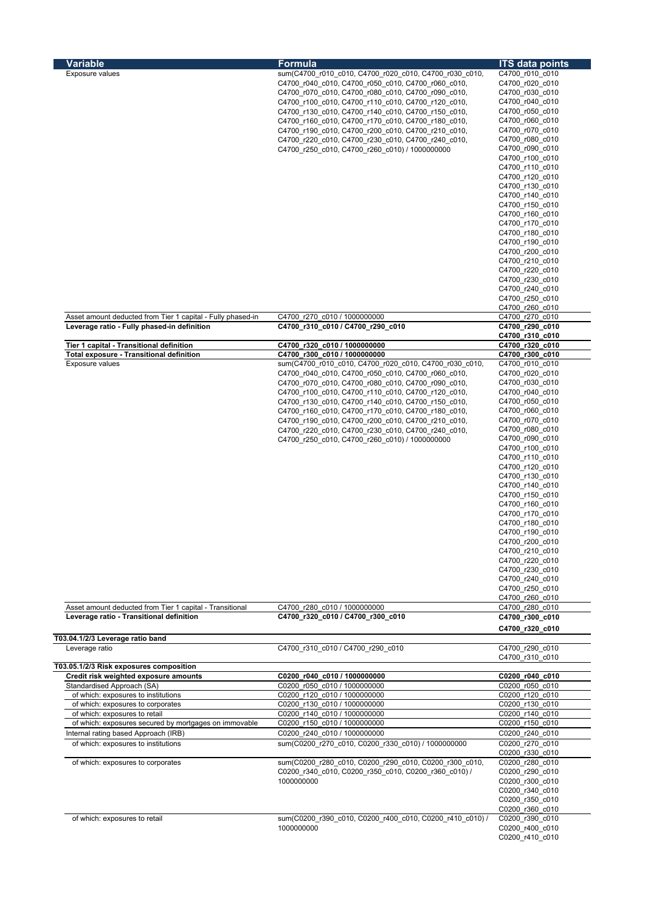| Variable | Formula | ITS data points |
|---|---|---|
| Exposure values | sum(C4700_r010_c010, C4700_r020_c010, C4700_r030_c010, C4700_r040_c010, C4700_r050_c010, C4700_r060_c010, C4700_r070_c010, C4700_r080_c010, C4700_r090_c010, C4700_r100_c010, C4700_r110_c010, C4700_r120_c010, C4700_r130_c010, C4700_r140_c010, C4700_r150_c010, C4700_r160_c010, C4700_r170_c010, C4700_r180_c010, C4700_r190_c010, C4700_r200_c010, C4700_r210_c010, C4700_r220_c010, C4700_r230_c010, C4700_r240_c010, C4700_r250_c010, C4700_r260_c010) / 1000000000 | C4700_r010_c010 C4700_r020_c010 C4700_r030_c010 C4700_r040_c010 C4700_r050_c010 C4700_r060_c010 C4700_r070_c010 C4700_r080_c010 C4700_r090_c010 C4700_r100_c010 C4700_r110_c010 C4700_r120_c010 C4700_r130_c010 C4700_r140_c010 C4700_r150_c010 C4700_r160_c010 C4700_r170_c010 C4700_r180_c010 C4700_r190_c010 C4700_r200_c010 C4700_r210_c010 C4700_r220_c010 C4700_r230_c010 C4700_r240_c010 C4700_r250_c010 C4700_r260_c010 |
| Asset amount deducted from Tier 1 capital - Fully phased-in | C4700_r270_c010 / 1000000000 | C4700_r270_c010 |
| **Leverage ratio - Fully phased-in definition** | **C4700_r310_c010 / C4700_r290_c010** | **C4700_r290_c010 C4700_r310_c010** |
| **Tier 1 capital - Transitional definition** | **C4700_r320_c010 / 1000000000** | **C4700_r320_c010** |
| **Total exposure - Transitional definition** | **C4700_r300_c010 / 1000000000** | **C4700_r300_c010** |
| Exposure values | sum(C4700_r010_c010, C4700_r020_c010, C4700_r030_c010, C4700_r040_c010, C4700_r050_c010, C4700_r060_c010, C4700_r070_c010, C4700_r080_c010, C4700_r090_c010, C4700_r100_c010, C4700_r110_c010, C4700_r120_c010, C4700_r130_c010, C4700_r140_c010, C4700_r150_c010, C4700_r160_c010, C4700_r170_c010, C4700_r180_c010, C4700_r190_c010, C4700_r200_c010, C4700_r210_c010, C4700_r220_c010, C4700_r230_c010, C4700_r240_c010, C4700_r250_c010, C4700_r260_c010) / 1000000000 | C4700_r010_c010 C4700_r020_c010 C4700_r030_c010 C4700_r040_c010 C4700_r050_c010 C4700_r060_c010 C4700_r070_c010 C4700_r080_c010 C4700_r090_c010 C4700_r100_c010 C4700_r110_c010 C4700_r120_c010 C4700_r130_c010 C4700_r140_c010 C4700_r150_c010 C4700_r160_c010 C4700_r170_c010 C4700_r180_c010 C4700_r190_c010 C4700_r200_c010 C4700_r210_c010 C4700_r220_c010 C4700_r230_c010 C4700_r240_c010 C4700_r250_c010 C4700_r260_c010 |
| Asset amount deducted from Tier 1 capital - Transitional | C4700_r280_c010 / 1000000000 | C4700_r280_c010 |
| **Leverage ratio - Transitional definition** | **C4700_r320_c010 / C4700_r300_c010** | **C4700_r300_c010 C4700_r320_c010** |
| **T03.04.1/2/3 Leverage ratio band** | | |
| Leverage ratio | C4700_r310_c010 / C4700_r290_c010 | C4700_r290_c010 C4700_r310_c010 |
| **T03.05.1/2/3 Risk exposures composition** | | |
| **Credit risk weighted exposure amounts** | **C0200_r040_c010 / 1000000000** | **C0200_r040_c010** |
| Standardised Approach (SA) | C0200_r050_c010 / 1000000000 | C0200_r050_c010 |
| of which: exposures to institutions | C0200_r120_c010 / 1000000000 | C0200_r120_c010 |
| of which: exposures to corporates | C0200_r130_c010 / 1000000000 | C0200_r130_c010 |
| of which: exposures to retail | C0200_r140_c010 / 1000000000 | C0200_r140_c010 |
| of which: exposures secured by mortgages on immovable | C0200_r150_c010 / 1000000000 | C0200_r150_c010 |
| Internal rating based Approach (IRB) | C0200_r240_c010 / 1000000000 | C0200_r240_c010 |
| of which: exposures to institutions | sum(C0200_r270_c010, C0200_r330_c010) / 1000000000 | C0200_r270_c010 C0200_r330_c010 |
| of which: exposures to corporates | sum(C0200_r280_c010, C0200_r290_c010, C0200_r300_c010, C0200_r340_c010, C0200_r350_c010, C0200_r360_c010) / 1000000000 | C0200_r280_c010 C0200_r290_c010 C0200_r300_c010 C0200_r340_c010 C0200_r350_c010 C0200_r360_c010 |
| of which: exposures to retail | sum(C0200_r390_c010, C0200_r400_c010, C0200_r410_c010) / 1000000000 | C0200_r390_c010 C0200_r400_c010 C0200_r410_c010 |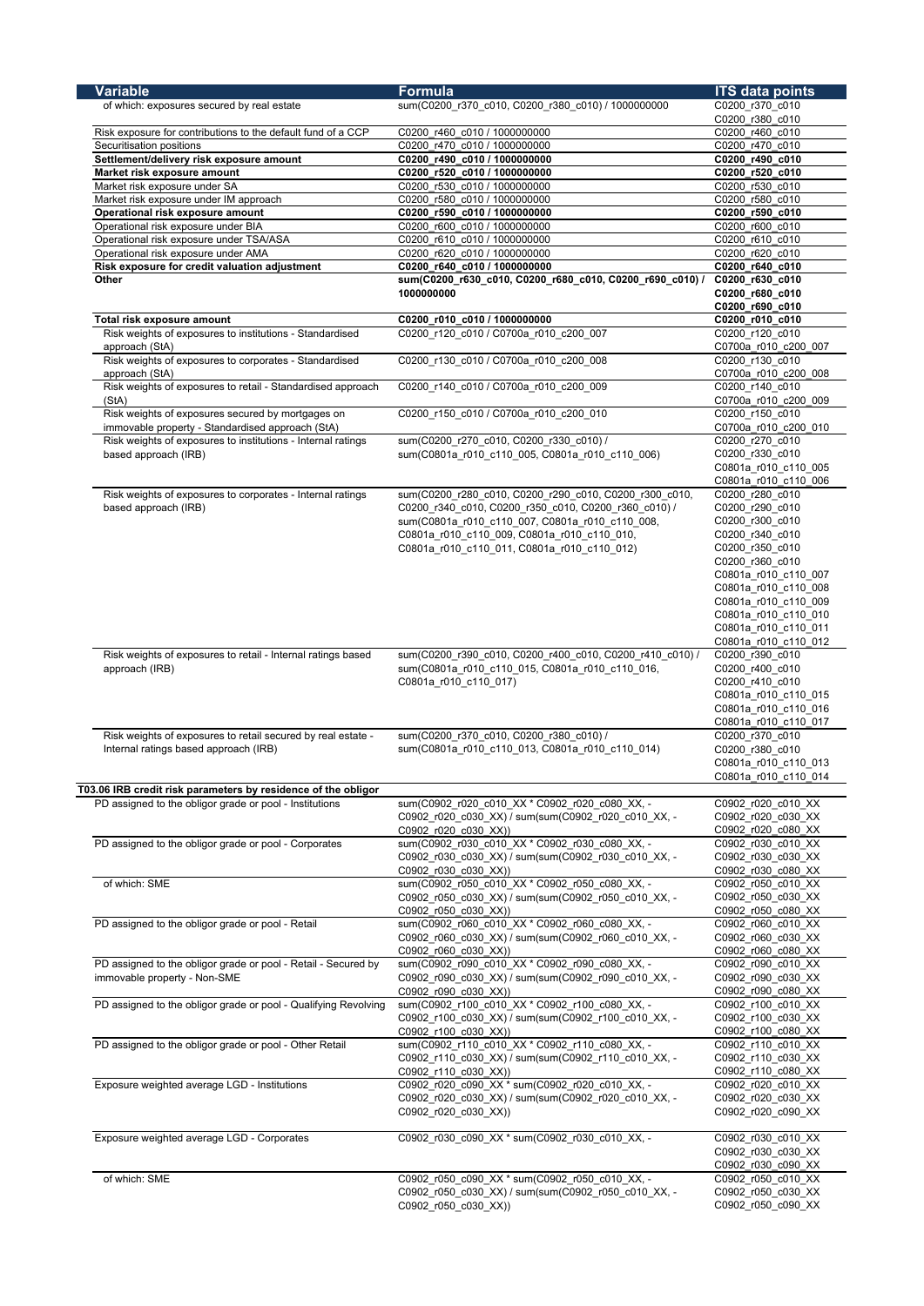| Variable | Formula | ITS data points |
|---|---|---|
| of which: exposures secured by real estate | sum(C0200_r370_c010, C0200_r380_c010) / 1000000000 | C0200_r370_c010<br>C0200_r380_c010 |
| Risk exposure for contributions to the default fund of a CCP | C0200_r460_c010 / 1000000000 | C0200_r460_c010 |
| Securitisation positions | C0200_r470_c010 / 1000000000 | C0200_r470_c010 |
| **Settlement/delivery risk exposure amount** | **C0200_r490_c010 / 1000000000** | **C0200_r490_c010** |
| **Market risk exposure amount** | **C0200_r520_c010 / 1000000000** | **C0200_r520_c010** |
| Market risk exposure under SA | C0200_r530_c010 / 1000000000 | C0200_r530_c010 |
| Market risk exposure under IM approach | C0200_r580_c010 / 1000000000 | C0200_r580_c010 |
| **Operational risk exposure amount** | **C0200_r590_c010 / 1000000000** | **C0200_r590_c010** |
| Operational risk exposure under BIA | C0200_r600_c010 / 1000000000 | C0200_r600_c010 |
| Operational risk exposure under TSA/ASA | C0200_r610_c010 / 1000000000 | C0200_r610_c010 |
| Operational risk exposure under AMA | C0200_r620_c010 / 1000000000 | C0200_r620_c010 |
| **Risk exposure for credit valuation adjustment** | **C0200_r640_c010 / 1000000000** | **C0200_r640_c010** |
| **Other** | **sum(C0200_r630_c010, C0200_r680_c010, C0200_r690_c010) / 1000000000** | **C0200_r630_c010<br>C0200_r680_c010<br>C0200_r690_c010** |
| **Total risk exposure amount** | **C0200_r010_c010 / 1000000000** | **C0200_r010_c010** |
| Risk weights of exposures to institutions - Standardised approach (StA) | C0200_r120_c010 / C0700a_r010_c200_007 | C0200_r120_c010<br>C0700a_r010_c200_007 |
| Risk weights of exposures to corporates - Standardised approach (StA) | C0200_r130_c010 / C0700a_r010_c200_008 | C0200_r130_c010<br>C0700a_r010_c200_008 |
| Risk weights of exposures to retail - Standardised approach (StA) | C0200_r140_c010 / C0700a_r010_c200_009 | C0200_r140_c010<br>C0700a_r010_c200_009 |
| Risk weights of exposures secured by mortgages on immovable property - Standardised approach (StA) | C0200_r150_c010 / C0700a_r010_c200_010 | C0200_r150_c010<br>C0700a_r010_c200_010 |
| Risk weights of exposures to institutions - Internal ratings based approach (IRB) | sum(C0200_r270_c010, C0200_r330_c010) / sum(C0801a_r010_c110_005, C0801a_r010_c110_006) | C0200_r270_c010<br>C0200_r330_c010<br>C0801a_r010_c110_005<br>C0801a_r010_c110_006 |
| Risk weights of exposures to corporates - Internal ratings based approach (IRB) | sum(C0200_r280_c010, C0200_r290_c010, C0200_r300_c010, C0200_r340_c010, C0200_r350_c010, C0200_r360_c010) / sum(C0801a_r010_c110_007, C0801a_r010_c110_008, C0801a_r010_c110_009, C0801a_r010_c110_010, C0801a_r010_c110_011, C0801a_r010_c110_012) | C0200_r280_c010<br>C0200_r290_c010<br>C0200_r300_c010<br>C0200_r340_c010<br>C0200_r350_c010<br>C0200_r360_c010<br>C0801a_r010_c110_007<br>C0801a_r010_c110_008<br>C0801a_r010_c110_009<br>C0801a_r010_c110_010<br>C0801a_r010_c110_011<br>C0801a_r010_c110_012 |
| Risk weights of exposures to retail - Internal ratings based approach (IRB) | sum(C0200_r390_c010, C0200_r400_c010, C0200_r410_c010) / sum(C0801a_r010_c110_015, C0801a_r010_c110_016, C0801a_r010_c110_017) | C0200_r390_c010<br>C0200_r400_c010<br>C0200_r410_c010<br>C0801a_r010_c110_015<br>C0801a_r010_c110_016<br>C0801a_r010_c110_017 |
| Risk weights of exposures to retail secured by real estate - Internal ratings based approach (IRB) | sum(C0200_r370_c010, C0200_r380_c010) / sum(C0801a_r010_c110_013, C0801a_r010_c110_014) | C0200_r370_c010<br>C0200_r380_c010<br>C0801a_r010_c110_013<br>C0801a_r010_c110_014 |
| **T03.06 IRB credit risk parameters by residence of the obligor** | | |
| PD assigned to the obligor grade or pool - Institutions | sum(C0902_r020_c010_XX * C0902_r020_c080_XX, -C0902_r020_c030_XX) / sum(sum(C0902_r020_c010_XX, -C0902_r020_c030_XX)) | C0902_r020_c010_XX<br>C0902_r020_c030_XX<br>C0902_r020_c080_XX |
| PD assigned to the obligor grade or pool - Corporates | sum(C0902_r030_c010_XX * C0902_r030_c080_XX, -C0902_r030_c030_XX) / sum(sum(C0902_r030_c010_XX, -C0902_r030_c030_XX)) | C0902_r030_c010_XX<br>C0902_r030_c030_XX<br>C0902_r030_c080_XX |
| of which: SME | sum(C0902_r050_c010_XX * C0902_r050_c080_XX, -C0902_r050_c030_XX) / sum(sum(C0902_r050_c010_XX, -C0902_r050_c030_XX)) | C0902_r050_c010_XX<br>C0902_r050_c030_XX<br>C0902_r050_c080_XX |
| PD assigned to the obligor grade or pool - Retail | sum(C0902_r060_c010_XX * C0902_r060_c080_XX, -C0902_r060_c030_XX) / sum(sum(C0902_r060_c010_XX, -C0902_r060_c030_XX)) | C0902_r060_c010_XX<br>C0902_r060_c030_XX<br>C0902_r060_c080_XX |
| PD assigned to the obligor grade or pool - Retail - Secured by immovable property - Non-SME | sum(C0902_r090_c010_XX * C0902_r090_c080_XX, -C0902_r090_c030_XX) / sum(sum(C0902_r090_c010_XX, -C0902_r090_c030_XX)) | C0902_r090_c010_XX<br>C0902_r090_c030_XX<br>C0902_r090_c080_XX |
| PD assigned to the obligor grade or pool - Qualifying Revolving | sum(C0902_r100_c010_XX * C0902_r100_c080_XX, -C0902_r100_c030_XX) / sum(sum(C0902_r100_c010_XX, -C0902_r100_c030_XX)) | C0902_r100_c010_XX<br>C0902_r100_c030_XX<br>C0902_r100_c080_XX |
| PD assigned to the obligor grade or pool - Other Retail | sum(C0902_r110_c010_XX * C0902_r110_c080_XX, -C0902_r110_c030_XX) / sum(sum(C0902_r110_c010_XX, -C0902_r110_c030_XX)) | C0902_r110_c010_XX<br>C0902_r110_c030_XX<br>C0902_r110_c080_XX |
| Exposure weighted average LGD - Institutions | C0902_r020_c090_XX * sum(C0902_r020_c010_XX, -C0902_r020_c030_XX) / sum(sum(C0902_r020_c010_XX, -C0902_r020_c030_XX)) | C0902_r020_c010_XX<br>C0902_r020_c030_XX<br>C0902_r020_c090_XX |
| Exposure weighted average LGD - Corporates | C0902_r030_c090_XX * sum(C0902_r030_c010_XX, - | C0902_r030_c010_XX<br>C0902_r030_c030_XX<br>C0902_r030_c090_XX |
| of which: SME | C0902_r050_c090_XX * sum(C0902_r050_c010_XX, -C0902_r050_c030_XX) / sum(sum(C0902_r050_c010_XX, -C0902_r050_c030_XX)) | C0902_r050_c010_XX<br>C0902_r050_c030_XX<br>C0902_r050_c090_XX |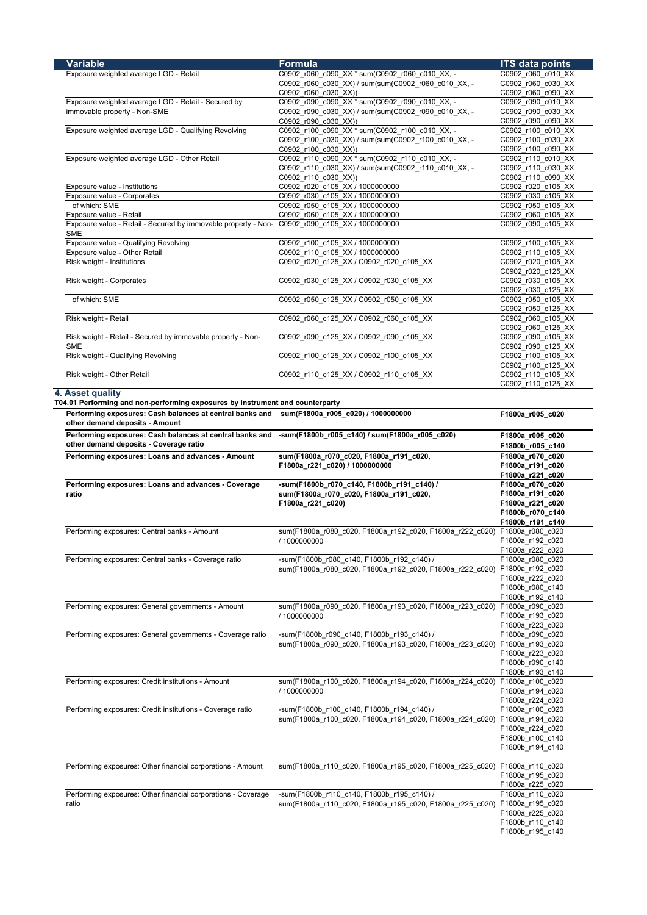| Variable | Formula | ITS data points |
|---|---|---|
| Exposure weighted average LGD - Retail | C0902_r060_c090_XX * sum(C0902_r060_c010_XX, -C0902_r060_c030_XX) / sum(sum(C0902_r060_c010_XX, -C0902_r060_c030_XX)) | C0902_r060_c010_XX C0902_r060_c030_XX C0902_r060_c090_XX |
| Exposure weighted average LGD - Retail - Secured by immovable property - Non-SME | C0902_r090_c090_XX * sum(C0902_r090_c010_XX, -C0902_r090_c030_XX) / sum(sum(C0902_r090_c010_XX, -C0902_r090_c030_XX)) | C0902_r090_c010_XX C0902_r090_c030_XX C0902_r090_c090_XX |
| Exposure weighted average LGD - Qualifying Revolving | C0902_r100_c090_XX * sum(C0902_r100_c010_XX, -C0902_r100_c030_XX) / sum(sum(C0902_r100_c010_XX, -C0902_r100_c030_XX)) | C0902_r100_c010_XX C0902_r100_c030_XX C0902_r100_c090_XX |
| Exposure weighted average LGD - Other Retail | C0902_r110_c090_XX * sum(C0902_r110_c010_XX, -C0902_r110_c030_XX) / sum(sum(C0902_r110_c010_XX, -C0902_r110_c030_XX)) | C0902_r110_c010_XX C0902_r110_c030_XX C0902_r110_c090_XX |
| Exposure value - Institutions | C0902_r020_c105_XX / 1000000000 | C0902_r020_c105_XX |
| Exposure value - Corporates | C0902_r030_c105_XX / 1000000000 | C0902_r030_c105_XX |
| of which: SME | C0902_r050_c105_XX / 1000000000 | C0902_r050_c105_XX |
| Exposure value - Retail | C0902_r060_c105_XX / 1000000000 | C0902_r060_c105_XX |
| Exposure value - Retail - Secured by immovable property - Non-SME | C0902_r090_c105_XX / 1000000000 | C0902_r090_c105_XX |
| Exposure value - Qualifying Revolving | C0902_r100_c105_XX / 1000000000 | C0902_r100_c105_XX |
| Exposure value - Other Retail | C0902_r110_c105_XX / 1000000000 | C0902_r110_c105_XX |
| Risk weight - Institutions | C0902_r020_c125_XX / C0902_r020_c105_XX | C0902_r020_c105_XX C0902_r020_c125_XX |
| Risk weight - Corporates | C0902_r030_c125_XX / C0902_r030_c105_XX | C0902_r030_c105_XX C0902_r030_c125_XX |
| of which: SME | C0902_r050_c125_XX / C0902_r050_c105_XX | C0902_r050_c105_XX C0902_r050_c125_XX |
| Risk weight - Retail | C0902_r060_c125_XX / C0902_r060_c105_XX | C0902_r060_c105_XX C0902_r060_c125_XX |
| Risk weight - Retail - Secured by immovable property - Non-SME | C0902_r090_c125_XX / C0902_r090_c105_XX | C0902_r090_c105_XX C0902_r090_c125_XX |
| Risk weight - Qualifying Revolving | C0902_r100_c125_XX / C0902_r100_c105_XX | C0902_r100_c105_XX C0902_r100_c125_XX |
| Risk weight - Other Retail | C0902_r110_c125_XX / C0902_r110_c105_XX | C0902_r110_c105_XX C0902_r110_c125_XX |

## 4. Asset quality

**T04.01 Performing and non-performing exposures by instrument and counterparty**

| Variable | Formula | ITS data points |
|---|---|---|
| **Performing exposures: Cash balances at central banks and other demand deposits - Amount** | **sum(F1800a_r005_c020) / 1000000000** | **F1800a_r005_c020** |
| **Performing exposures: Cash balances at central banks and other demand deposits - Coverage ratio** | **-sum(F1800b_r005_c140) / sum(F1800a_r005_c020)** | **F1800a_r005_c020 F1800b_r005_c140** |
| **Performing exposures: Loans and advances - Amount** | **sum(F1800a_r070_c020, F1800a_r191_c020, F1800a_r221_c020) / 1000000000** | **F1800a_r070_c020 F1800a_r191_c020 F1800a_r221_c020** |
| **Performing exposures: Loans and advances - Coverage ratio** | **-sum(F1800b_r070_c140, F1800b_r191_c140) / sum(F1800a_r070_c020, F1800a_r191_c020, F1800a_r221_c020)** | **F1800a_r070_c020 F1800a_r191_c020 F1800a_r221_c020 F1800b_r070_c140 F1800b_r191_c140** |
| Performing exposures: Central banks - Amount | sum(F1800a_r080_c020, F1800a_r192_c020, F1800a_r222_c020) / 1000000000 | F1800a_r080_c020 F1800a_r192_c020 F1800a_r222_c020 |
| Performing exposures: Central banks - Coverage ratio | -sum(F1800b_r080_c140, F1800b_r192_c140) / sum(F1800a_r080_c020, F1800a_r192_c020, F1800a_r222_c020) | F1800a_r080_c020 F1800a_r192_c020 F1800a_r222_c020 F1800b_r080_c140 F1800b_r192_c140 |
| Performing exposures: General governments - Amount | sum(F1800a_r090_c020, F1800a_r193_c020, F1800a_r223_c020) / 1000000000 | F1800a_r090_c020 F1800a_r193_c020 F1800a_r223_c020 |
| Performing exposures: General governments - Coverage ratio | -sum(F1800b_r090_c140, F1800b_r193_c140) / sum(F1800a_r090_c020, F1800a_r193_c020, F1800a_r223_c020) | F1800a_r090_c020 F1800a_r193_c020 F1800a_r223_c020 F1800b_r090_c140 F1800b_r193_c140 |
| Performing exposures: Credit institutions - Amount | sum(F1800a_r100_c020, F1800a_r194_c020, F1800a_r224_c020) / 1000000000 | F1800a_r100_c020 F1800a_r194_c020 F1800a_r224_c020 |
| Performing exposures: Credit institutions - Coverage ratio | -sum(F1800b_r100_c140, F1800b_r194_c140) / sum(F1800a_r100_c020, F1800a_r194_c020, F1800a_r224_c020) | F1800a_r100_c020 F1800a_r194_c020 F1800a_r224_c020 F1800b_r100_c140 F1800b_r194_c140 |
| Performing exposures: Other financial corporations - Amount | sum(F1800a_r110_c020, F1800a_r195_c020, F1800a_r225_c020) | F1800a_r110_c020 F1800a_r195_c020 F1800a_r225_c020 |
| Performing exposures: Other financial corporations - Coverage ratio | -sum(F1800b_r110_c140, F1800b_r195_c140) / sum(F1800a_r110_c020, F1800a_r195_c020, F1800a_r225_c020) | F1800a_r110_c020 F1800a_r195_c020 F1800a_r225_c020 F1800b_r110_c140 F1800b_r195_c140 |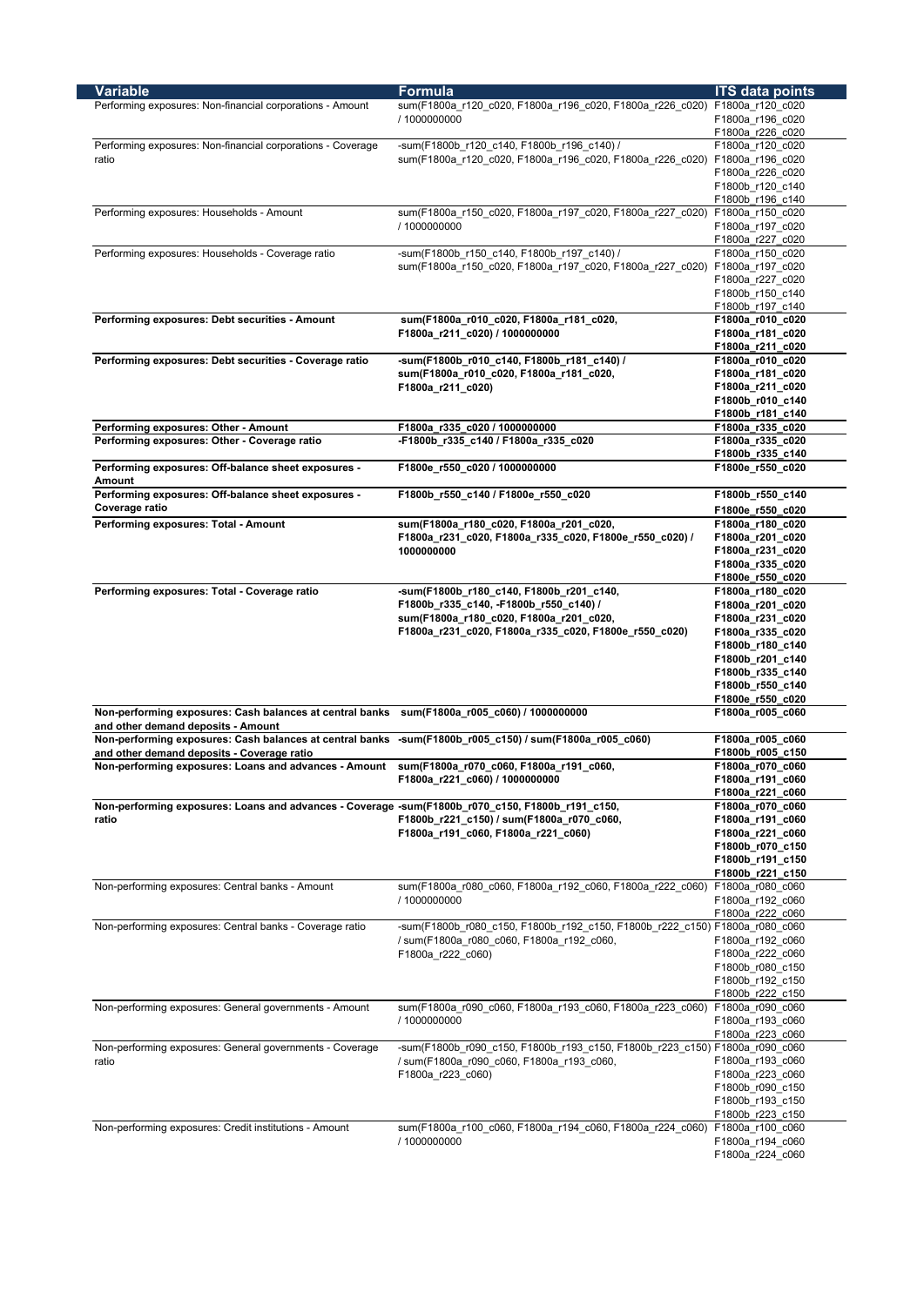| Variable | Formula | ITS data points |
|---|---|---|
| Performing exposures: Non-financial corporations - Amount | sum(F1800a_r120_c020, F1800a_r196_c020, F1800a_r226_c020) / 1000000000 | F1800a_r120_c020<br>F1800a_r196_c020<br>F1800a_r226_c020 |
| Performing exposures: Non-financial corporations - Coverage ratio | -sum(F1800b_r120_c140, F1800b_r196_c140) / sum(F1800a_r120_c020, F1800a_r196_c020, F1800a_r226_c020) | F1800a_r120_c020<br>F1800a_r196_c020<br>F1800a_r226_c020<br>F1800b_r120_c140<br>F1800b_r196_c140 |
| Performing exposures: Households - Amount | sum(F1800a_r150_c020, F1800a_r197_c020, F1800a_r227_c020) / 1000000000 | F1800a_r150_c020<br>F1800a_r197_c020<br>F1800a_r227_c020 |
| Performing exposures: Households - Coverage ratio | -sum(F1800b_r150_c140, F1800b_r197_c140) / sum(F1800a_r150_c020, F1800a_r197_c020, F1800a_r227_c020) | F1800a_r150_c020<br>F1800a_r197_c020<br>F1800a_r227_c020<br>F1800b_r150_c140<br>F1800b_r197_c140 |
| **Performing exposures: Debt securities - Amount** | **sum(F1800a_r010_c020, F1800a_r181_c020, F1800a_r211_c020) / 1000000000** | **F1800a_r010_c020<br>F1800a_r181_c020<br>F1800a_r211_c020** |
| **Performing exposures: Debt securities - Coverage ratio** | **-sum(F1800b_r010_c140, F1800b_r181_c140) / sum(F1800a_r010_c020, F1800a_r181_c020, F1800a_r211_c020)** | **F1800a_r010_c020<br>F1800a_r181_c020<br>F1800a_r211_c020<br>F1800b_r010_c140<br>F1800b_r181_c140** |
| **Performing exposures: Other - Amount** | **F1800a_r335_c020 / 1000000000** | **F1800a_r335_c020** |
| **Performing exposures: Other - Coverage ratio** | **-F1800b_r335_c140 / F1800a_r335_c020** | **F1800a_r335_c020<br>F1800b_r335_c140** |
| **Performing exposures: Off-balance sheet exposures - Amount** | **F1800e_r550_c020 / 1000000000** | **F1800e_r550_c020** |
| **Performing exposures: Off-balance sheet exposures - Coverage ratio** | **F1800b_r550_c140 / F1800e_r550_c020** | **F1800b_r550_c140<br>F1800e_r550_c020** |
| **Performing exposures: Total - Amount** | **sum(F1800a_r180_c020, F1800a_r201_c020, F1800a_r231_c020, F1800a_r335_c020, F1800e_r550_c020) / 1000000000** | **F1800a_r180_c020<br>F1800a_r201_c020<br>F1800a_r231_c020<br>F1800a_r335_c020<br>F1800e_r550_c020** |
| **Performing exposures: Total - Coverage ratio** | **-sum(F1800b_r180_c140, F1800b_r201_c140, F1800b_r335_c140, -F1800b_r550_c140) / sum(F1800a_r180_c020, F1800a_r201_c020, F1800a_r231_c020, F1800a_r335_c020, F1800e_r550_c020)** | **F1800a_r180_c020<br>F1800a_r201_c020<br>F1800a_r231_c020<br>F1800a_r335_c020<br>F1800b_r180_c140<br>F1800b_r201_c140<br>F1800b_r335_c140<br>F1800b_r550_c140<br>F1800e_r550_c020** |
| **Non-performing exposures: Cash balances at central banks and other demand deposits - Amount** | **sum(F1800a_r005_c060) / 1000000000** | **F1800a_r005_c060** |
| **Non-performing exposures: Cash balances at central banks and other demand deposits - Coverage ratio** | **-sum(F1800b_r005_c150) / sum(F1800a_r005_c060)** | **F1800a_r005_c060<br>F1800b_r005_c150** |
| **Non-performing exposures: Loans and advances - Amount** | **sum(F1800a_r070_c060, F1800a_r191_c060, F1800a_r221_c060) / 1000000000** | **F1800a_r070_c060<br>F1800a_r191_c060<br>F1800a_r221_c060** |
| **Non-performing exposures: Loans and advances - Coverage ratio** | **-sum(F1800b_r070_c150, F1800b_r191_c150, F1800b_r221_c150) / sum(F1800a_r070_c060, F1800a_r191_c060, F1800a_r221_c060)** | **F1800a_r070_c060<br>F1800a_r191_c060<br>F1800a_r221_c060<br>F1800b_r070_c150<br>F1800b_r191_c150<br>F1800b_r221_c150** |
| Non-performing exposures: Central banks - Amount | sum(F1800a_r080_c060, F1800a_r192_c060, F1800a_r222_c060) / 1000000000 | F1800a_r080_c060<br>F1800a_r192_c060<br>F1800a_r222_c060 |
| Non-performing exposures: Central banks - Coverage ratio | -sum(F1800b_r080_c150, F1800b_r192_c150, F1800b_r222_c150) / sum(F1800a_r080_c060, F1800a_r192_c060, F1800a_r222_c060) | F1800a_r080_c060<br>F1800a_r192_c060<br>F1800a_r222_c060<br>F1800b_r080_c150<br>F1800b_r192_c150<br>F1800b_r222_c150 |
| Non-performing exposures: General governments - Amount | sum(F1800a_r090_c060, F1800a_r193_c060, F1800a_r223_c060) / 1000000000 | F1800a_r090_c060<br>F1800a_r193_c060<br>F1800a_r223_c060 |
| Non-performing exposures: General governments - Coverage ratio | -sum(F1800b_r090_c150, F1800b_r193_c150, F1800b_r223_c150) / sum(F1800a_r090_c060, F1800a_r193_c060, F1800a_r223_c060) | F1800a_r090_c060<br>F1800a_r193_c060<br>F1800a_r223_c060<br>F1800b_r090_c150<br>F1800b_r193_c150<br>F1800b_r223_c150 |
| Non-performing exposures: Credit institutions - Amount | sum(F1800a_r100_c060, F1800a_r194_c060, F1800a_r224_c060) / 1000000000 | F1800a_r100_c060<br>F1800a_r194_c060<br>F1800a_r224_c060 |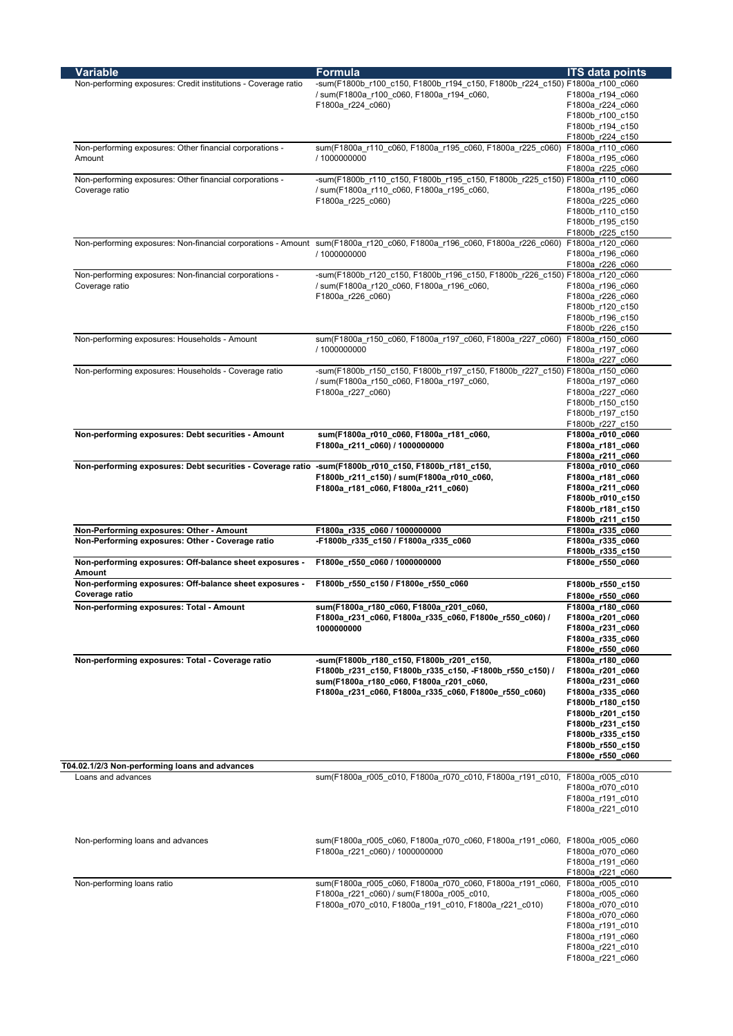| Variable | Formula | ITS data points |
|---|---|---|
| Non-performing exposures: Credit institutions - Coverage ratio | -sum(F1800b_r100_c150, F1800b_r194_c150, F1800b_r224_c150) / sum(F1800a_r100_c060, F1800a_r194_c060, F1800a_r224_c060) | F1800a_r100_c060<br>F1800a_r194_c060<br>F1800a_r224_c060<br>F1800b_r100_c150<br>F1800b_r194_c150<br>F1800b_r224_c150 |
| Non-performing exposures: Other financial corporations - Amount | sum(F1800a_r110_c060, F1800a_r195_c060, F1800a_r225_c060) / 1000000000 | F1800a_r110_c060<br>F1800a_r195_c060<br>F1800a_r225_c060 |
| Non-performing exposures: Other financial corporations - Coverage ratio | -sum(F1800b_r110_c150, F1800b_r195_c150, F1800b_r225_c150) / sum(F1800a_r110_c060, F1800a_r195_c060, F1800a_r225_c060) | F1800a_r110_c060<br>F1800a_r195_c060<br>F1800a_r225_c060<br>F1800b_r110_c150<br>F1800b_r195_c150<br>F1800b_r225_c150 |
| Non-performing exposures: Non-financial corporations - Amount | sum(F1800a_r120_c060, F1800a_r196_c060, F1800a_r226_c060) / 1000000000 | F1800a_r120_c060<br>F1800a_r196_c060<br>F1800a_r226_c060 |
| Non-performing exposures: Non-financial corporations - Coverage ratio | -sum(F1800b_r120_c150, F1800b_r196_c150, F1800b_r226_c150) / sum(F1800a_r120_c060, F1800a_r196_c060, F1800a_r226_c060) | F1800a_r120_c060<br>F1800a_r196_c060<br>F1800a_r226_c060<br>F1800b_r120_c150<br>F1800b_r196_c150<br>F1800b_r226_c150 |
| Non-performing exposures: Households - Amount | sum(F1800a_r150_c060, F1800a_r197_c060, F1800a_r227_c060) / 1000000000 | F1800a_r150_c060<br>F1800a_r197_c060<br>F1800a_r227_c060 |
| Non-performing exposures: Households - Coverage ratio | -sum(F1800b_r150_c150, F1800b_r197_c150, F1800b_r227_c150) / sum(F1800a_r150_c060, F1800a_r197_c060, F1800a_r227_c060) | F1800a_r150_c060<br>F1800a_r197_c060<br>F1800a_r227_c060<br>F1800b_r150_c150<br>F1800b_r197_c150<br>F1800b_r227_c150 |
| **Non-performing exposures: Debt securities - Amount** | **sum(F1800a_r010_c060, F1800a_r181_c060, F1800a_r211_c060) / 1000000000** | **F1800a_r010_c060<br>F1800a_r181_c060<br>F1800a_r211_c060** |
| **Non-performing exposures: Debt securities - Coverage ratio** | **-sum(F1800b_r010_c150, F1800b_r181_c150, F1800b_r211_c150) / sum(F1800a_r010_c060, F1800a_r181_c060, F1800a_r211_c060)** | **F1800a_r010_c060<br>F1800a_r181_c060<br>F1800a_r211_c060<br>F1800b_r010_c150<br>F1800b_r181_c150<br>F1800b_r211_c150** |
| **Non-Performing exposures: Other - Amount** | **F1800a_r335_c060 / 1000000000** | **F1800a_r335_c060** |
| **Non-Performing exposures: Other - Coverage ratio** | **-F1800b_r335_c150 / F1800a_r335_c060** | **F1800a_r335_c060<br>F1800b_r335_c150** |
| **Non-performing exposures: Off-balance sheet exposures - Amount** | **F1800e_r550_c060 / 1000000000** | **F1800e_r550_c060** |
| **Non-performing exposures: Off-balance sheet exposures - Coverage ratio** | **F1800b_r550_c150 / F1800e_r550_c060** | **F1800b_r550_c150<br>F1800e_r550_c060** |
| **Non-performing exposures: Total - Amount** | **sum(F1800a_r180_c060, F1800a_r201_c060, F1800a_r231_c060, F1800a_r335_c060, F1800e_r550_c060) / 1000000000** | **F1800a_r180_c060<br>F1800a_r201_c060<br>F1800a_r231_c060<br>F1800a_r335_c060<br>F1800e_r550_c060** |
| **Non-performing exposures: Total - Coverage ratio** | **-sum(F1800b_r180_c150, F1800b_r201_c150, F1800b_r231_c150, F1800b_r335_c150, -F1800b_r550_c150) / sum(F1800a_r180_c060, F1800a_r201_c060, F1800a_r231_c060, F1800a_r335_c060, F1800e_r550_c060)** | **F1800a_r180_c060<br>F1800a_r201_c060<br>F1800a_r231_c060<br>F1800a_r335_c060<br>F1800b_r180_c150<br>F1800b_r201_c150<br>F1800b_r231_c150<br>F1800b_r335_c150<br>F1800b_r550_c150<br>F1800e_r550_c060** |
| **T04.02.1/2/3 Non-performing loans and advances** | | |
| Loans and advances | sum(F1800a_r005_c010, F1800a_r070_c010, F1800a_r191_c010, | F1800a_r005_c010<br>F1800a_r070_c010<br>F1800a_r191_c010<br>F1800a_r221_c010 |
| Non-performing loans and advances | sum(F1800a_r005_c060, F1800a_r070_c060, F1800a_r191_c060, F1800a_r221_c060) / 1000000000 | F1800a_r005_c060<br>F1800a_r070_c060<br>F1800a_r191_c060<br>F1800a_r221_c060 |
| Non-performing loans ratio | sum(F1800a_r005_c060, F1800a_r070_c060, F1800a_r191_c060, F1800a_r221_c060) / sum(F1800a_r005_c010, F1800a_r070_c010, F1800a_r191_c010, F1800a_r221_c010) | F1800a_r005_c010<br>F1800a_r005_c060<br>F1800a_r070_c010<br>F1800a_r070_c060<br>F1800a_r191_c010<br>F1800a_r191_c060<br>F1800a_r221_c010<br>F1800a_r221_c060 |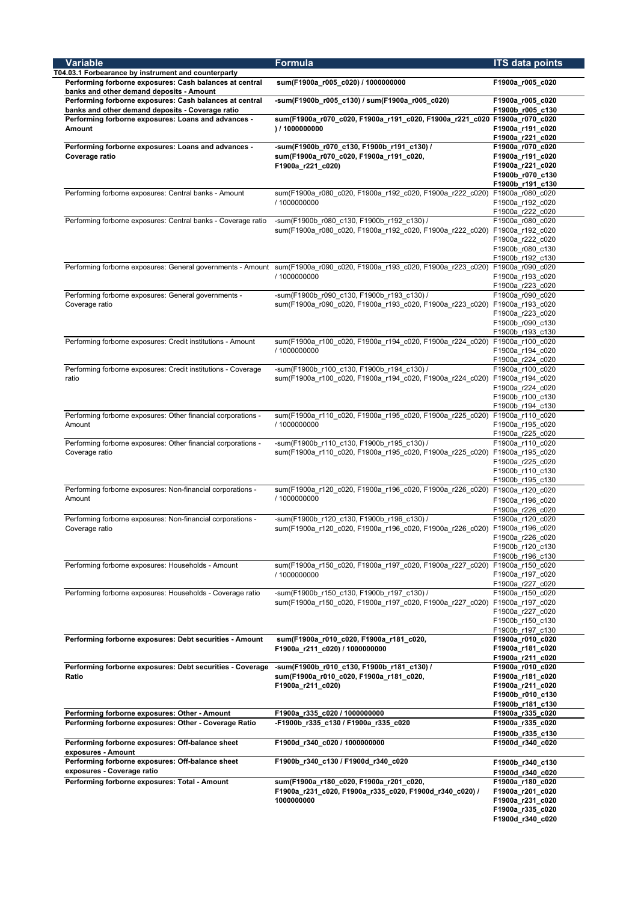| Variable | Formula | ITS data points |
| --- | --- | --- |
| **T04.03.1 Forbearance by instrument and counterparty** | | |
| **Performing forborne exposures: Cash balances at central banks and other demand deposits - Amount** | **sum(F1900a_r005_c020) / 1000000000** | **F1900a_r005_c020** |
| **Performing forborne exposures: Cash balances at central banks and other demand deposits - Coverage ratio** | **-sum(F1900b_r005_c130) / sum(F1900a_r005_c020)** | **F1900a_r005_c020 F1900b_r005_c130** |
| **Performing forborne exposures: Loans and advances - Amount** | **sum(F1900a_r070_c020, F1900a_r191_c020, F1900a_r221_c020 ) / 1000000000** | **F1900a_r070_c020 F1900a_r191_c020 F1900a_r221_c020** |
| **Performing forborne exposures: Loans and advances - Coverage ratio** | **-sum(F1900b_r070_c130, F1900b_r191_c130) / sum(F1900a_r070_c020, F1900a_r191_c020, F1900a_r221_c020)** | **F1900a_r070_c020 F1900a_r191_c020 F1900a_r221_c020 F1900b_r070_c130 F1900b_r191_c130** |
| Performing forborne exposures: Central banks - Amount | sum(F1900a_r080_c020, F1900a_r192_c020, F1900a_r222_c020) / 1000000000 | F1900a_r080_c020 F1900a_r192_c020 F1900a_r222_c020 |
| Performing forborne exposures: Central banks - Coverage ratio | -sum(F1900b_r080_c130, F1900b_r192_c130) / sum(F1900a_r080_c020, F1900a_r192_c020, F1900a_r222_c020) | F1900a_r080_c020 F1900a_r192_c020 F1900a_r222_c020 F1900b_r080_c130 F1900b_r192_c130 |
| Performing forborne exposures: General governments - Amount | sum(F1900a_r090_c020, F1900a_r193_c020, F1900a_r223_c020) / 1000000000 | F1900a_r090_c020 F1900a_r193_c020 F1900a_r223_c020 |
| Performing forborne exposures: General governments - Coverage ratio | -sum(F1900b_r090_c130, F1900b_r193_c130) / sum(F1900a_r090_c020, F1900a_r193_c020, F1900a_r223_c020) | F1900a_r090_c020 F1900a_r193_c020 F1900a_r223_c020 F1900b_r090_c130 F1900b_r193_c130 |
| Performing forborne exposures: Credit institutions - Amount | sum(F1900a_r100_c020, F1900a_r194_c020, F1900a_r224_c020) / 1000000000 | F1900a_r100_c020 F1900a_r194_c020 F1900a_r224_c020 |
| Performing forborne exposures: Credit institutions - Coverage ratio | -sum(F1900b_r100_c130, F1900b_r194_c130) / sum(F1900a_r100_c020, F1900a_r194_c020, F1900a_r224_c020) | F1900a_r100_c020 F1900a_r194_c020 F1900a_r224_c020 F1900b_r100_c130 F1900b_r194_c130 |
| Performing forborne exposures: Other financial corporations - Amount | sum(F1900a_r110_c020, F1900a_r195_c020, F1900a_r225_c020) / 1000000000 | F1900a_r110_c020 F1900a_r195_c020 F1900a_r225_c020 |
| Performing forborne exposures: Other financial corporations - Coverage ratio | -sum(F1900b_r110_c130, F1900b_r195_c130) / sum(F1900a_r110_c020, F1900a_r195_c020, F1900a_r225_c020) | F1900a_r110_c020 F1900a_r195_c020 F1900a_r225_c020 F1900b_r110_c130 F1900b_r195_c130 |
| Performing forborne exposures: Non-financial corporations - Amount | sum(F1900a_r120_c020, F1900a_r196_c020, F1900a_r226_c020) / 1000000000 | F1900a_r120_c020 F1900a_r196_c020 F1900a_r226_c020 |
| Performing forborne exposures: Non-financial corporations - Coverage ratio | -sum(F1900b_r120_c130, F1900b_r196_c130) / sum(F1900a_r120_c020, F1900a_r196_c020, F1900a_r226_c020) | F1900a_r120_c020 F1900a_r196_c020 F1900a_r226_c020 F1900b_r120_c130 F1900b_r196_c130 |
| Performing forborne exposures: Households - Amount | sum(F1900a_r150_c020, F1900a_r197_c020, F1900a_r227_c020) / 1000000000 | F1900a_r150_c020 F1900a_r197_c020 F1900a_r227_c020 |
| Performing forborne exposures: Households - Coverage ratio | -sum(F1900b_r150_c130, F1900b_r197_c130) / sum(F1900a_r150_c020, F1900a_r197_c020, F1900a_r227_c020) | F1900a_r150_c020 F1900a_r197_c020 F1900a_r227_c020 F1900b_r150_c130 F1900b_r197_c130 |
| **Performing forborne exposures: Debt securities - Amount** | **sum(F1900a_r010_c020, F1900a_r181_c020, F1900a_r211_c020) / 1000000000** | **F1900a_r010_c020 F1900a_r181_c020 F1900a_r211_c020** |
| **Performing forborne exposures: Debt securities - Coverage Ratio** | **-sum(F1900b_r010_c130, F1900b_r181_c130) / sum(F1900a_r010_c020, F1900a_r181_c020, F1900a_r211_c020)** | **F1900a_r010_c020 F1900a_r181_c020 F1900a_r211_c020 F1900b_r010_c130 F1900b_r181_c130** |
| **Performing forborne exposures: Other - Amount** | **F1900a_r335_c020 / 1000000000** | **F1900a_r335_c020** |
| **Performing forborne exposures: Other - Coverage Ratio** | **-F1900b_r335_c130 / F1900a_r335_c020** | **F1900a_r335_c020 F1900b_r335_c130** |
| **Performing forborne exposures: Off-balance sheet exposures - Amount** | **F1900d_r340_c020 / 1000000000** | **F1900d_r340_c020** |
| **Performing forborne exposures: Off-balance sheet exposures - Coverage ratio** | **F1900b_r340_c130 / F1900d_r340_c020** | **F1900b_r340_c130 F1900d_r340_c020** |
| **Performing forborne exposures: Total - Amount** | **sum(F1900a_r180_c020, F1900a_r201_c020, F1900a_r231_c020, F1900a_r335_c020, F1900d_r340_c020) / 1000000000** | **F1900a_r180_c020 F1900a_r201_c020 F1900a_r231_c020 F1900a_r335_c020 F1900d_r340_c020** |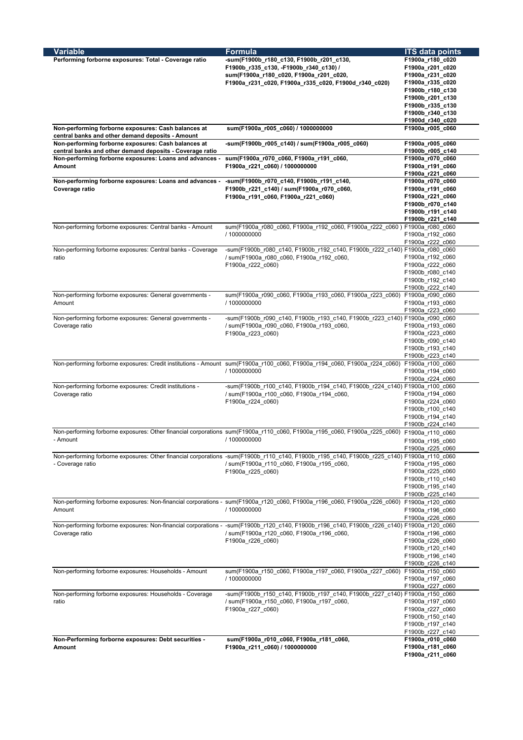| Variable | Formula | ITS data points |
|---|---|---|
| **Performing forborne exposures: Total - Coverage ratio** | **-sum(F1900b_r180_c130, F1900b_r201_c130, F1900b_r335_c130, -F1900b_r340_c130) / sum(F1900a_r180_c020, F1900a_r201_c020, F1900a_r231_c020, F1900a_r335_c020, F1900d_r340_c020)** | **F1900a_r180_c020 F1900a_r201_c020 F1900a_r231_c020 F1900a_r335_c020 F1900b_r180_c130 F1900b_r201_c130 F1900b_r335_c130 F1900b_r340_c130 F1900d_r340_c020** |
| **Non-performing forborne exposures: Cash balances at central banks and other demand deposits - Amount** | **sum(F1900a_r005_c060) / 1000000000** | **F1900a_r005_c060** |
| **Non-performing forborne exposures: Cash balances at central banks and other demand deposits - Coverage ratio** | **-sum(F1900b_r005_c140) / sum(F1900a_r005_c060)** | **F1900a_r005_c060 F1900b_r005_c140** |
| **Non-performing forborne exposures: Loans and advances - Amount** | **sum(F1900a_r070_c060, F1900a_r191_c060, F1900a_r221_c060) / 1000000000** | **F1900a_r070_c060 F1900a_r191_c060 F1900a_r221_c060** |
| **Non-performing forborne exposures: Loans and advances - Coverage ratio** | **-sum(F1900b_r070_c140, F1900b_r191_c140, F1900b_r221_c140) / sum(F1900a_r070_c060, F1900a_r191_c060, F1900a_r221_c060)** | **F1900a_r070_c060 F1900a_r191_c060 F1900a_r221_c060 F1900b_r070_c140 F1900b_r191_c140 F1900b_r221_c140** |
| Non-performing forborne exposures: Central banks - Amount | sum(F1900a_r080_c060, F1900a_r192_c060, F1900a_r222_c060 ) / 1000000000 | F1900a_r080_c060 F1900a_r192_c060 F1900a_r222_c060 |
| Non-performing forborne exposures: Central banks - Coverage ratio | -sum(F1900b_r080_c140, F1900b_r192_c140, F1900b_r222_c140) / sum(F1900a_r080_c060, F1900a_r192_c060, F1900a_r222_c060) | F1900a_r080_c060 F1900a_r192_c060 F1900a_r222_c060 F1900b_r080_c140 F1900b_r192_c140 F1900b_r222_c140 |
| Non-performing forborne exposures: General governments - Amount | sum(F1900a_r090_c060, F1900a_r193_c060, F1900a_r223_c060) / 1000000000 | F1900a_r090_c060 F1900a_r193_c060 F1900a_r223_c060 |
| Non-performing forborne exposures: General governments - Coverage ratio | -sum(F1900b_r090_c140, F1900b_r193_c140, F1900b_r223_c140) / sum(F1900a_r090_c060, F1900a_r193_c060, F1900a_r223_c060) | F1900a_r090_c060 F1900a_r193_c060 F1900a_r223_c060 F1900b_r090_c140 F1900b_r193_c140 F1900b_r223_c140 |
| Non-performing forborne exposures: Credit institutions - Amount | sum(F1900a_r100_c060, F1900a_r194_c060, F1900a_r224_c060) / 1000000000 | F1900a_r100_c060 F1900a_r194_c060 F1900a_r224_c060 |
| Non-performing forborne exposures: Credit institutions - Coverage ratio | -sum(F1900b_r100_c140, F1900b_r194_c140, F1900b_r224_c140) / sum(F1900a_r100_c060, F1900a_r194_c060, F1900a_r224_c060) | F1900a_r100_c060 F1900a_r194_c060 F1900a_r224_c060 F1900b_r100_c140 F1900b_r194_c140 F1900b_r224_c140 |
| Non-performing forborne exposures: Other financial corporations - Amount | sum(F1900a_r110_c060, F1900a_r195_c060, F1900a_r225_c060) / 1000000000 | F1900a_r110_c060 F1900a_r195_c060 F1900a_r225_c060 |
| Non-performing forborne exposures: Other financial corporations - Coverage ratio | -sum(F1900b_r110_c140, F1900b_r195_c140, F1900b_r225_c140) / sum(F1900a_r110_c060, F1900a_r195_c060, F1900a_r225_c060) | F1900a_r110_c060 F1900a_r195_c060 F1900a_r225_c060 F1900b_r110_c140 F1900b_r195_c140 F1900b_r225_c140 |
| Non-performing forborne exposures: Non-financial corporations - Amount | sum(F1900a_r120_c060, F1900a_r196_c060, F1900a_r226_c060) / 1000000000 | F1900a_r120_c060 F1900a_r196_c060 F1900a_r226_c060 |
| Non-performing forborne exposures: Non-financial corporations - Coverage ratio | -sum(F1900b_r120_c140, F1900b_r196_c140, F1900b_r226_c140) / sum(F1900a_r120_c060, F1900a_r196_c060, F1900a_r226_c060) | F1900a_r120_c060 F1900a_r196_c060 F1900a_r226_c060 F1900b_r120_c140 F1900b_r196_c140 F1900b_r226_c140 |
| Non-performing forborne exposures: Households - Amount | sum(F1900a_r150_c060, F1900a_r197_c060, F1900a_r227_c060) / 1000000000 | F1900a_r150_c060 F1900a_r197_c060 F1900a_r227_c060 |
| Non-performing forborne exposures: Households - Coverage ratio | -sum(F1900b_r150_c140, F1900b_r197_c140, F1900b_r227_c140) / sum(F1900a_r150_c060, F1900a_r197_c060, F1900a_r227_c060) | F1900a_r150_c060 F1900a_r197_c060 F1900a_r227_c060 F1900b_r150_c140 F1900b_r197_c140 F1900b_r227_c140 |
| **Non-Performing forborne exposures: Debt securities - Amount** | **sum(F1900a_r010_c060, F1900a_r181_c060, F1900a_r211_c060) / 1000000000** | **F1900a_r010_c060 F1900a_r181_c060 F1900a_r211_c060** |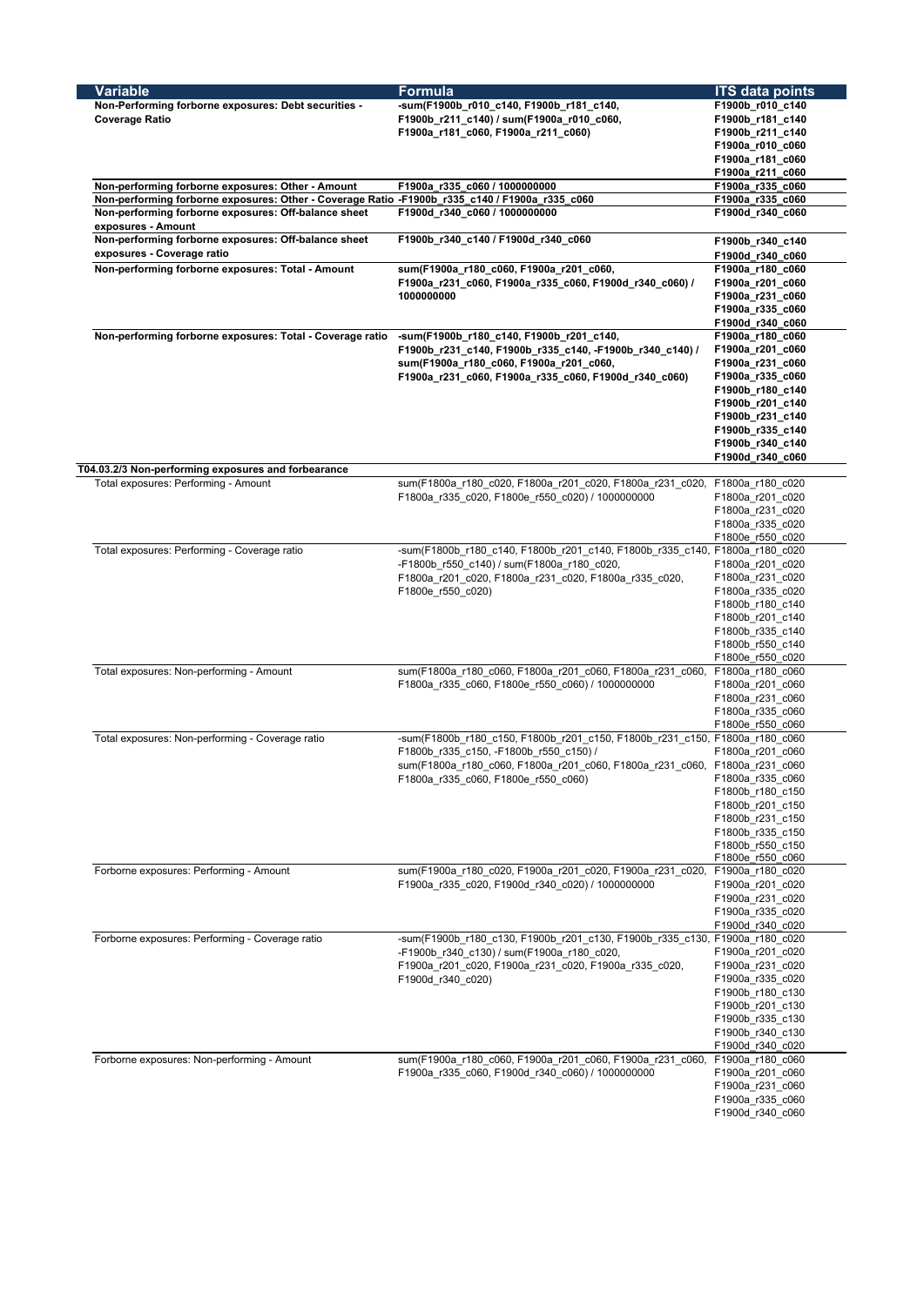| Variable | Formula | ITS data points |
|---|---|---|
| **Non-Performing forborne exposures: Debt securities - Coverage Ratio** | **-sum(F1900b_r010_c140, F1900b_r181_c140, F1900b_r211_c140) / sum(F1900a_r010_c060, F1900a_r181_c060, F1900a_r211_c060)** | **F1900b_r010_c140 F1900b_r181_c140 F1900b_r211_c140 F1900a_r010_c060 F1900a_r181_c060 F1900a_r211_c060** |
| **Non-performing forborne exposures: Other - Amount** | **F1900a_r335_c060 / 1000000000** | **F1900a_r335_c060** |
| **Non-performing forborne exposures: Other - Coverage Ratio** | **-F1900b_r335_c140 / F1900a_r335_c060** | **F1900a_r335_c060** |
| **Non-performing forborne exposures: Off-balance sheet exposures - Amount** | **F1900d_r340_c060 / 1000000000** | **F1900d_r340_c060** |
| **Non-performing forborne exposures: Off-balance sheet exposures - Coverage ratio** | **F1900b_r340_c140 / F1900d_r340_c060** | **F1900b_r340_c140 F1900d_r340_c060** |
| **Non-performing forborne exposures: Total - Amount** | **sum(F1900a_r180_c060, F1900a_r201_c060, F1900a_r231_c060, F1900a_r335_c060, F1900d_r340_c060) / 1000000000** | **F1900a_r180_c060 F1900a_r201_c060 F1900a_r231_c060 F1900a_r335_c060 F1900d_r340_c060** |
| **Non-performing forborne exposures: Total - Coverage ratio** | **-sum(F1900b_r180_c140, F1900b_r201_c140, F1900b_r231_c140, F1900b_r335_c140, -F1900b_r340_c140) / sum(F1900a_r180_c060, F1900a_r201_c060, F1900a_r231_c060, F1900a_r335_c060, F1900d_r340_c060)** | **F1900a_r180_c060 F1900a_r201_c060 F1900a_r231_c060 F1900a_r335_c060 F1900b_r180_c140 F1900b_r201_c140 F1900b_r231_c140 F1900b_r335_c140 F1900b_r340_c140 F1900d_r340_c060** |
| **T04.03.2/3 Non-performing exposures and forbearance** | | |
| Total exposures: Performing - Amount | sum(F1800a_r180_c020, F1800a_r201_c020, F1800a_r231_c020, F1800a_r335_c020, F1800e_r550_c020) / 1000000000 | F1800a_r180_c020 F1800a_r201_c020 F1800a_r231_c020 F1800a_r335_c020 F1800e_r550_c020 |
| Total exposures: Performing - Coverage ratio | -sum(F1800b_r180_c140, F1800b_r201_c140, F1800b_r335_c140, -F1800b_r550_c140) / sum(F1800a_r180_c020, F1800a_r201_c020, F1800a_r231_c020, F1800a_r335_c020, F1800e_r550_c020) | F1800a_r180_c020 F1800a_r201_c020 F1800a_r231_c020 F1800a_r335_c020 F1800b_r180_c140 F1800b_r201_c140 F1800b_r335_c140 F1800b_r550_c140 F1800e_r550_c020 |
| Total exposures: Non-performing - Amount | sum(F1800a_r180_c060, F1800a_r201_c060, F1800a_r231_c060, F1800a_r335_c060, F1800e_r550_c060) / 1000000000 | F1800a_r180_c060 F1800a_r201_c060 F1800a_r231_c060 F1800a_r335_c060 F1800e_r550_c060 |
| Total exposures: Non-performing - Coverage ratio | -sum(F1800b_r180_c150, F1800b_r201_c150, F1800b_r231_c150, F1800b_r335_c150, -F1800b_r550_c150) / sum(F1800a_r180_c060, F1800a_r201_c060, F1800a_r231_c060, F1800a_r335_c060, F1800e_r550_c060) | F1800a_r180_c060 F1800a_r201_c060 F1800a_r231_c060 F1800a_r335_c060 F1800b_r180_c150 F1800b_r201_c150 F1800b_r231_c150 F1800b_r335_c150 F1800b_r550_c150 F1800e_r550_c060 |
| Forborne exposures: Performing - Amount | sum(F1900a_r180_c020, F1900a_r201_c020, F1900a_r231_c020, F1900a_r335_c020, F1900d_r340_c020) / 1000000000 | F1900a_r180_c020 F1900a_r201_c020 F1900a_r231_c020 F1900a_r335_c020 F1900d_r340_c020 |
| Forborne exposures: Performing - Coverage ratio | -sum(F1900b_r180_c130, F1900b_r201_c130, F1900b_r335_c130, -F1900b_r340_c130) / sum(F1900a_r180_c020, F1900a_r201_c020, F1900a_r231_c020, F1900a_r335_c020, F1900d_r340_c020) | F1900a_r180_c020 F1900a_r201_c020 F1900a_r231_c020 F1900a_r335_c020 F1900b_r180_c130 F1900b_r201_c130 F1900b_r335_c130 F1900b_r340_c130 F1900d_r340_c020 |
| Forborne exposures: Non-performing - Amount | sum(F1900a_r180_c060, F1900a_r201_c060, F1900a_r231_c060, F1900a_r335_c060, F1900d_r340_c060) / 1000000000 | F1900a_r180_c060 F1900a_r201_c060 F1900a_r231_c060 F1900a_r335_c060 F1900d_r340_c060 |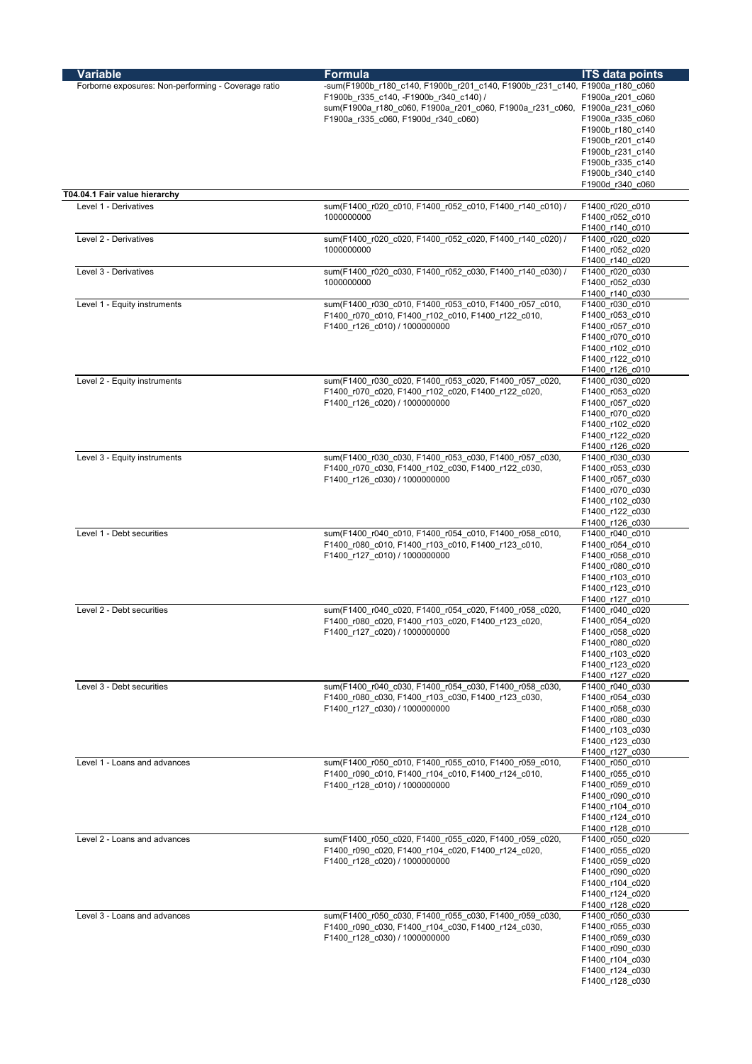| Variable | Formula | ITS data points |
| --- | --- | --- |
| Forborne exposures: Non-performing - Coverage ratio | -sum(F1900b_r180_c140, F1900b_r201_c140, F1900b_r231_c140, F1900b_r335_c140, -F1900b_r340_c140) / sum(F1900a_r180_c060, F1900a_r201_c060, F1900a_r231_c060, F1900a_r335_c060, F1900d_r340_c060) | F1900a_r180_c060 F1900a_r201_c060 F1900a_r231_c060 F1900a_r335_c060 F1900b_r180_c140 F1900b_r201_c140 F1900b_r231_c140 F1900b_r335_c140 F1900b_r340_c140 F1900d_r340_c060 |
| **T04.04.1 Fair value hierarchy** | | |
| Level 1 - Derivatives | sum(F1400_r020_c010, F1400_r052_c010, F1400_r140_c010) / 1000000000 | F1400_r020_c010 F1400_r052_c010 F1400_r140_c010 |
| Level 2 - Derivatives | sum(F1400_r020_c020, F1400_r052_c020, F1400_r140_c020) / 1000000000 | F1400_r020_c020 F1400_r052_c020 F1400_r140_c020 |
| Level 3 - Derivatives | sum(F1400_r020_c030, F1400_r052_c030, F1400_r140_c030) / 1000000000 | F1400_r020_c030 F1400_r052_c030 F1400_r140_c030 |
| Level 1 - Equity instruments | sum(F1400_r030_c010, F1400_r053_c010, F1400_r057_c010, F1400_r070_c010, F1400_r102_c010, F1400_r122_c010, F1400_r126_c010) / 1000000000 | F1400_r030_c010 F1400_r053_c010 F1400_r057_c010 F1400_r070_c010 F1400_r102_c010 F1400_r122_c010 F1400_r126_c010 |
| Level 2 - Equity instruments | sum(F1400_r030_c020, F1400_r053_c020, F1400_r057_c020, F1400_r070_c020, F1400_r102_c020, F1400_r122_c020, F1400_r126_c020) / 1000000000 | F1400_r030_c020 F1400_r053_c020 F1400_r057_c020 F1400_r070_c020 F1400_r102_c020 F1400_r122_c020 F1400_r126_c020 |
| Level 3 - Equity instruments | sum(F1400_r030_c030, F1400_r053_c030, F1400_r057_c030, F1400_r070_c030, F1400_r102_c030, F1400_r122_c030, F1400_r126_c030) / 1000000000 | F1400_r030_c030 F1400_r053_c030 F1400_r057_c030 F1400_r070_c030 F1400_r102_c030 F1400_r122_c030 F1400_r126_c030 |
| Level 1 - Debt securities | sum(F1400_r040_c010, F1400_r054_c010, F1400_r058_c010, F1400_r080_c010, F1400_r103_c010, F1400_r123_c010, F1400_r127_c010) / 1000000000 | F1400_r040_c010 F1400_r054_c010 F1400_r058_c010 F1400_r080_c010 F1400_r103_c010 F1400_r123_c010 F1400_r127_c010 |
| Level 2 - Debt securities | sum(F1400_r040_c020, F1400_r054_c020, F1400_r058_c020, F1400_r080_c020, F1400_r103_c020, F1400_r123_c020, F1400_r127_c020) / 1000000000 | F1400_r040_c020 F1400_r054_c020 F1400_r058_c020 F1400_r080_c020 F1400_r103_c020 F1400_r123_c020 F1400_r127_c020 |
| Level 3 - Debt securities | sum(F1400_r040_c030, F1400_r054_c030, F1400_r058_c030, F1400_r080_c030, F1400_r103_c030, F1400_r123_c030, F1400_r127_c030) / 1000000000 | F1400_r040_c030 F1400_r054_c030 F1400_r058_c030 F1400_r080_c030 F1400_r103_c030 F1400_r123_c030 F1400_r127_c030 |
| Level 1 - Loans and advances | sum(F1400_r050_c010, F1400_r055_c010, F1400_r059_c010, F1400_r090_c010, F1400_r104_c010, F1400_r124_c010, F1400_r128_c010) / 1000000000 | F1400_r050_c010 F1400_r055_c010 F1400_r059_c010 F1400_r090_c010 F1400_r104_c010 F1400_r124_c010 F1400_r128_c010 |
| Level 2 - Loans and advances | sum(F1400_r050_c020, F1400_r055_c020, F1400_r059_c020, F1400_r090_c020, F1400_r104_c020, F1400_r124_c020, F1400_r128_c020) / 1000000000 | F1400_r050_c020 F1400_r055_c020 F1400_r059_c020 F1400_r090_c020 F1400_r104_c020 F1400_r124_c020 F1400_r128_c020 |
| Level 3 - Loans and advances | sum(F1400_r050_c030, F1400_r055_c030, F1400_r059_c030, F1400_r090_c030, F1400_r104_c030, F1400_r124_c030, F1400_r128_c030) / 1000000000 | F1400_r050_c030 F1400_r055_c030 F1400_r059_c030 F1400_r090_c030 F1400_r104_c030 F1400_r124_c030 F1400_r128_c030 |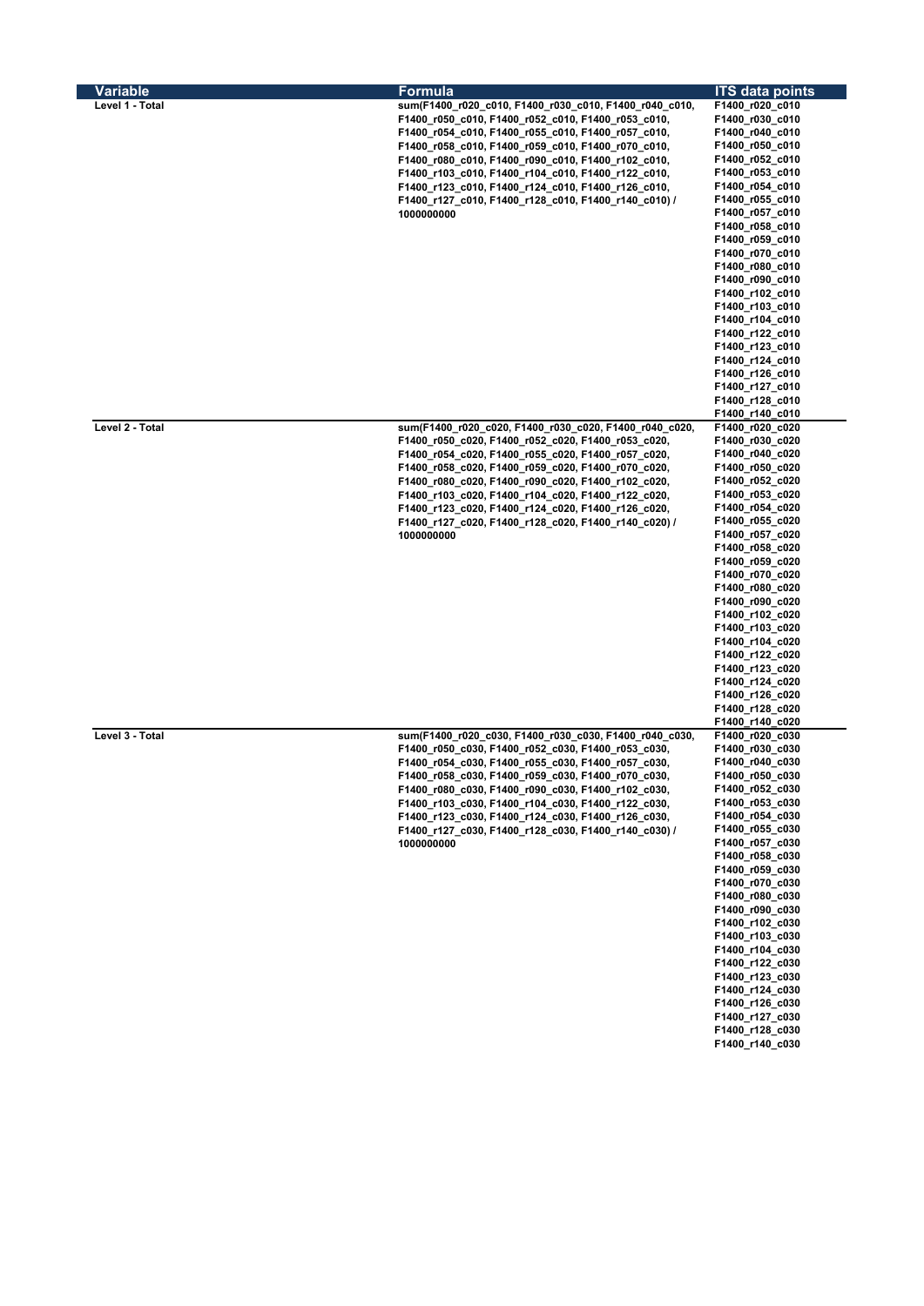| Variable | Formula | ITS data points |
|---|---|---|
| Level 1 - Total | sum(F1400_r020_c010, F1400_r030_c010, F1400_r040_c010, F1400_r050_c010, F1400_r052_c010, F1400_r053_c010, F1400_r054_c010, F1400_r055_c010, F1400_r057_c010, F1400_r058_c010, F1400_r059_c010, F1400_r070_c010, F1400_r080_c010, F1400_r090_c010, F1400_r102_c010, F1400_r103_c010, F1400_r104_c010, F1400_r122_c010, F1400_r123_c010, F1400_r124_c010, F1400_r126_c010, F1400_r127_c010, F1400_r128_c010, F1400_r140_c010) / 1000000000 | F1400_r020_c010<br>F1400_r030_c010<br>F1400_r040_c010<br>F1400_r050_c010<br>F1400_r052_c010<br>F1400_r053_c010<br>F1400_r054_c010<br>F1400_r055_c010<br>F1400_r057_c010<br>F1400_r058_c010<br>F1400_r059_c010<br>F1400_r070_c010<br>F1400_r080_c010<br>F1400_r090_c010<br>F1400_r102_c010<br>F1400_r103_c010<br>F1400_r104_c010<br>F1400_r122_c010<br>F1400_r123_c010<br>F1400_r124_c010<br>F1400_r126_c010<br>F1400_r127_c010<br>F1400_r128_c010<br>F1400_r140_c010 |
| Level 2 - Total | sum(F1400_r020_c020, F1400_r030_c020, F1400_r040_c020, F1400_r050_c020, F1400_r052_c020, F1400_r053_c020, F1400_r054_c020, F1400_r055_c020, F1400_r057_c020, F1400_r058_c020, F1400_r059_c020, F1400_r070_c020, F1400_r080_c020, F1400_r090_c020, F1400_r102_c020, F1400_r103_c020, F1400_r104_c020, F1400_r122_c020, F1400_r123_c020, F1400_r124_c020, F1400_r126_c020, F1400_r127_c020, F1400_r128_c020, F1400_r140_c020) / 1000000000 | F1400_r020_c020<br>F1400_r030_c020<br>F1400_r040_c020<br>F1400_r050_c020<br>F1400_r052_c020<br>F1400_r053_c020<br>F1400_r054_c020<br>F1400_r055_c020<br>F1400_r057_c020<br>F1400_r058_c020<br>F1400_r059_c020<br>F1400_r070_c020<br>F1400_r080_c020<br>F1400_r090_c020<br>F1400_r102_c020<br>F1400_r103_c020<br>F1400_r104_c020<br>F1400_r122_c020<br>F1400_r123_c020<br>F1400_r124_c020<br>F1400_r126_c020<br>F1400_r128_c020<br>F1400_r140_c020 |
| Level 3 - Total | sum(F1400_r020_c030, F1400_r030_c030, F1400_r040_c030, F1400_r050_c030, F1400_r052_c030, F1400_r053_c030, F1400_r054_c030, F1400_r055_c030, F1400_r057_c030, F1400_r058_c030, F1400_r059_c030, F1400_r070_c030, F1400_r080_c030, F1400_r090_c030, F1400_r102_c030, F1400_r103_c030, F1400_r104_c030, F1400_r122_c030, F1400_r123_c030, F1400_r124_c030, F1400_r126_c030, F1400_r127_c030, F1400_r128_c030, F1400_r140_c030) / 1000000000 | F1400_r020_c030<br>F1400_r030_c030<br>F1400_r040_c030<br>F1400_r050_c030<br>F1400_r052_c030<br>F1400_r053_c030<br>F1400_r054_c030<br>F1400_r055_c030<br>F1400_r057_c030<br>F1400_r058_c030<br>F1400_r059_c030<br>F1400_r070_c030<br>F1400_r080_c030<br>F1400_r090_c030<br>F1400_r102_c030<br>F1400_r103_c030<br>F1400_r104_c030<br>F1400_r122_c030<br>F1400_r123_c030<br>F1400_r124_c030<br>F1400_r126_c030<br>F1400_r127_c030<br>F1400_r128_c030<br>F1400_r140_c030 |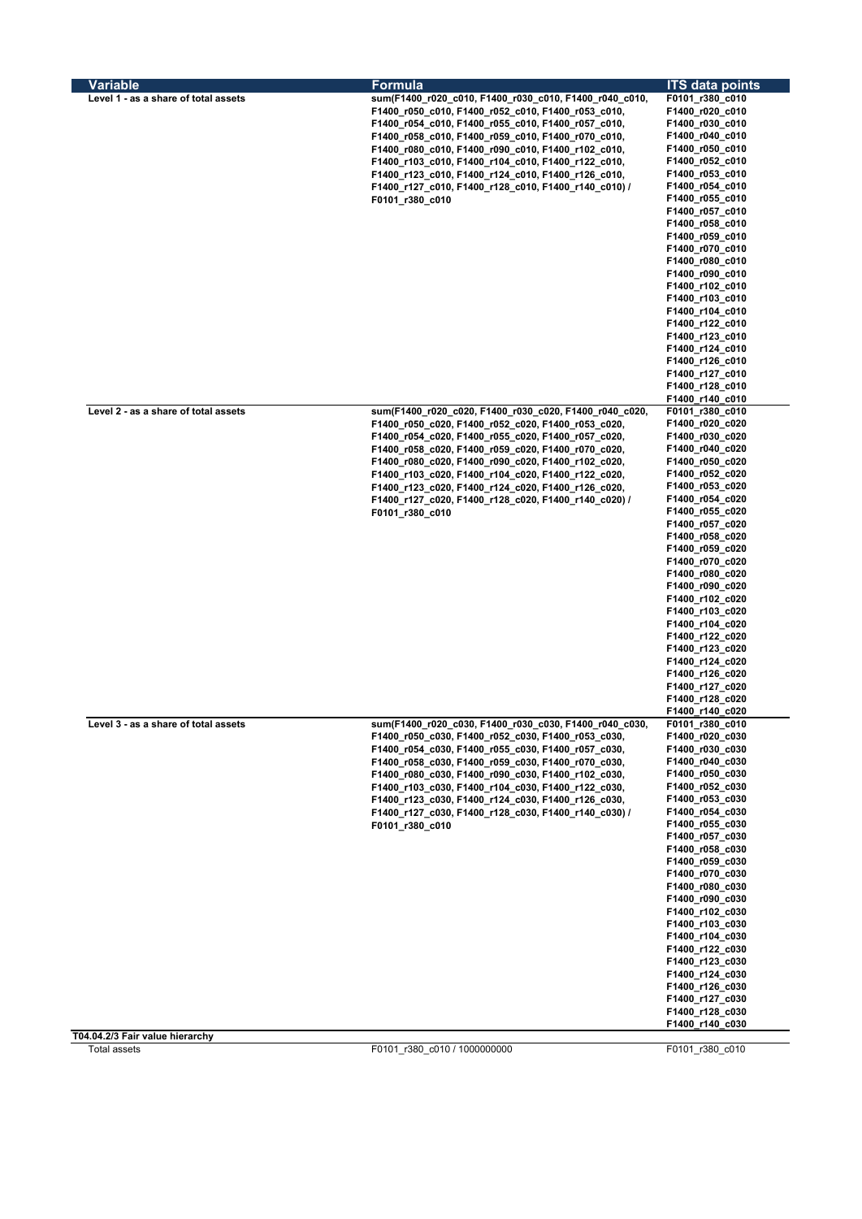| Variable | Formula | ITS data points |
|---|---|---|
| Level 1 - as a share of total assets | sum(F1400_r020_c010, F1400_r030_c010, F1400_r040_c010, F1400_r050_c010, F1400_r052_c010, F1400_r053_c010, F1400_r054_c010, F1400_r055_c010, F1400_r057_c010, F1400_r058_c010, F1400_r059_c010, F1400_r070_c010, F1400_r080_c010, F1400_r090_c010, F1400_r102_c010, F1400_r103_c010, F1400_r104_c010, F1400_r122_c010, F1400_r123_c010, F1400_r124_c010, F1400_r126_c010, F1400_r127_c010, F1400_r128_c010, F1400_r140_c010) / F0101_r380_c010 | F0101_r380_c010<br>F1400_r020_c010<br>F1400_r030_c010<br>F1400_r040_c010<br>F1400_r050_c010<br>F1400_r052_c010<br>F1400_r053_c010<br>F1400_r054_c010<br>F1400_r055_c010<br>F1400_r057_c010<br>F1400_r058_c010<br>F1400_r059_c010<br>F1400_r070_c010<br>F1400_r080_c010<br>F1400_r090_c010<br>F1400_r102_c010<br>F1400_r103_c010<br>F1400_r104_c010<br>F1400_r122_c010<br>F1400_r123_c010<br>F1400_r124_c010<br>F1400_r126_c010<br>F1400_r127_c010<br>F1400_r128_c010<br>F1400_r140_c010 |
| Level 2 - as a share of total assets | sum(F1400_r020_c020, F1400_r030_c020, F1400_r040_c020, F1400_r050_c020, F1400_r052_c020, F1400_r053_c020, F1400_r054_c020, F1400_r055_c020, F1400_r057_c020, F1400_r058_c020, F1400_r059_c020, F1400_r070_c020, F1400_r080_c020, F1400_r090_c020, F1400_r102_c020, F1400_r103_c020, F1400_r104_c020, F1400_r122_c020, F1400_r123_c020, F1400_r124_c020, F1400_r126_c020, F1400_r127_c020, F1400_r128_c020, F1400_r140_c020) / F0101_r380_c010 | F0101_r380_c010<br>F1400_r020_c020<br>F1400_r030_c020<br>F1400_r040_c020<br>F1400_r050_c020<br>F1400_r052_c020<br>F1400_r053_c020<br>F1400_r054_c020<br>F1400_r055_c020<br>F1400_r057_c020<br>F1400_r058_c020<br>F1400_r059_c020<br>F1400_r070_c020<br>F1400_r080_c020<br>F1400_r090_c020<br>F1400_r102_c020<br>F1400_r103_c020<br>F1400_r104_c020<br>F1400_r122_c020<br>F1400_r123_c020<br>F1400_r124_c020<br>F1400_r126_c020<br>F1400_r127_c020<br>F1400_r128_c020<br>F1400_r140_c020 |
| Level 3 - as a share of total assets | sum(F1400_r020_c030, F1400_r030_c030, F1400_r040_c030, F1400_r050_c030, F1400_r052_c030, F1400_r053_c030, F1400_r054_c030, F1400_r055_c030, F1400_r057_c030, F1400_r058_c030, F1400_r059_c030, F1400_r070_c030, F1400_r080_c030, F1400_r090_c030, F1400_r102_c030, F1400_r103_c030, F1400_r104_c030, F1400_r122_c030, F1400_r123_c030, F1400_r124_c030, F1400_r126_c030, F1400_r127_c030, F1400_r128_c030, F1400_r140_c030) / F0101_r380_c010 | F0101_r380_c010<br>F1400_r020_c030<br>F1400_r030_c030<br>F1400_r040_c030<br>F1400_r050_c030<br>F1400_r052_c030<br>F1400_r053_c030<br>F1400_r054_c030<br>F1400_r055_c030<br>F1400_r057_c030<br>F1400_r058_c030<br>F1400_r059_c030<br>F1400_r070_c030<br>F1400_r080_c030<br>F1400_r090_c030<br>F1400_r102_c030<br>F1400_r103_c030<br>F1400_r104_c030<br>F1400_r122_c030<br>F1400_r123_c030<br>F1400_r124_c030<br>F1400_r126_c030<br>F1400_r127_c030<br>F1400_r128_c030<br>F1400_r140_c030 |
| **T04.04.2/3 Fair value hierarchy** | | |
| Total assets | F0101_r380_c010 / 1000000000 | F0101_r380_c010 |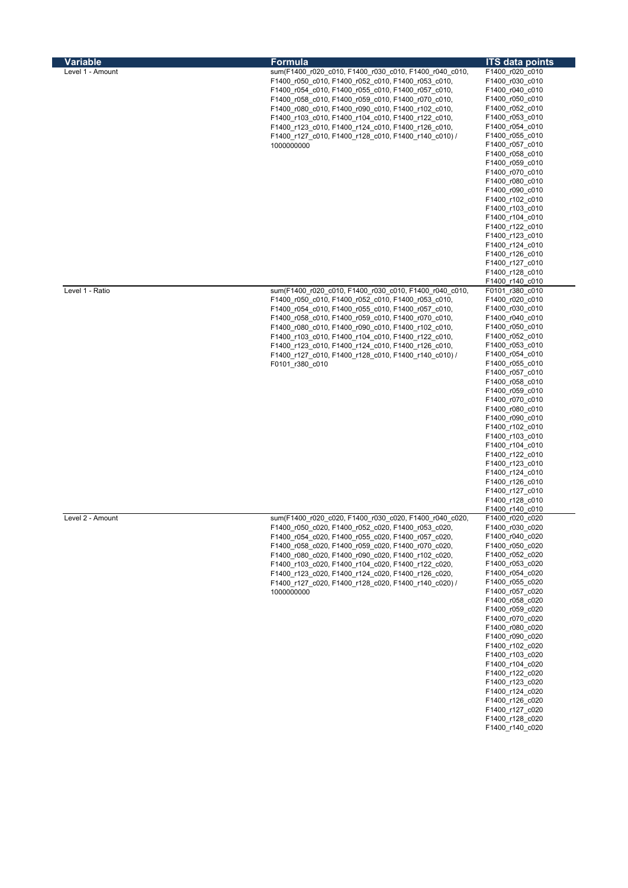| Variable | Formula | ITS data points |
| --- | --- | --- |
| Level 1 - Amount | sum(F1400_r020_c010, F1400_r030_c010, F1400_r040_c010, F1400_r050_c010, F1400_r052_c010, F1400_r053_c010, F1400_r054_c010, F1400_r055_c010, F1400_r057_c010, F1400_r058_c010, F1400_r059_c010, F1400_r070_c010, F1400_r080_c010, F1400_r090_c010, F1400_r102_c010, F1400_r103_c010, F1400_r104_c010, F1400_r122_c010, F1400_r123_c010, F1400_r124_c010, F1400_r126_c010, F1400_r127_c010, F1400_r128_c010, F1400_r140_c010) / 1000000000 | F1400_r020_c010<br>F1400_r030_c010<br>F1400_r040_c010<br>F1400_r050_c010<br>F1400_r052_c010<br>F1400_r053_c010<br>F1400_r054_c010<br>F1400_r055_c010<br>F1400_r057_c010<br>F1400_r058_c010<br>F1400_r059_c010<br>F1400_r070_c010<br>F1400_r080_c010<br>F1400_r090_c010<br>F1400_r102_c010<br>F1400_r103_c010<br>F1400_r104_c010<br>F1400_r122_c010<br>F1400_r123_c010<br>F1400_r124_c010<br>F1400_r126_c010<br>F1400_r127_c010<br>F1400_r128_c010<br>F1400_r140_c010 |
| Level 1 - Ratio | sum(F1400_r020_c010, F1400_r030_c010, F1400_r040_c010, F1400_r050_c010, F1400_r052_c010, F1400_r053_c010, F1400_r054_c010, F1400_r055_c010, F1400_r057_c010, F1400_r058_c010, F1400_r059_c010, F1400_r070_c010, F1400_r080_c010, F1400_r090_c010, F1400_r102_c010, F1400_r103_c010, F1400_r104_c010, F1400_r122_c010, F1400_r123_c010, F1400_r124_c010, F1400_r126_c010, F1400_r127_c010, F1400_r128_c010, F1400_r140_c010) / F0101_r380_c010 | F0101_r380_c010<br>F1400_r020_c010<br>F1400_r030_c010<br>F1400_r040_c010<br>F1400_r050_c010<br>F1400_r052_c010<br>F1400_r053_c010<br>F1400_r054_c010<br>F1400_r055_c010<br>F1400_r057_c010<br>F1400_r058_c010<br>F1400_r059_c010<br>F1400_r070_c010<br>F1400_r080_c010<br>F1400_r090_c010<br>F1400_r102_c010<br>F1400_r103_c010<br>F1400_r104_c010<br>F1400_r122_c010<br>F1400_r123_c010<br>F1400_r124_c010<br>F1400_r126_c010<br>F1400_r127_c010<br>F1400_r128_c010<br>F1400_r140_c010 |
| Level 2 - Amount | sum(F1400_r020_c020, F1400_r030_c020, F1400_r040_c020, F1400_r050_c020, F1400_r052_c020, F1400_r053_c020, F1400_r054_c020, F1400_r055_c020, F1400_r057_c020, F1400_r058_c020, F1400_r059_c020, F1400_r070_c020, F1400_r080_c020, F1400_r090_c020, F1400_r102_c020, F1400_r103_c020, F1400_r104_c020, F1400_r122_c020, F1400_r123_c020, F1400_r124_c020, F1400_r126_c020, F1400_r127_c020, F1400_r128_c020, F1400_r140_c020) / 1000000000 | F1400_r020_c020<br>F1400_r030_c020<br>F1400_r040_c020<br>F1400_r050_c020<br>F1400_r052_c020<br>F1400_r053_c020<br>F1400_r054_c020<br>F1400_r055_c020<br>F1400_r057_c020<br>F1400_r058_c020<br>F1400_r059_c020<br>F1400_r070_c020<br>F1400_r080_c020<br>F1400_r090_c020<br>F1400_r102_c020<br>F1400_r103_c020<br>F1400_r104_c020<br>F1400_r122_c020<br>F1400_r123_c020<br>F1400_r124_c020<br>F1400_r126_c020<br>F1400_r127_c020<br>F1400_r128_c020<br>F1400_r140_c020 |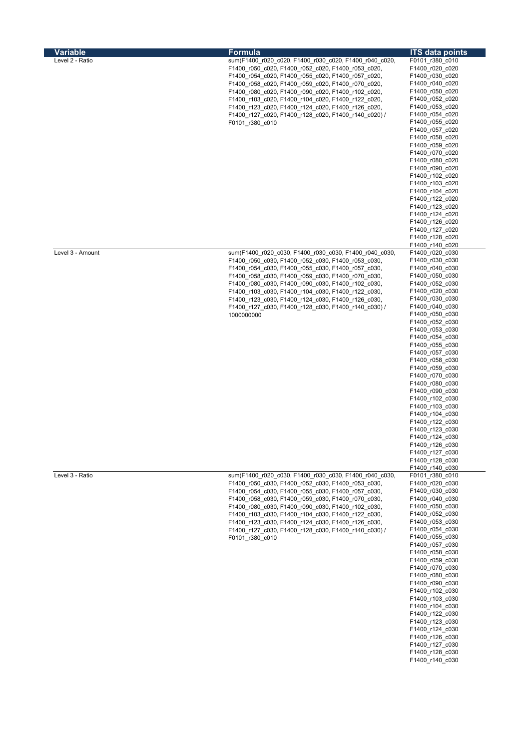| Variable | Formula | ITS data points |
| --- | --- | --- |
| Level 2 - Ratio | sum(F1400_r020_c020, F1400_r030_c020, F1400_r040_c020, F1400_r050_c020, F1400_r052_c020, F1400_r053_c020, F1400_r054_c020, F1400_r055_c020, F1400_r057_c020, F1400_r058_c020, F1400_r059_c020, F1400_r070_c020, F1400_r080_c020, F1400_r090_c020, F1400_r102_c020, F1400_r103_c020, F1400_r104_c020, F1400_r122_c020, F1400_r123_c020, F1400_r124_c020, F1400_r126_c020, F1400_r127_c020, F1400_r128_c020, F1400_r140_c020) / F0101_r380_c010 | F0101_r380_c010<br>F1400_r020_c020<br>F1400_r030_c020<br>F1400_r040_c020<br>F1400_r050_c020<br>F1400_r052_c020<br>F1400_r053_c020<br>F1400_r054_c020<br>F1400_r055_c020<br>F1400_r057_c020<br>F1400_r058_c020<br>F1400_r059_c020<br>F1400_r070_c020<br>F1400_r080_c020<br>F1400_r090_c020<br>F1400_r102_c020<br>F1400_r103_c020<br>F1400_r104_c020<br>F1400_r122_c020<br>F1400_r123_c020<br>F1400_r124_c020<br>F1400_r126_c020<br>F1400_r127_c020<br>F1400_r128_c020<br>F1400_r140_c020 |
| Level 3 - Amount | sum(F1400_r020_c030, F1400_r030_c030, F1400_r040_c030, F1400_r050_c030, F1400_r052_c030, F1400_r053_c030, F1400_r054_c030, F1400_r055_c030, F1400_r057_c030, F1400_r058_c030, F1400_r059_c030, F1400_r070_c030, F1400_r080_c030, F1400_r090_c030, F1400_r102_c030, F1400_r103_c030, F1400_r104_c030, F1400_r122_c030, F1400_r123_c030, F1400_r124_c030, F1400_r126_c030, F1400_r127_c030, F1400_r128_c030, F1400_r140_c030) / 1000000000 | F1400_r020_c030<br>F1400_r030_c030<br>F1400_r040_c030<br>F1400_r050_c030<br>F1400_r052_c030<br>F1400_r020_c030<br>F1400_r030_c030<br>F1400_r040_c030<br>F1400_r050_c030<br>F1400_r052_c030<br>F1400_r053_c030<br>F1400_r054_c030<br>F1400_r055_c030<br>F1400_r057_c030<br>F1400_r058_c030<br>F1400_r059_c030<br>F1400_r070_c030<br>F1400_r080_c030<br>F1400_r090_c030<br>F1400_r102_c030<br>F1400_r103_c030<br>F1400_r104_c030<br>F1400_r122_c030<br>F1400_r123_c030<br>F1400_r124_c030<br>F1400_r126_c030<br>F1400_r127_c030<br>F1400_r128_c030<br>F1400_r140_c030 |
| Level 3 - Ratio | sum(F1400_r020_c030, F1400_r030_c030, F1400_r040_c030, F1400_r050_c030, F1400_r052_c030, F1400_r053_c030, F1400_r054_c030, F1400_r055_c030, F1400_r057_c030, F1400_r058_c030, F1400_r059_c030, F1400_r070_c030, F1400_r080_c030, F1400_r090_c030, F1400_r102_c030, F1400_r103_c030, F1400_r104_c030, F1400_r122_c030, F1400_r123_c030, F1400_r124_c030, F1400_r126_c030, F1400_r127_c030, F1400_r128_c030, F1400_r140_c030) / F0101_r380_c010 | F0101_r380_c010<br>F1400_r020_c030<br>F1400_r030_c030<br>F1400_r040_c030<br>F1400_r050_c030<br>F1400_r052_c030<br>F1400_r053_c030<br>F1400_r054_c030<br>F1400_r055_c030<br>F1400_r057_c030<br>F1400_r058_c030<br>F1400_r059_c030<br>F1400_r070_c030<br>F1400_r080_c030<br>F1400_r090_c030<br>F1400_r102_c030<br>F1400_r103_c030<br>F1400_r104_c030<br>F1400_r122_c030<br>F1400_r123_c030<br>F1400_r124_c030<br>F1400_r126_c030<br>F1400_r127_c030<br>F1400_r128_c030<br>F1400_r140_c030 |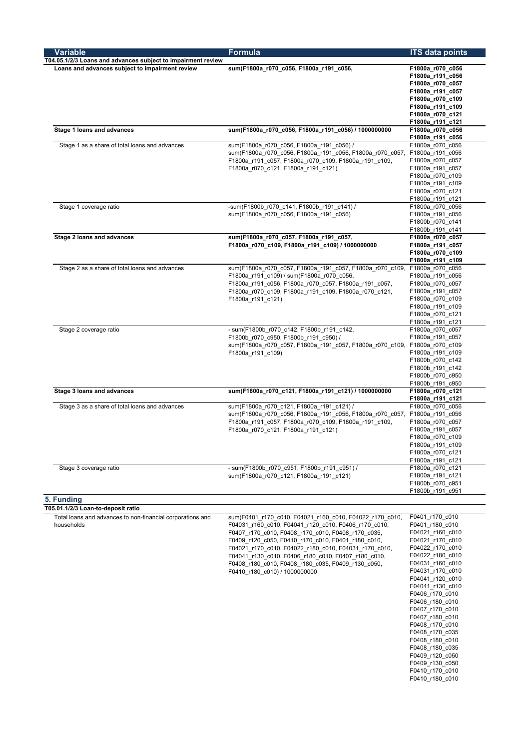| Variable | Formula | ITS data points |
|---|---|---|
| **T04.05.1/2/3 Loans and advances subject to impairment review** | | |
| **Loans and advances subject to impairment review** | **sum(F1800a_r070_c056, F1800a_r191_c056,** | **F1800a_r070_c056 F1800a_r191_c056 F1800a_r070_c057 F1800a_r191_c057 F1800a_r070_c109 F1800a_r191_c109 F1800a_r070_c121 F1800a_r191_c121** |
| **Stage 1 loans and advances** | **sum(F1800a_r070_c056, F1800a_r191_c056) / 1000000000** | **F1800a_r070_c056 F1800a_r191_c056** |
| Stage 1 as a share of total loans and advances | sum(F1800a_r070_c056, F1800a_r191_c056) / sum(F1800a_r070_c056, F1800a_r191_c056, F1800a_r070_c057, F1800a_r191_c057, F1800a_r070_c109, F1800a_r191_c109, F1800a_r070_c121, F1800a_r191_c121) | F1800a_r070_c056 F1800a_r191_c056 F1800a_r070_c057 F1800a_r191_c057 F1800a_r070_c109 F1800a_r191_c109 F1800a_r070_c121 F1800a_r191_c121 |
| Stage 1 coverage ratio | -sum(F1800b_r070_c141, F1800b_r191_c141) / sum(F1800a_r070_c056, F1800a_r191_c056) | F1800a_r070_c056 F1800a_r191_c056 F1800b_r070_c141 F1800b_r191_c141 |
| **Stage 2 loans and advances** | **sum(F1800a_r070_c057, F1800a_r191_c057, F1800a_r070_c109, F1800a_r191_c109) / 1000000000** | **F1800a_r070_c057 F1800a_r191_c057 F1800a_r070_c109 F1800a_r191_c109** |
| Stage 2 as a share of total loans and advances | sum(F1800a_r070_c057, F1800a_r191_c057, F1800a_r070_c109, F1800a_r191_c109) / sum(F1800a_r070_c056, F1800a_r191_c056, F1800a_r070_c057, F1800a_r191_c057, F1800a_r070_c109, F1800a_r191_c109, F1800a_r070_c121, F1800a_r191_c121) | F1800a_r070_c056 F1800a_r191_c056 F1800a_r070_c057 F1800a_r191_c057 F1800a_r070_c109 F1800a_r191_c109 F1800a_r070_c121 F1800a_r191_c121 |
| Stage 2 coverage ratio | - sum(F1800b_r070_c142, F1800b_r191_c142, F1800b_r070_c950, F1800b_r191_c950) / sum(F1800a_r070_c057, F1800a_r191_c057, F1800a_r070_c109, F1800a_r191_c109) | F1800a_r070_c057 F1800a_r191_c057 F1800a_r070_c109 F1800a_r191_c109 F1800b_r070_c142 F1800b_r191_c142 F1800b_r070_c950 F1800b_r191_c950 |
| **Stage 3 loans and advances** | **sum(F1800a_r070_c121, F1800a_r191_c121) / 1000000000** | **F1800a_r070_c121 F1800a_r191_c121** |
| Stage 3 as a share of total loans and advances | sum(F1800a_r070_c121, F1800a_r191_c121) / sum(F1800a_r070_c056, F1800a_r191_c056, F1800a_r070_c057, F1800a_r191_c057, F1800a_r070_c109, F1800a_r191_c109, F1800a_r070_c121, F1800a_r191_c121) | F1800a_r070_c056 F1800a_r191_c056 F1800a_r070_c057 F1800a_r191_c057 F1800a_r070_c109 F1800a_r191_c109 F1800a_r070_c121 F1800a_r191_c121 |
| Stage 3 coverage ratio | - sum(F1800b_r070_c951, F1800b_r191_c951) / sum(F1800a_r070_c121, F1800a_r191_c121) | F1800a_r070_c121 F1800a_r191_c121 F1800b_r070_c951 F1800b_r191_c951 |

## 5. Funding

| Variable | Formula | ITS data points |
|---|---|---|
| **T05.01.1/2/3 Loan-to-deposit ratio** | | |
| Total loans and advances to non-financial corporations and households | sum(F0401_r170_c010, F04021_r160_c010, F04022_r170_c010, F04031_r160_c010, F04041_r120_c010, F0406_r170_c010, F0407_r170_c010, F0408_r170_c010, F0408_r170_c035, F0409_r120_c050, F0410_r170_c010, F0401_r180_c010, F04021_r170_c010, F04022_r180_c010, F04031_r170_c010, F04041_r130_c010, F0406_r180_c010, F0407_r180_c010, F0408_r180_c010, F0408_r180_c035, F0409_r130_c050, F0410_r180_c010) / 1000000000 | F0401_r170_c010 F0401_r180_c010 F04021_r160_c010 F04021_r170_c010 F04022_r170_c010 F04022_r180_c010 F04031_r160_c010 F04031_r170_c010 F04041_r120_c010 F04041_r130_c010 F0406_r170_c010 F0406_r180_c010 F0407_r170_c010 F0407_r180_c010 F0408_r170_c010 F0408_r170_c035 F0408_r180_c010 F0408_r180_c035 F0409_r120_c050 F0409_r130_c050 F0410_r170_c010 F0410_r180_c010 |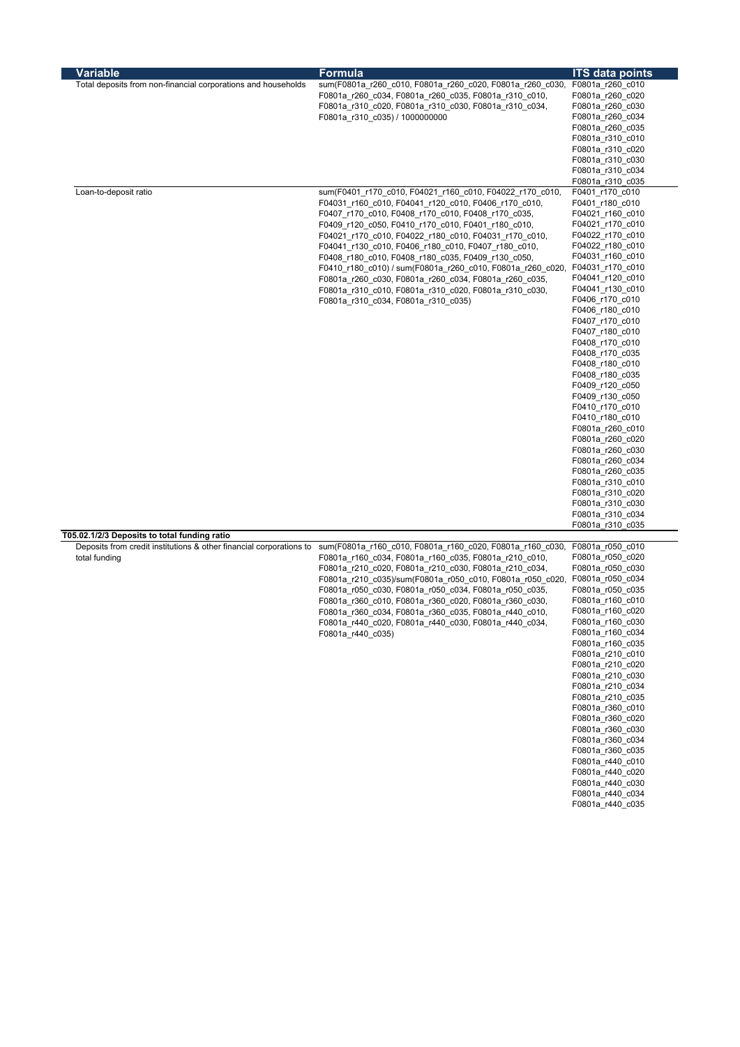| Variable | Formula | ITS data points |
|---|---|---|
| Total deposits from non-financial corporations and households | sum(F0801a_r260_c010, F0801a_r260_c020, F0801a_r260_c030, F0801a_r260_c034, F0801a_r260_c035, F0801a_r310_c010, F0801a_r310_c020, F0801a_r310_c030, F0801a_r310_c034, F0801a_r310_c035) / 1000000000 | F0801a_r260_c010<br>F0801a_r260_c020<br>F0801a_r260_c030<br>F0801a_r260_c034<br>F0801a_r260_c035<br>F0801a_r310_c010<br>F0801a_r310_c020<br>F0801a_r310_c030<br>F0801a_r310_c034<br>F0801a_r310_c035 |
| Loan-to-deposit ratio | sum(F0401_r170_c010, F04021_r160_c010, F04022_r170_c010, F04031_r160_c010, F04041_r120_c010, F0406_r170_c010, F0407_r170_c010, F0408_r170_c010, F0408_r170_c035, F0409_r120_c050, F0410_r170_c010, F0401_r180_c010, F04021_r170_c010, F04022_r180_c010, F04031_r170_c010, F04041_r130_c010, F0406_r180_c010, F0407_r180_c010, F0408_r180_c010, F0408_r180_c035, F0409_r130_c050, F0410_r180_c010) / sum(F0801a_r260_c010, F0801a_r260_c020, F0801a_r260_c030, F0801a_r260_c034, F0801a_r260_c035, F0801a_r310_c010, F0801a_r310_c020, F0801a_r310_c030, F0801a_r310_c034, F0801a_r310_c035) | F0401_r170_c010<br>F0401_r180_c010<br>F04021_r160_c010<br>F04021_r170_c010<br>F04022_r170_c010<br>F04022_r180_c010<br>F04031_r160_c010<br>F04031_r170_c010<br>F04041_r120_c010<br>F04041_r130_c010<br>F0406_r170_c010<br>F0406_r180_c010<br>F0407_r170_c010<br>F0407_r180_c010<br>F0408_r170_c010<br>F0408_r170_c035<br>F0408_r180_c010<br>F0408_r180_c035<br>F0409_r120_c050<br>F0409_r130_c050<br>F0410_r170_c010<br>F0410_r180_c010<br>F0801a_r260_c010<br>F0801a_r260_c020<br>F0801a_r260_c030<br>F0801a_r260_c034<br>F0801a_r260_c035<br>F0801a_r310_c010<br>F0801a_r310_c020<br>F0801a_r310_c030<br>F0801a_r310_c034<br>F0801a_r310_c035 |
| **T05.02.1/2/3 Deposits to total funding ratio** | | |
| Deposits from credit institutions & other financial corporations to total funding | sum(F0801a_r160_c010, F0801a_r160_c020, F0801a_r160_c030, F0801a_r160_c034, F0801a_r160_c035, F0801a_r210_c010, F0801a_r210_c020, F0801a_r210_c030, F0801a_r210_c034, F0801a_r210_c035)/sum(F0801a_r050_c010, F0801a_r050_c020, F0801a_r050_c030, F0801a_r050_c034, F0801a_r050_c035, F0801a_r360_c010, F0801a_r360_c020, F0801a_r360_c030, F0801a_r360_c034, F0801a_r360_c035, F0801a_r440_c010, F0801a_r440_c020, F0801a_r440_c030, F0801a_r440_c034, F0801a_r440_c035) | F0801a_r050_c010<br>F0801a_r050_c020<br>F0801a_r050_c030<br>F0801a_r050_c034<br>F0801a_r050_c035<br>F0801a_r160_c010<br>F0801a_r160_c020<br>F0801a_r160_c030<br>F0801a_r160_c034<br>F0801a_r160_c035<br>F0801a_r210_c010<br>F0801a_r210_c020<br>F0801a_r210_c030<br>F0801a_r210_c034<br>F0801a_r210_c035<br>F0801a_r360_c010<br>F0801a_r360_c020<br>F0801a_r360_c030<br>F0801a_r360_c034<br>F0801a_r360_c035<br>F0801a_r440_c010<br>F0801a_r440_c020<br>F0801a_r440_c030<br>F0801a_r440_c034<br>F0801a_r440_c035 |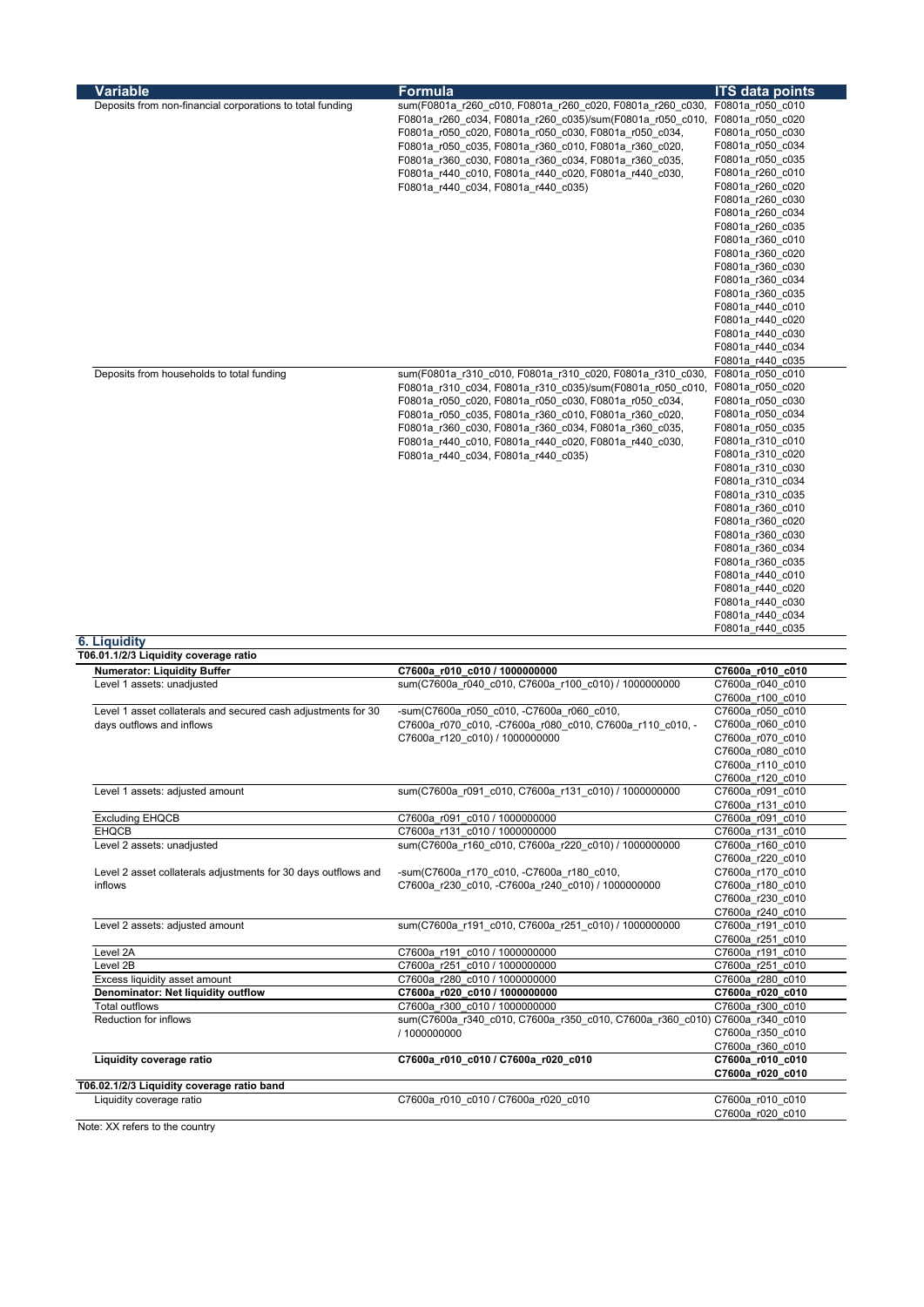| Variable | Formula | ITS data points |
|---|---|---|
| Deposits from non-financial corporations to total funding | sum(F0801a_r260_c010, F0801a_r260_c020, F0801a_r260_c030, F0801a_r260_c034, F0801a_r260_c035)/sum(F0801a_r050_c010, F0801a_r050_c020, F0801a_r050_c030, F0801a_r050_c034, F0801a_r050_c035, F0801a_r360_c010, F0801a_r360_c020, F0801a_r360_c030, F0801a_r360_c034, F0801a_r360_c035, F0801a_r440_c010, F0801a_r440_c020, F0801a_r440_c030, F0801a_r440_c034, F0801a_r440_c035) | F0801a_r050_c010 F0801a_r050_c020 F0801a_r050_c030 F0801a_r050_c034 F0801a_r050_c035 F0801a_r260_c010 F0801a_r260_c020 F0801a_r260_c030 F0801a_r260_c034 F0801a_r260_c035 F0801a_r360_c010 F0801a_r360_c020 F0801a_r360_c030 F0801a_r360_c034 F0801a_r360_c035 F0801a_r440_c010 F0801a_r440_c020 F0801a_r440_c030 F0801a_r440_c034 F0801a_r440_c035 |
| Deposits from households to total funding | sum(F0801a_r310_c010, F0801a_r310_c020, F0801a_r310_c030, F0801a_r310_c034, F0801a_r310_c035)/sum(F0801a_r050_c010, F0801a_r050_c020, F0801a_r050_c030, F0801a_r050_c034, F0801a_r050_c035, F0801a_r360_c010, F0801a_r360_c020, F0801a_r360_c030, F0801a_r360_c034, F0801a_r360_c035, F0801a_r440_c010, F0801a_r440_c020, F0801a_r440_c030, F0801a_r440_c034, F0801a_r440_c035) | F0801a_r050_c010 F0801a_r050_c020 F0801a_r050_c030 F0801a_r050_c034 F0801a_r050_c035 F0801a_r310_c010 F0801a_r310_c020 F0801a_r310_c030 F0801a_r310_c034 F0801a_r310_c035 F0801a_r360_c010 F0801a_r360_c020 F0801a_r360_c030 F0801a_r360_c034 F0801a_r360_c035 F0801a_r440_c010 F0801a_r440_c020 F0801a_r440_c030 F0801a_r440_c034 F0801a_r440_c035 |

## 6. Liquidity

**T06.01.1/2/3 Liquidity coverage ratio**

| Variable | Formula | ITS data points |
|---|---|---|
| **Numerator: Liquidity Buffer** | **C7600a_r010_c010 / 1000000000** | **C7600a_r010_c010** |
| Level 1 assets: unadjusted | sum(C7600a_r040_c010, C7600a_r100_c010) / 1000000000 | C7600a_r040_c010 C7600a_r100_c010 |
| Level 1 asset collaterals and secured cash adjustments for 30 days outflows and inflows | -sum(C7600a_r050_c010, -C7600a_r060_c010, C7600a_r070_c010, -C7600a_r080_c010, C7600a_r110_c010, -C7600a_r120_c010) / 1000000000 | C7600a_r050_c010 C7600a_r060_c010 C7600a_r070_c010 C7600a_r080_c010 C7600a_r110_c010 C7600a_r120_c010 |
| Level 1 assets: adjusted amount | sum(C7600a_r091_c010, C7600a_r131_c010) / 1000000000 | C7600a_r091_c010 C7600a_r131_c010 |
| Excluding EHQCB | C7600a_r091_c010 / 1000000000 | C7600a_r091_c010 |
| EHQCB | C7600a_r131_c010 / 1000000000 | C7600a_r131_c010 |
| Level 2 assets: unadjusted | sum(C7600a_r160_c010, C7600a_r220_c010) / 1000000000 | C7600a_r160_c010 C7600a_r220_c010 |
| Level 2 asset collaterals adjustments for 30 days outflows and inflows | -sum(C7600a_r170_c010, -C7600a_r180_c010, C7600a_r230_c010, -C7600a_r240_c010) / 1000000000 | C7600a_r170_c010 C7600a_r180_c010 C7600a_r230_c010 C7600a_r240_c010 |
| Level 2 assets: adjusted amount | sum(C7600a_r191_c010, C7600a_r251_c010) / 1000000000 | C7600a_r191_c010 C7600a_r251_c010 |
| Level 2A | C7600a_r191_c010 / 1000000000 | C7600a_r191_c010 |
| Level 2B | C7600a_r251_c010 / 1000000000 | C7600a_r251_c010 |
| Excess liquidity asset amount | C7600a_r280_c010 / 1000000000 | C7600a_r280_c010 |
| **Denominator: Net liquidity outflow** | **C7600a_r020_c010 / 1000000000** | **C7600a_r020_c010** |
| Total outflows | C7600a_r300_c010 / 1000000000 | C7600a_r300_c010 |
| Reduction for inflows | sum(C7600a_r340_c010, C7600a_r350_c010, C7600a_r360_c010) / 1000000000 | C7600a_r340_c010 C7600a_r350_c010 C7600a_r360_c010 |
| **Liquidity coverage ratio** | **C7600a_r010_c010 / C7600a_r020_c010** | **C7600a_r010_c010 C7600a_r020_c010** |

**T06.02.1/2/3 Liquidity coverage ratio band**

| Variable | Formula | ITS data points |
|---|---|---|
| Liquidity coverage ratio | C7600a_r010_c010 / C7600a_r020_c010 | C7600a_r010_c010 C7600a_r020_c010 |

Note: XX refers to the country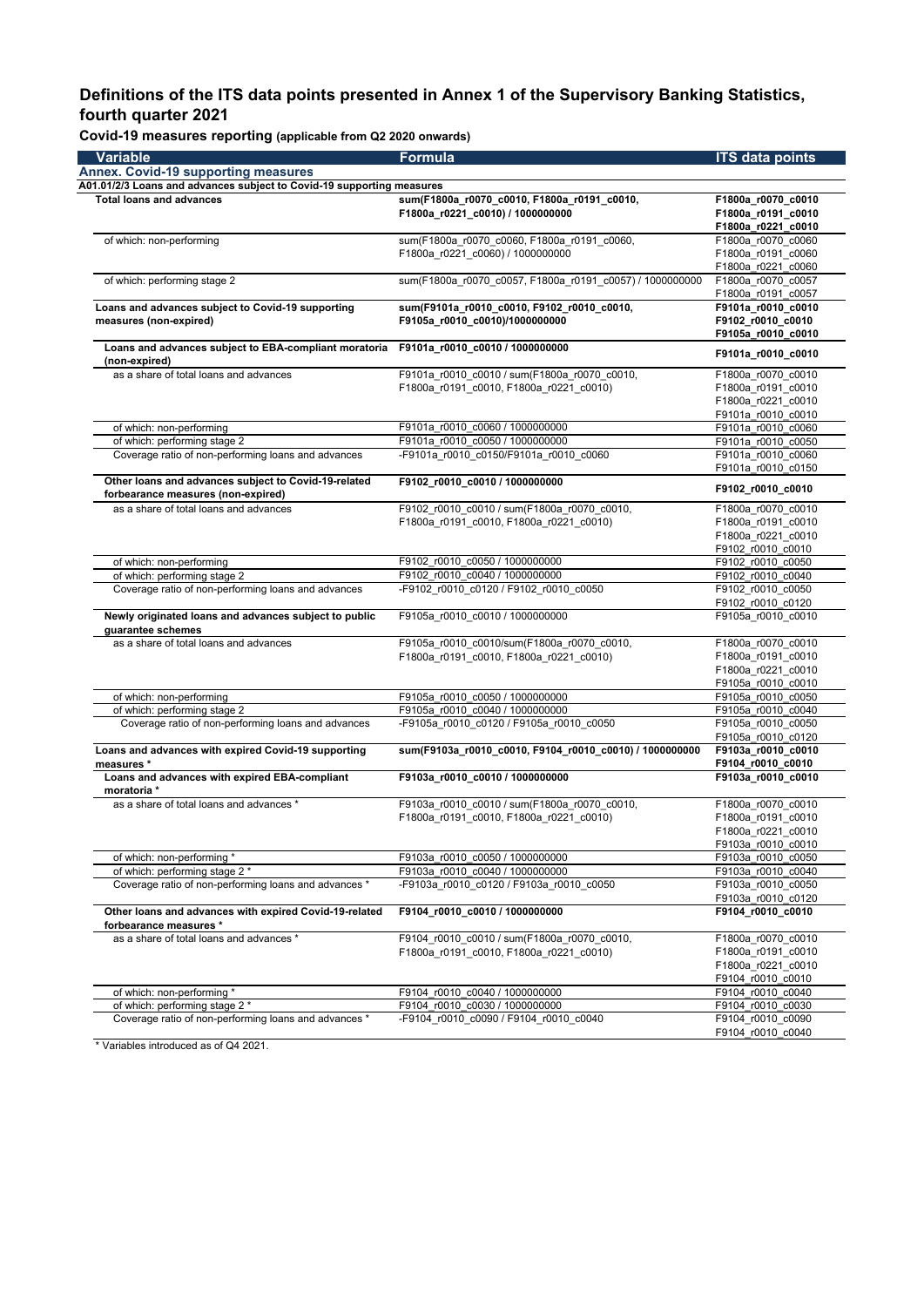# Definitions of the ITS data points presented in Annex 1 of the Supervisory Banking Statistics, fourth quarter 2021

**Covid-19 measures reporting (applicable from Q2 2020 onwards)**

| Variable | Formula | ITS data points |
|---|---|---|
| **Annex. Covid-19 supporting measures** | | |
| **A01.01/2/3 Loans and advances subject to Covid-19 supporting measures** | | |
| **Total loans and advances** | **sum(F1800a_r0070_c0010, F1800a_r0191_c0010, F1800a_r0221_c0010) / 1000000000** | **F1800a_r0070_c0010 F1800a_r0191_c0010 F1800a_r0221_c0010** |
| of which: non-performing | sum(F1800a_r0070_c0060, F1800a_r0191_c0060, F1800a_r0221_c0060) / 1000000000 | F1800a_r0070_c0060 F1800a_r0191_c0060 F1800a_r0221_c0060 |
| of which: performing stage 2 | sum(F1800a_r0070_c0057, F1800a_r0191_c0057) / 1000000000 | F1800a_r0070_c0057 F1800a_r0191_c0057 |
| **Loans and advances subject to Covid-19 supporting measures (non-expired)** | **sum(F9101a_r0010_c0010, F9102_r0010_c0010, F9105a_r0010_c0010)/1000000000** | **F9101a_r0010_c0010 F9102_r0010_c0010 F9105a_r0010_c0010** |
| **Loans and advances subject to EBA-compliant moratoria (non-expired)** | **F9101a_r0010_c0010 / 1000000000** | **F9101a_r0010_c0010** |
| as a share of total loans and advances | F9101a_r0010_c0010 / sum(F1800a_r0070_c0010, F1800a_r0191_c0010, F1800a_r0221_c0010) | F1800a_r0070_c0010 F1800a_r0191_c0010 F1800a_r0221_c0010 F9101a_r0010_c0010 |
| of which: non-performing | F9101a_r0010_c0060 / 1000000000 | F9101a_r0010_c0060 |
| of which: performing stage 2 | F9101a_r0010_c0050 / 1000000000 | F9101a_r0010_c0050 |
| Coverage ratio of non-performing loans and advances | -F9101a_r0010_c0150/F9101a_r0010_c0060 | F9101a_r0010_c0060 F9101a_r0010_c0150 |
| **Other loans and advances subject to Covid-19-related forbearance measures (non-expired)** | **F9102_r0010_c0010 / 1000000000** | **F9102_r0010_c0010** |
| as a share of total loans and advances | F9102_r0010_c0010 / sum(F1800a_r0070_c0010, F1800a_r0191_c0010, F1800a_r0221_c0010) | F1800a_r0070_c0010 F1800a_r0191_c0010 F1800a_r0221_c0010 F9102_r0010_c0010 |
| of which: non-performing | F9102_r0010_c0050 / 1000000000 | F9102_r0010_c0050 |
| of which: performing stage 2 | F9102_r0010_c0040 / 1000000000 | F9102_r0010_c0040 |
| Coverage ratio of non-performing loans and advances | -F9102_r0010_c0120 / F9102_r0010_c0050 | F9102_r0010_c0050 F9102_r0010_c0120 |
| **Newly originated loans and advances subject to public guarantee schemes** | F9105a_r0010_c0010 / 1000000000 | F9105a_r0010_c0010 |
| as a share of total loans and advances | F9105a_r0010_c0010/sum(F1800a_r0070_c0010, F1800a_r0191_c0010, F1800a_r0221_c0010) | F1800a_r0070_c0010 F1800a_r0191_c0010 F1800a_r0221_c0010 F9105a_r0010_c0010 |
| of which: non-performing | F9105a_r0010_c0050 / 1000000000 | F9105a_r0010_c0050 |
| of which: performing stage 2 | F9105a_r0010_c0040 / 1000000000 | F9105a_r0010_c0040 |
| Coverage ratio of non-performing loans and advances | -F9105a_r0010_c0120 / F9105a_r0010_c0050 | F9105a_r0010_c0050 F9105a_r0010_c0120 |
| **Loans and advances with expired Covid-19 supporting measures *** | **sum(F9103a_r0010_c0010, F9104_r0010_c0010) / 1000000000** | **F9103a_r0010_c0010 F9104_r0010_c0010** |
| **Loans and advances with expired EBA-compliant moratoria *** | **F9103a_r0010_c0010 / 1000000000** | **F9103a_r0010_c0010** |
| as a share of total loans and advances * | F9103a_r0010_c0010 / sum(F1800a_r0070_c0010, F1800a_r0191_c0010, F1800a_r0221_c0010) | F1800a_r0070_c0010 F1800a_r0191_c0010 F1800a_r0221_c0010 F9103a_r0010_c0010 |
| of which: non-performing * | F9103a_r0010_c0050 / 1000000000 | F9103a_r0010_c0050 |
| of which: performing stage 2 * | F9103a_r0010_c0040 / 1000000000 | F9103a_r0010_c0040 |
| Coverage ratio of non-performing loans and advances * | -F9103a_r0010_c0120 / F9103a_r0010_c0050 | F9103a_r0010_c0050 F9103a_r0010_c0120 |
| **Other loans and advances with expired Covid-19-related forbearance measures *** | **F9104_r0010_c0010 / 1000000000** | **F9104_r0010_c0010** |
| as a share of total loans and advances * | F9104_r0010_c0010 / sum(F1800a_r0070_c0010, F1800a_r0191_c0010, F1800a_r0221_c0010) | F1800a_r0070_c0010 F1800a_r0191_c0010 F1800a_r0221_c0010 F9104_r0010_c0010 |
| of which: non-performing * | F9104_r0010_c0040 / 1000000000 | F9104_r0010_c0040 |
| of which: performing stage 2 * | F9104_r0010_c0030 / 1000000000 | F9104_r0010_c0030 |
| Coverage ratio of non-performing loans and advances * | -F9104_r0010_c0090 / F9104_r0010_c0040 | F9104_r0010_c0090 F9104_r0010_c0040 |

* Variables introduced as of Q4 2021.